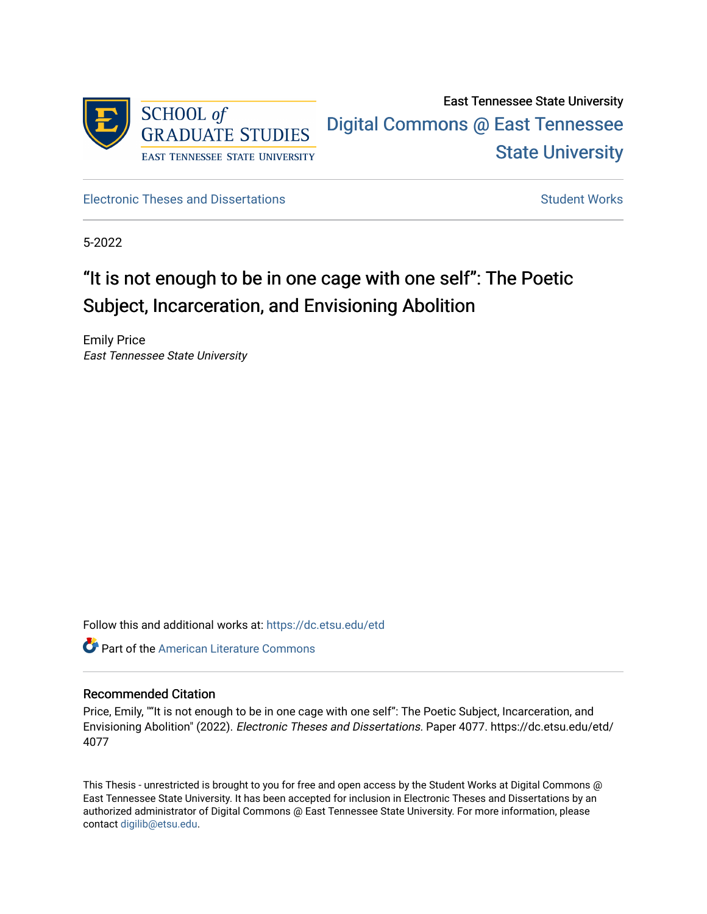East Tennessee State University

Digital Commons @ East Tennessee State University

Electronic Theses and Dissertations

Student Works

5-2022

# "It is not enough to be in one cage with one self": The Poetic Subject, Incarceration, and Envisioning Abolition

Emily Price

*East Tennessee State University*

Follow this and additional works at: https://dc.etsu.edu/etd

Part of the American Literature Commons

## Recommended Citation

Price, Emily, ""It is not enough to be in one cage with one self": The Poetic Subject, Incarceration, and Envisioning Abolition" (2022). *Electronic Theses and Dissertations.* Paper 4077. https://dc.etsu.edu/etd/4077

This Thesis - unrestricted is brought to you for free and open access by the Student Works at Digital Commons @ East Tennessee State University. It has been accepted for inclusion in Electronic Theses and Dissertations by an authorized administrator of Digital Commons @ East Tennessee State University. For more information, please contact digilib@etsu.edu.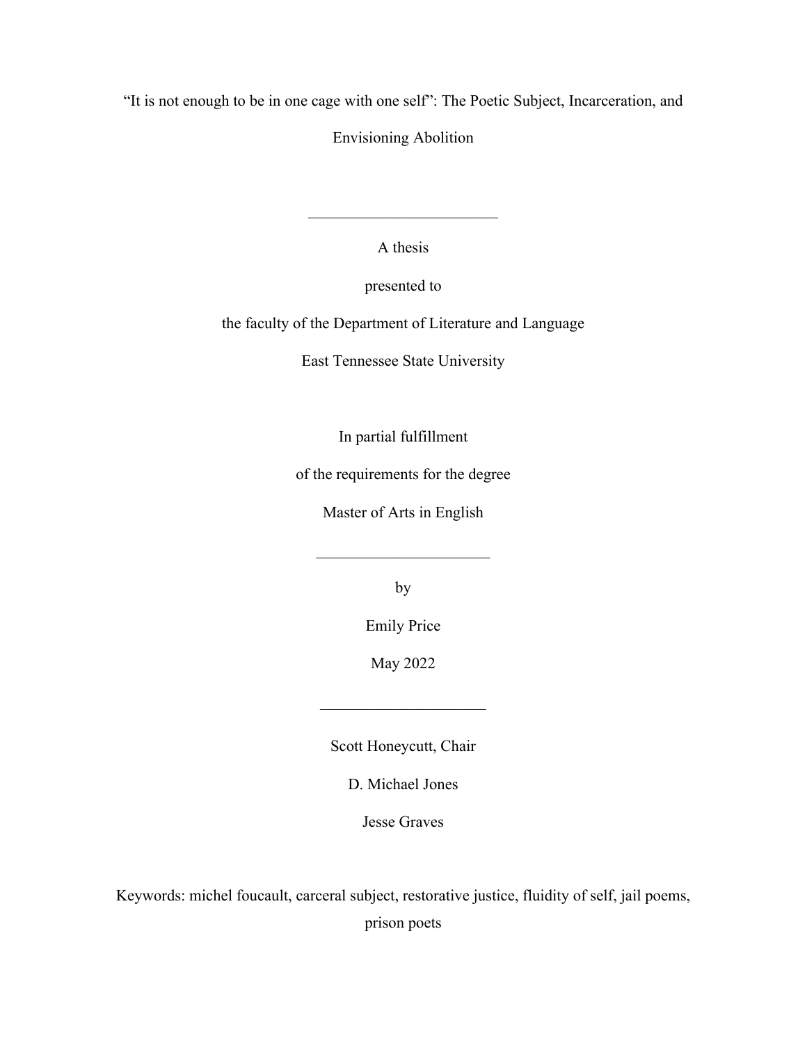# "It is not enough to be in one cage with one self": The Poetic Subject, Incarceration, and Envisioning Abolition

---

A thesis

presented to

the faculty of the Department of Literature and Language

East Tennessee State University

In partial fulfillment

of the requirements for the degree

Master of Arts in English

---

by

Emily Price

May 2022

---

Scott Honeycutt, Chair

D. Michael Jones

Jesse Graves

Keywords: michel foucault, carceral subject, restorative justice, fluidity of self, jail poems, prison poets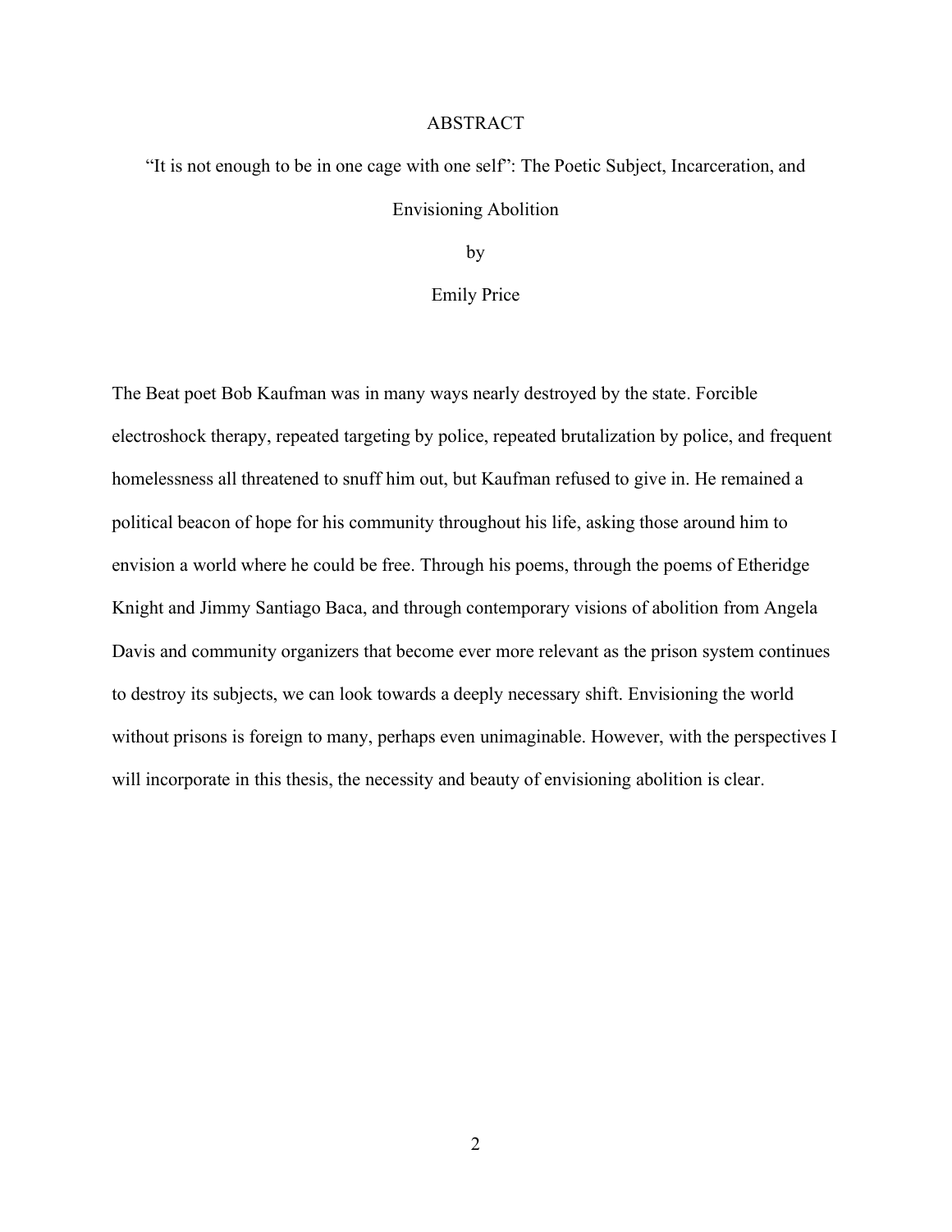# ABSTRACT

## "It is not enough to be in one cage with one self": The Poetic Subject, Incarceration, and Envisioning Abolition

by

Emily Price

The Beat poet Bob Kaufman was in many ways nearly destroyed by the state. Forcible electroshock therapy, repeated targeting by police, repeated brutalization by police, and frequent homelessness all threatened to snuff him out, but Kaufman refused to give in. He remained a political beacon of hope for his community throughout his life, asking those around him to envision a world where he could be free. Through his poems, through the poems of Etheridge Knight and Jimmy Santiago Baca, and through contemporary visions of abolition from Angela Davis and community organizers that become ever more relevant as the prison system continues to destroy its subjects, we can look towards a deeply necessary shift. Envisioning the world without prisons is foreign to many, perhaps even unimaginable. However, with the perspectives I will incorporate in this thesis, the necessity and beauty of envisioning abolition is clear.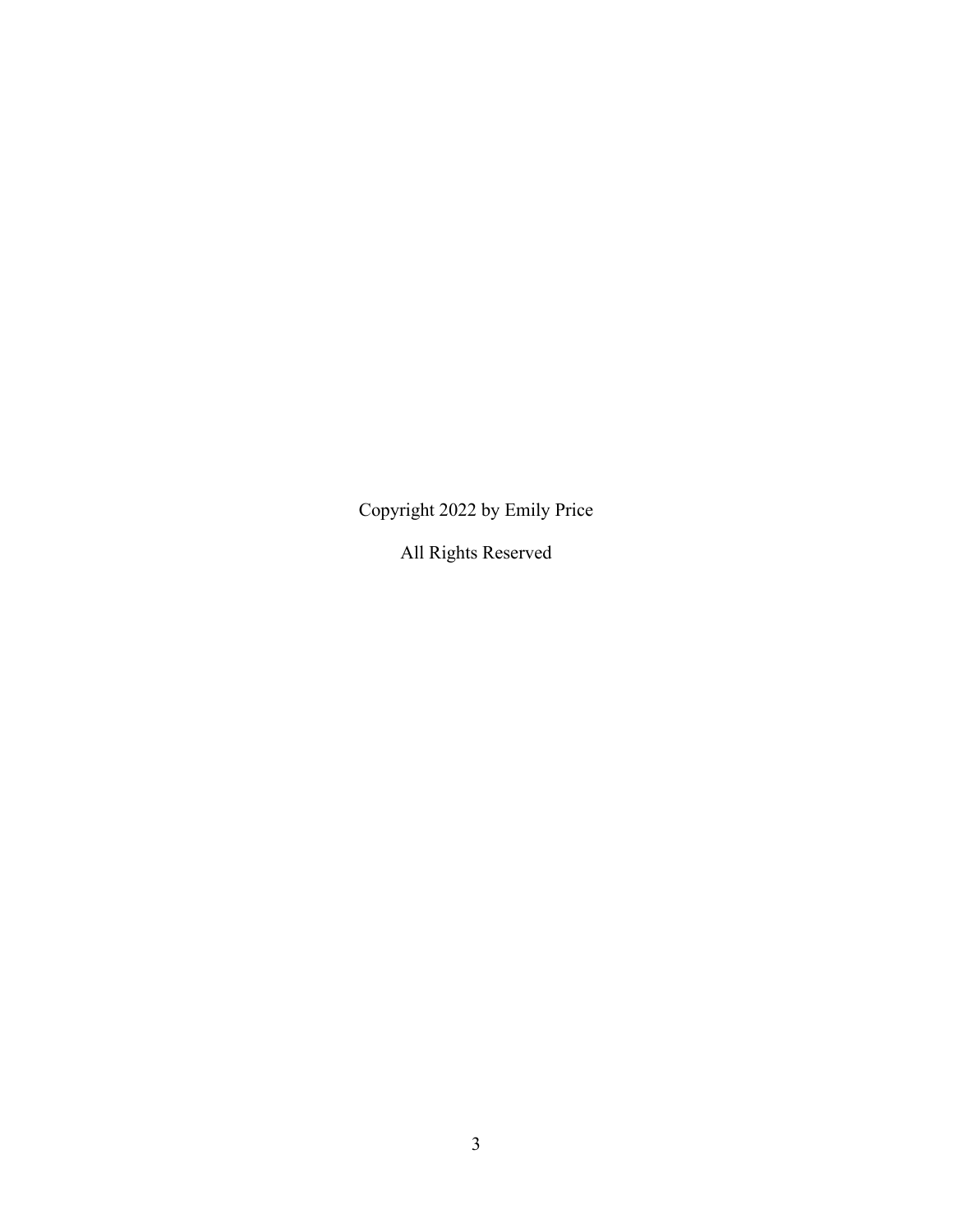Copyright 2022 by Emily Price

All Rights Reserved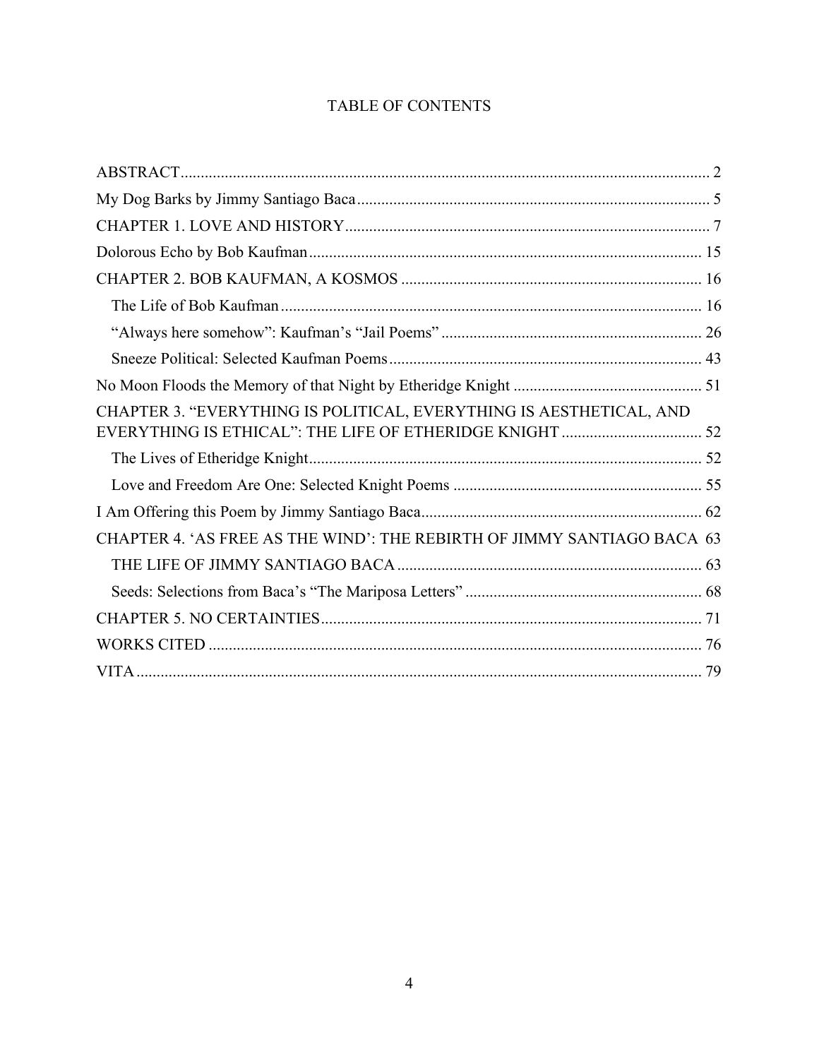# TABLE OF CONTENTS

ABSTRACT .................................................................................................................. 2

My Dog Barks by Jimmy Santiago Baca ....................................................................... 5

CHAPTER 1. LOVE AND HISTORY ........................................................................... 7

Dolorous Echo by Bob Kaufman ................................................................................. 15

CHAPTER 2. BOB KAUFMAN, A KOSMOS ........................................................... 16

- The Life of Bob Kaufman ......................................................................................... 16
- "Always here somehow": Kaufman's "Jail Poems" ................................................. 26
- Sneeze Political: Selected Kaufman Poems .............................................................. 43

No Moon Floods the Memory of that Night by Etheridge Knight ............................... 51

CHAPTER 3. "EVERYTHING IS POLITICAL, EVERYTHING IS AESTHETICAL, AND EVERYTHING IS ETHICAL": THE LIFE OF ETHERIDGE KNIGHT ................................... 52

- The Lives of Etheridge Knight .................................................................................. 52
- Love and Freedom Are One: Selected Knight Poems .............................................. 55

I Am Offering this Poem by Jimmy Santiago Baca ...................................................... 62

CHAPTER 4. 'AS FREE AS THE WIND': THE REBIRTH OF JIMMY SANTIAGO BACA 63

- THE LIFE OF JIMMY SANTIAGO BACA ............................................................ 63
- Seeds: Selections from Baca's "The Mariposa Letters" ........................................... 68

CHAPTER 5. NO CERTAINTIES ............................................................................... 71

WORKS CITED ........................................................................................................... 76

VITA ............................................................................................................................ 79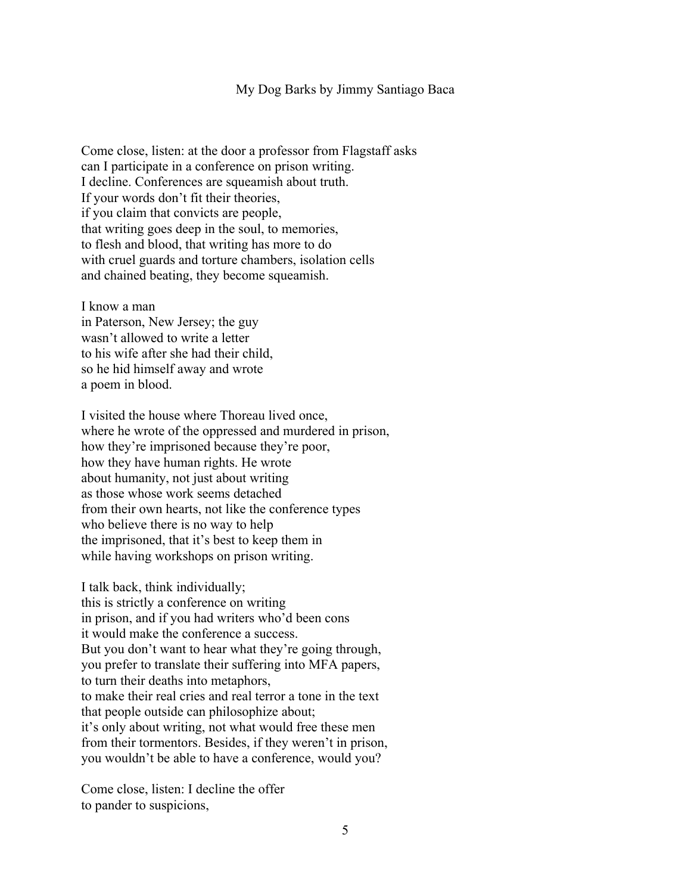My Dog Barks by Jimmy Santiago Baca

Come close, listen: at the door a professor from Flagstaff asks  
can I participate in a conference on prison writing.  
I decline. Conferences are squeamish about truth.  
If your words don't fit their theories,  
if you claim that convicts are people,  
that writing goes deep in the soul, to memories,  
to flesh and blood, that writing has more to do  
with cruel guards and torture chambers, isolation cells  
and chained beating, they become squeamish.

I know a man  
in Paterson, New Jersey; the guy  
wasn't allowed to write a letter  
to his wife after she had their child,  
so he hid himself away and wrote  
a poem in blood.

I visited the house where Thoreau lived once,  
where he wrote of the oppressed and murdered in prison,  
how they're imprisoned because they're poor,  
how they have human rights. He wrote  
about humanity, not just about writing  
as those whose work seems detached  
from their own hearts, not like the conference types  
who believe there is no way to help  
the imprisoned, that it's best to keep them in  
while having workshops on prison writing.

I talk back, think individually;  
this is strictly a conference on writing  
in prison, and if you had writers who'd been cons  
it would make the conference a success.  
But you don't want to hear what they're going through,  
you prefer to translate their suffering into MFA papers,  
to turn their deaths into metaphors,  
to make their real cries and real terror a tone in the text  
that people outside can philosophize about;  
it's only about writing, not what would free these men  
from their tormentors. Besides, if they weren't in prison,  
you wouldn't be able to have a conference, would you?

Come close, listen: I decline the offer  
to pander to suspicions,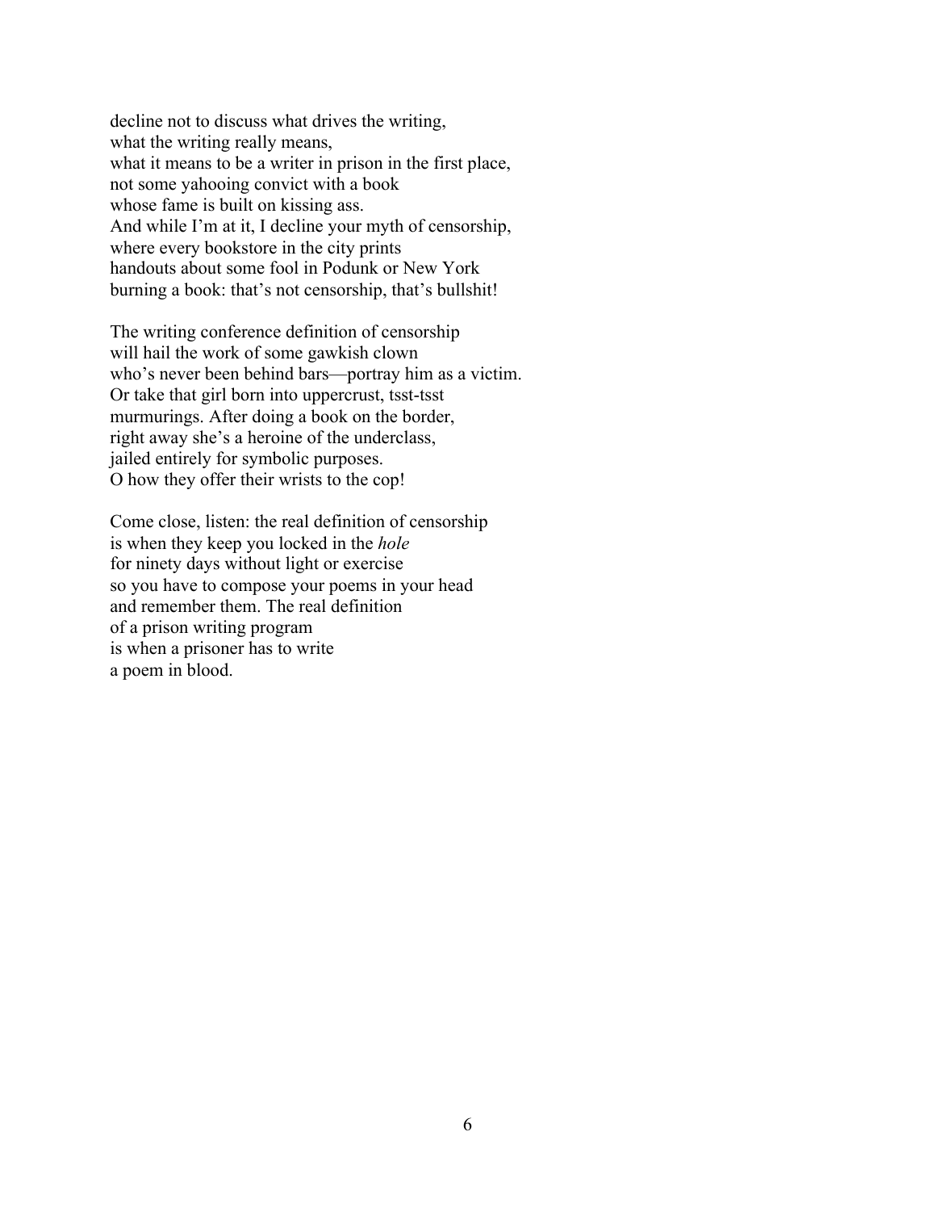decline not to discuss what drives the writing,  
what the writing really means,  
what it means to be a writer in prison in the first place,  
not some yahooing convict with a book  
whose fame is built on kissing ass.  
And while I'm at it, I decline your myth of censorship,  
where every bookstore in the city prints  
handouts about some fool in Podunk or New York  
burning a book: that's not censorship, that's bullshit!

The writing conference definition of censorship  
will hail the work of some gawkish clown  
who's never been behind bars—portray him as a victim.  
Or take that girl born into uppercrust, tsst-tsst  
murmurings. After doing a book on the border,  
right away she's a heroine of the underclass,  
jailed entirely for symbolic purposes.  
O how they offer their wrists to the cop!

Come close, listen: the real definition of censorship  
is when they keep you locked in the *hole*  
for ninety days without light or exercise  
so you have to compose your poems in your head  
and remember them. The real definition  
of a prison writing program  
is when a prisoner has to write  
a poem in blood.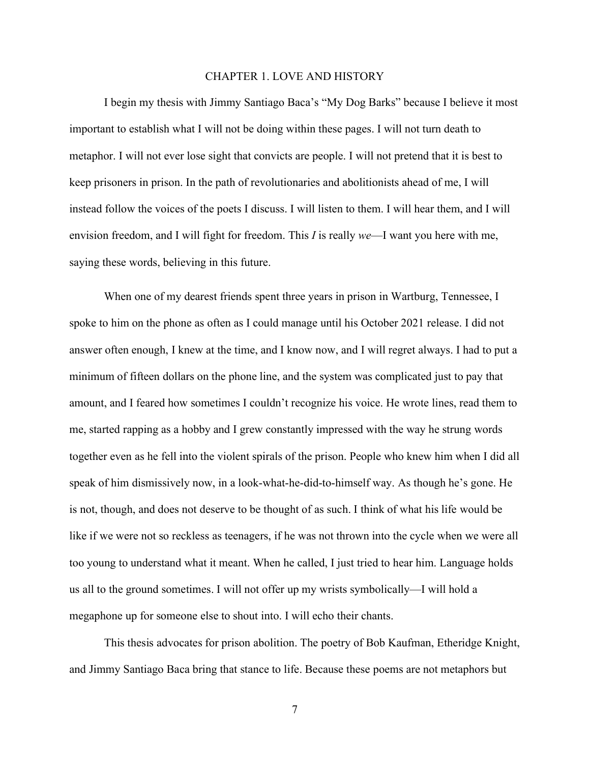# CHAPTER 1. LOVE AND HISTORY

I begin my thesis with Jimmy Santiago Baca's "My Dog Barks" because I believe it most important to establish what I will not be doing within these pages. I will not turn death to metaphor. I will not ever lose sight that convicts are people. I will not pretend that it is best to keep prisoners in prison. In the path of revolutionaries and abolitionists ahead of me, I will instead follow the voices of the poets I discuss. I will listen to them. I will hear them, and I will envision freedom, and I will fight for freedom. This *I* is really *we*—I want you here with me, saying these words, believing in this future.

When one of my dearest friends spent three years in prison in Wartburg, Tennessee, I spoke to him on the phone as often as I could manage until his October 2021 release. I did not answer often enough, I knew at the time, and I know now, and I will regret always. I had to put a minimum of fifteen dollars on the phone line, and the system was complicated just to pay that amount, and I feared how sometimes I couldn't recognize his voice. He wrote lines, read them to me, started rapping as a hobby and I grew constantly impressed with the way he strung words together even as he fell into the violent spirals of the prison. People who knew him when I did all speak of him dismissively now, in a look-what-he-did-to-himself way. As though he's gone. He is not, though, and does not deserve to be thought of as such. I think of what his life would be like if we were not so reckless as teenagers, if he was not thrown into the cycle when we were all too young to understand what it meant. When he called, I just tried to hear him. Language holds us all to the ground sometimes. I will not offer up my wrists symbolically—I will hold a megaphone up for someone else to shout into. I will echo their chants.

This thesis advocates for prison abolition. The poetry of Bob Kaufman, Etheridge Knight, and Jimmy Santiago Baca bring that stance to life. Because these poems are not metaphors but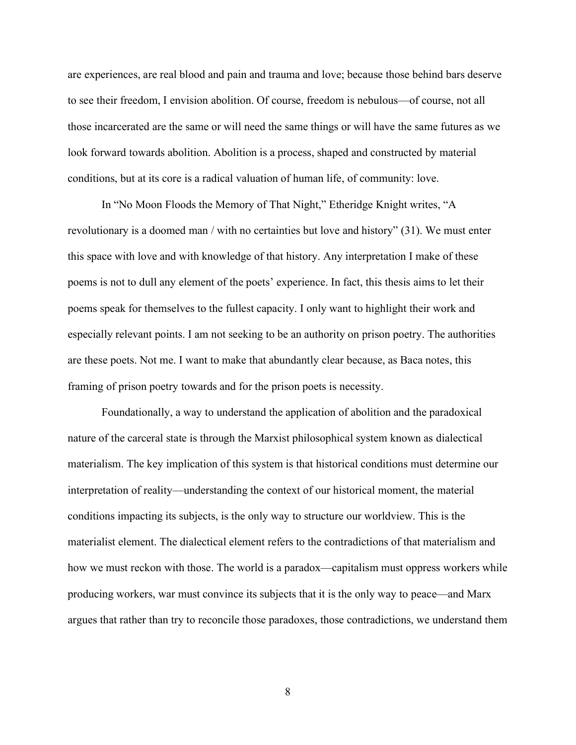are experiences, are real blood and pain and trauma and love; because those behind bars deserve to see their freedom, I envision abolition. Of course, freedom is nebulous—of course, not all those incarcerated are the same or will need the same things or will have the same futures as we look forward towards abolition. Abolition is a process, shaped and constructed by material conditions, but at its core is a radical valuation of human life, of community: love.

In "No Moon Floods the Memory of That Night," Etheridge Knight writes, "A revolutionary is a doomed man / with no certainties but love and history" (31). We must enter this space with love and with knowledge of that history. Any interpretation I make of these poems is not to dull any element of the poets' experience. In fact, this thesis aims to let their poems speak for themselves to the fullest capacity. I only want to highlight their work and especially relevant points. I am not seeking to be an authority on prison poetry. The authorities are these poets. Not me. I want to make that abundantly clear because, as Baca notes, this framing of prison poetry towards and for the prison poets is necessity.

Foundationally, a way to understand the application of abolition and the paradoxical nature of the carceral state is through the Marxist philosophical system known as dialectical materialism. The key implication of this system is that historical conditions must determine our interpretation of reality—understanding the context of our historical moment, the material conditions impacting its subjects, is the only way to structure our worldview. This is the materialist element. The dialectical element refers to the contradictions of that materialism and how we must reckon with those. The world is a paradox—capitalism must oppress workers while producing workers, war must convince its subjects that it is the only way to peace—and Marx argues that rather than try to reconcile those paradoxes, those contradictions, we understand them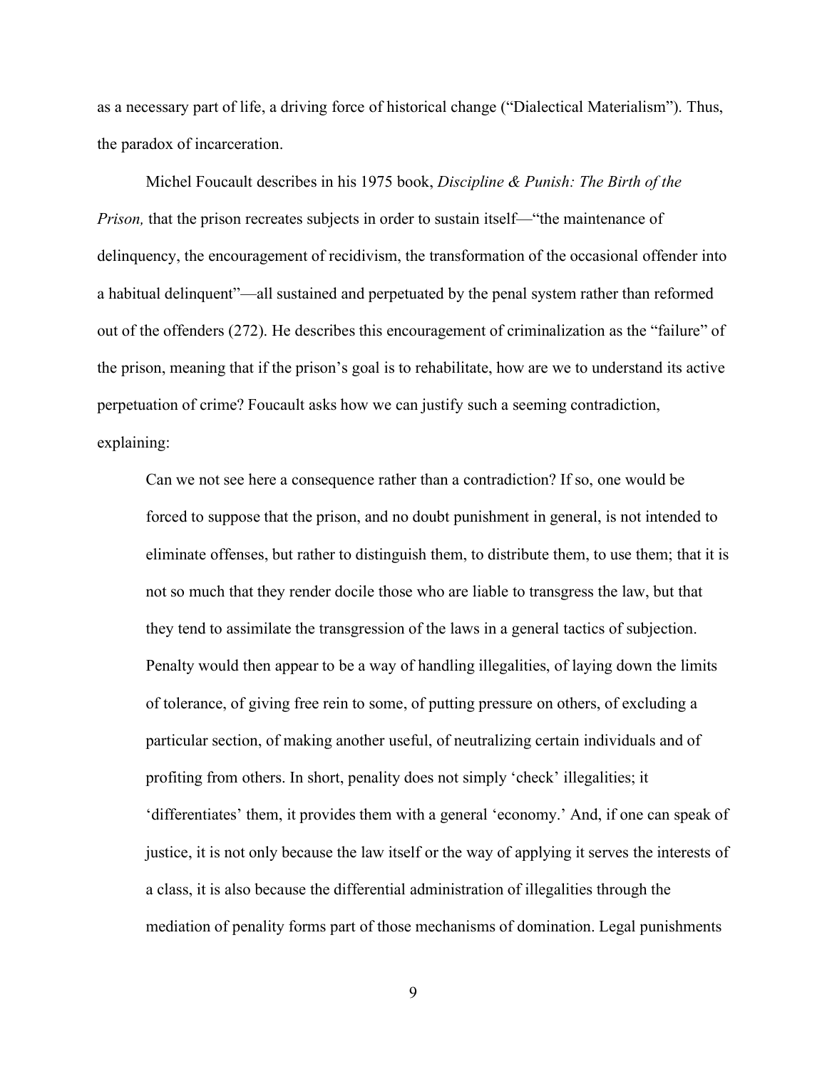as a necessary part of life, a driving force of historical change ("Dialectical Materialism"). Thus, the paradox of incarceration.

Michel Foucault describes in his 1975 book, *Discipline & Punish: The Birth of the Prison,* that the prison recreates subjects in order to sustain itself—"the maintenance of delinquency, the encouragement of recidivism, the transformation of the occasional offender into a habitual delinquent"—all sustained and perpetuated by the penal system rather than reformed out of the offenders (272). He describes this encouragement of criminalization as the "failure" of the prison, meaning that if the prison's goal is to rehabilitate, how are we to understand its active perpetuation of crime? Foucault asks how we can justify such a seeming contradiction, explaining:

> Can we not see here a consequence rather than a contradiction? If so, one would be forced to suppose that the prison, and no doubt punishment in general, is not intended to eliminate offenses, but rather to distinguish them, to distribute them, to use them; that it is not so much that they render docile those who are liable to transgress the law, but that they tend to assimilate the transgression of the laws in a general tactics of subjection. Penalty would then appear to be a way of handling illegalities, of laying down the limits of tolerance, of giving free rein to some, of putting pressure on others, of excluding a particular section, of making another useful, of neutralizing certain individuals and of profiting from others. In short, penality does not simply 'check' illegalities; it 'differentiates' them, it provides them with a general 'economy.' And, if one can speak of justice, it is not only because the law itself or the way of applying it serves the interests of a class, it is also because the differential administration of illegalities through the mediation of penality forms part of those mechanisms of domination. Legal punishments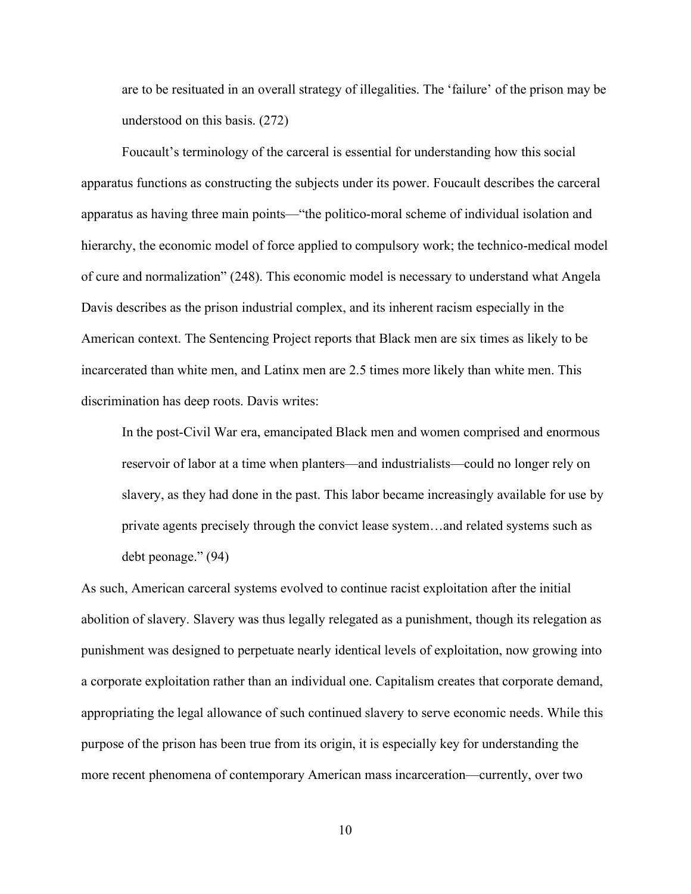are to be resituated in an overall strategy of illegalities. The 'failure' of the prison may be understood on this basis. (272)

Foucault's terminology of the carceral is essential for understanding how this social apparatus functions as constructing the subjects under its power. Foucault describes the carceral apparatus as having three main points—"the politico-moral scheme of individual isolation and hierarchy, the economic model of force applied to compulsory work; the technico-medical model of cure and normalization" (248). This economic model is necessary to understand what Angela Davis describes as the prison industrial complex, and its inherent racism especially in the American context. The Sentencing Project reports that Black men are six times as likely to be incarcerated than white men, and Latinx men are 2.5 times more likely than white men. This discrimination has deep roots. Davis writes:

> In the post-Civil War era, emancipated Black men and women comprised and enormous reservoir of labor at a time when planters—and industrialists—could no longer rely on slavery, as they had done in the past. This labor became increasingly available for use by private agents precisely through the convict lease system…and related systems such as debt peonage." (94)

As such, American carceral systems evolved to continue racist exploitation after the initial abolition of slavery. Slavery was thus legally relegated as a punishment, though its relegation as punishment was designed to perpetuate nearly identical levels of exploitation, now growing into a corporate exploitation rather than an individual one. Capitalism creates that corporate demand, appropriating the legal allowance of such continued slavery to serve economic needs. While this purpose of the prison has been true from its origin, it is especially key for understanding the more recent phenomena of contemporary American mass incarceration—currently, over two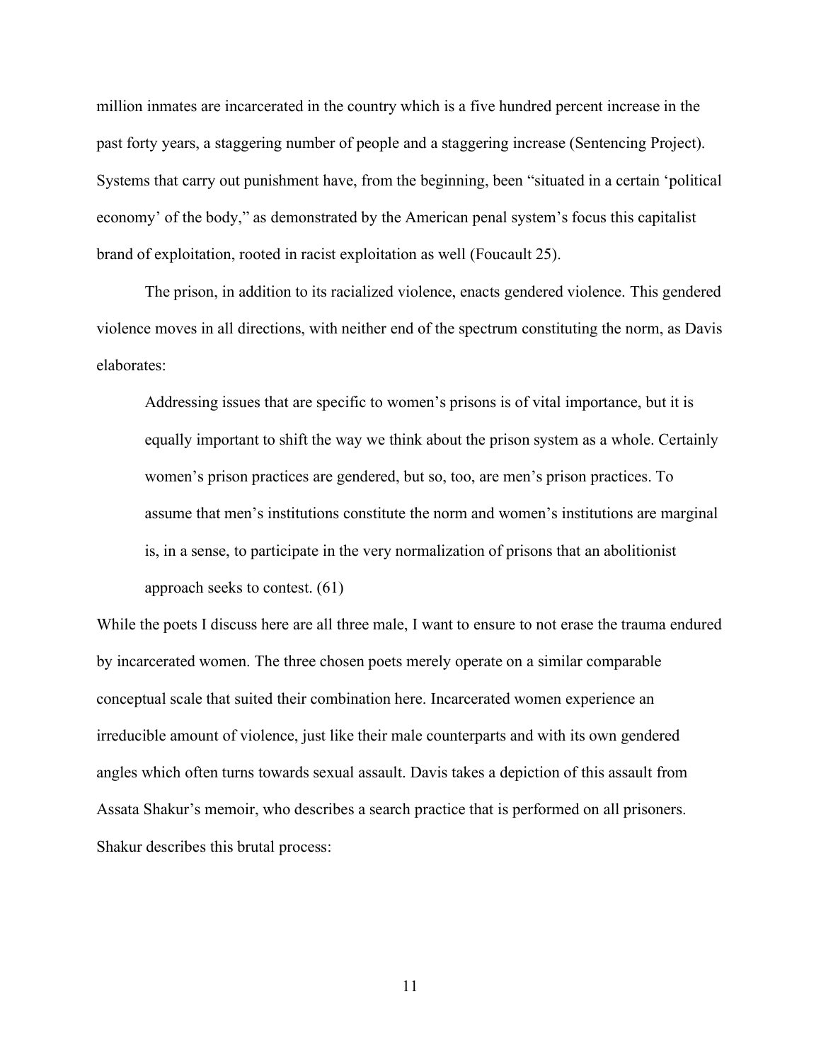million inmates are incarcerated in the country which is a five hundred percent increase in the past forty years, a staggering number of people and a staggering increase (Sentencing Project). Systems that carry out punishment have, from the beginning, been "situated in a certain 'political economy' of the body," as demonstrated by the American penal system's focus this capitalist brand of exploitation, rooted in racist exploitation as well (Foucault 25).

The prison, in addition to its racialized violence, enacts gendered violence. This gendered violence moves in all directions, with neither end of the spectrum constituting the norm, as Davis elaborates:

> Addressing issues that are specific to women's prisons is of vital importance, but it is equally important to shift the way we think about the prison system as a whole. Certainly women's prison practices are gendered, but so, too, are men's prison practices. To assume that men's institutions constitute the norm and women's institutions are marginal is, in a sense, to participate in the very normalization of prisons that an abolitionist approach seeks to contest. (61)

While the poets I discuss here are all three male, I want to ensure to not erase the trauma endured by incarcerated women. The three chosen poets merely operate on a similar comparable conceptual scale that suited their combination here. Incarcerated women experience an irreducible amount of violence, just like their male counterparts and with its own gendered angles which often turns towards sexual assault. Davis takes a depiction of this assault from Assata Shakur's memoir, who describes a search practice that is performed on all prisoners. Shakur describes this brutal process: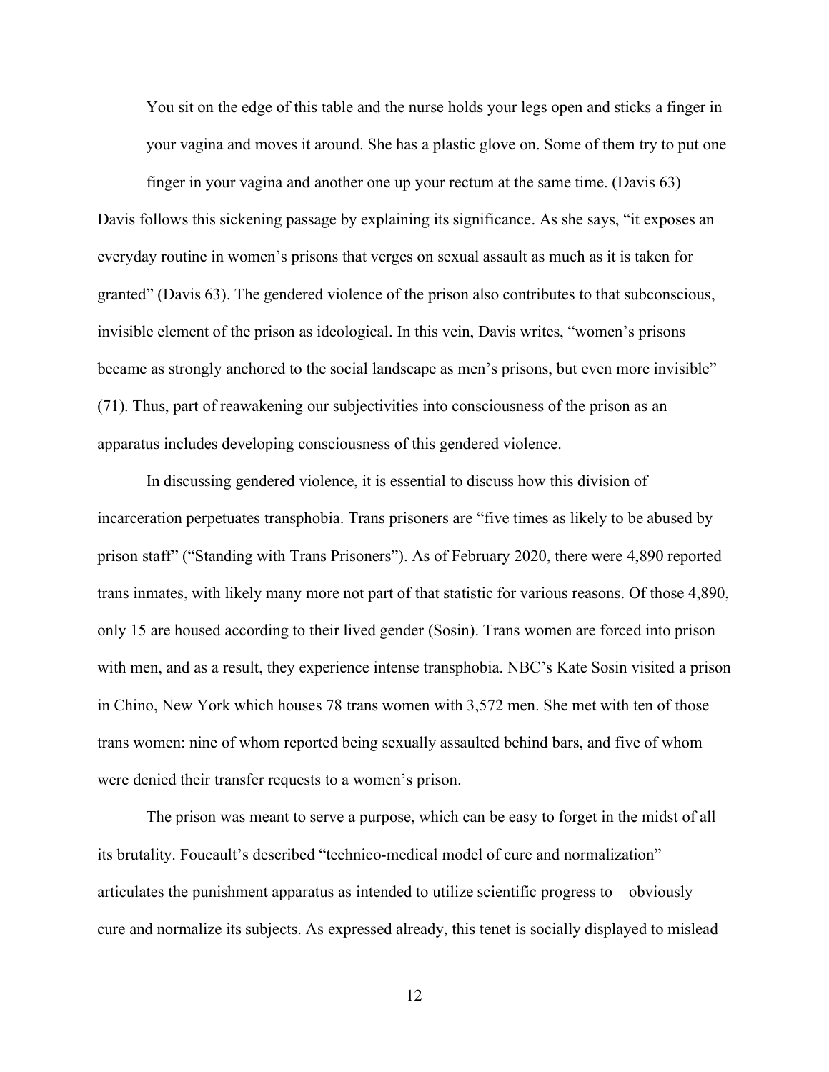> You sit on the edge of this table and the nurse holds your legs open and sticks a finger in your vagina and moves it around. She has a plastic glove on. Some of them try to put one finger in your vagina and another one up your rectum at the same time. (Davis 63)

Davis follows this sickening passage by explaining its significance. As she says, "it exposes an everyday routine in women's prisons that verges on sexual assault as much as it is taken for granted" (Davis 63). The gendered violence of the prison also contributes to that subconscious, invisible element of the prison as ideological. In this vein, Davis writes, "women's prisons became as strongly anchored to the social landscape as men's prisons, but even more invisible" (71). Thus, part of reawakening our subjectivities into consciousness of the prison as an apparatus includes developing consciousness of this gendered violence.

In discussing gendered violence, it is essential to discuss how this division of incarceration perpetuates transphobia. Trans prisoners are "five times as likely to be abused by prison staff" ("Standing with Trans Prisoners"). As of February 2020, there were 4,890 reported trans inmates, with likely many more not part of that statistic for various reasons. Of those 4,890, only 15 are housed according to their lived gender (Sosin). Trans women are forced into prison with men, and as a result, they experience intense transphobia. NBC's Kate Sosin visited a prison in Chino, New York which houses 78 trans women with 3,572 men. She met with ten of those trans women: nine of whom reported being sexually assaulted behind bars, and five of whom were denied their transfer requests to a women's prison.

The prison was meant to serve a purpose, which can be easy to forget in the midst of all its brutality. Foucault's described "technico-medical model of cure and normalization" articulates the punishment apparatus as intended to utilize scientific progress to—obviously—cure and normalize its subjects. As expressed already, this tenet is socially displayed to mislead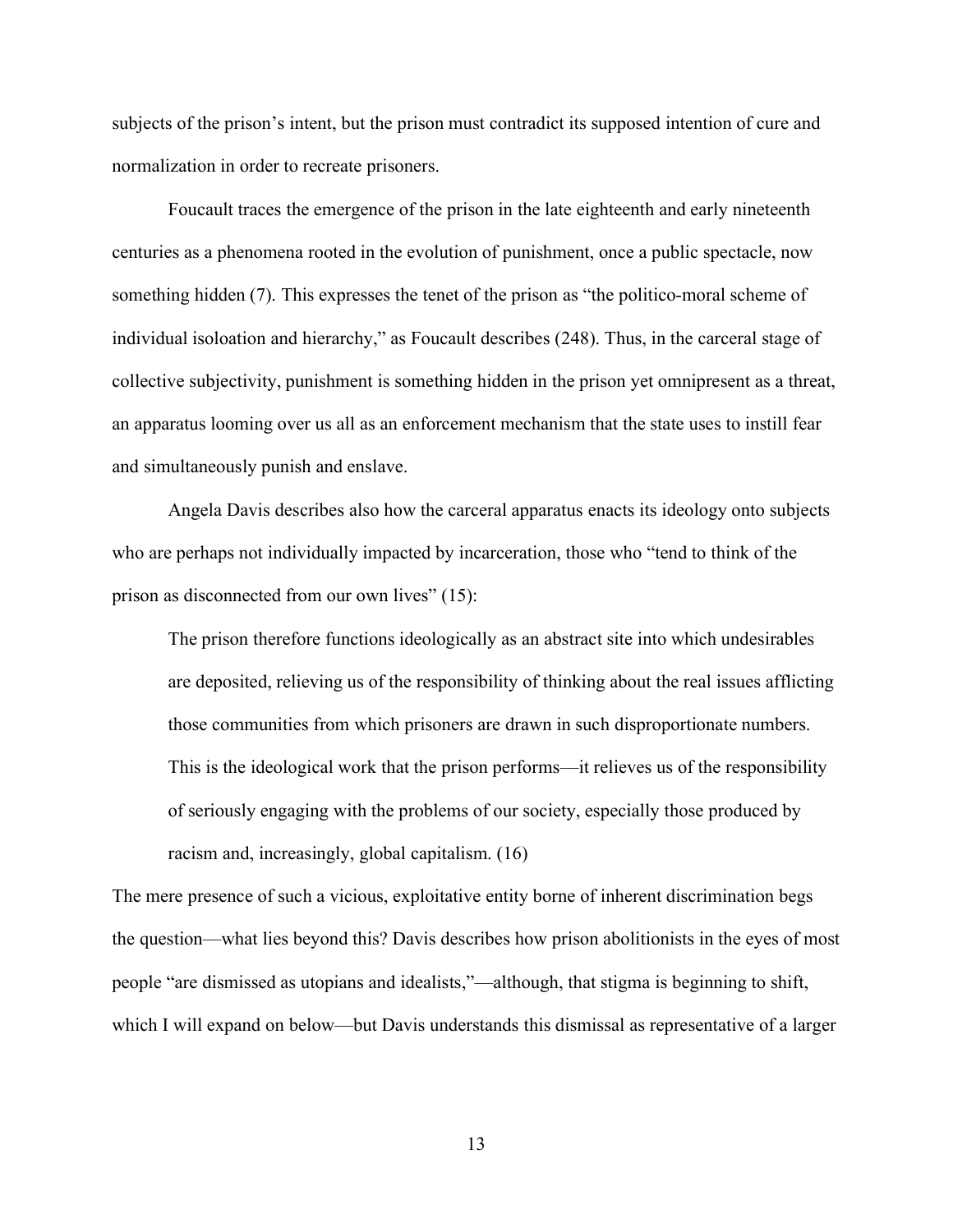subjects of the prison's intent, but the prison must contradict its supposed intention of cure and normalization in order to recreate prisoners.

Foucault traces the emergence of the prison in the late eighteenth and early nineteenth centuries as a phenomena rooted in the evolution of punishment, once a public spectacle, now something hidden (7). This expresses the tenet of the prison as "the politico-moral scheme of individual isoloation and hierarchy," as Foucault describes (248). Thus, in the carceral stage of collective subjectivity, punishment is something hidden in the prison yet omnipresent as a threat, an apparatus looming over us all as an enforcement mechanism that the state uses to instill fear and simultaneously punish and enslave.

Angela Davis describes also how the carceral apparatus enacts its ideology onto subjects who are perhaps not individually impacted by incarceration, those who "tend to think of the prison as disconnected from our own lives" (15):

> The prison therefore functions ideologically as an abstract site into which undesirables are deposited, relieving us of the responsibility of thinking about the real issues afflicting those communities from which prisoners are drawn in such disproportionate numbers. This is the ideological work that the prison performs—it relieves us of the responsibility of seriously engaging with the problems of our society, especially those produced by racism and, increasingly, global capitalism. (16)

The mere presence of such a vicious, exploitative entity borne of inherent discrimination begs the question—what lies beyond this? Davis describes how prison abolitionists in the eyes of most people "are dismissed as utopians and idealists,"—although, that stigma is beginning to shift, which I will expand on below—but Davis understands this dismissal as representative of a larger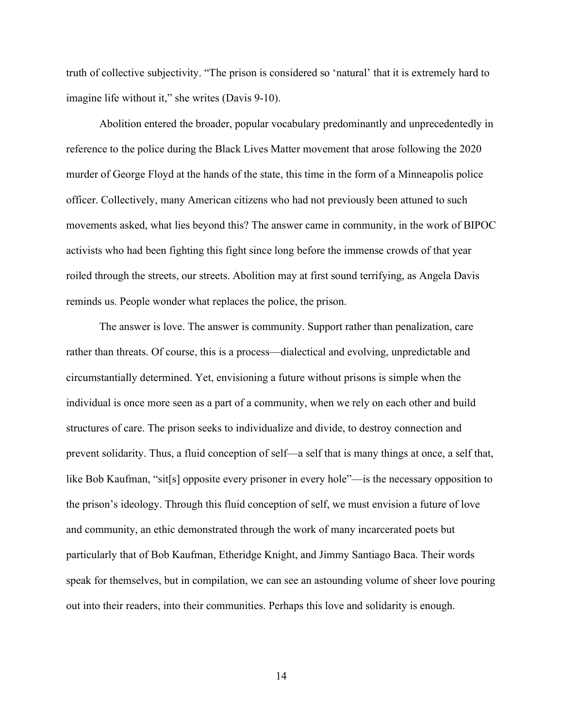truth of collective subjectivity. "The prison is considered so 'natural' that it is extremely hard to imagine life without it," she writes (Davis 9-10).

Abolition entered the broader, popular vocabulary predominantly and unprecedentedly in reference to the police during the Black Lives Matter movement that arose following the 2020 murder of George Floyd at the hands of the state, this time in the form of a Minneapolis police officer. Collectively, many American citizens who had not previously been attuned to such movements asked, what lies beyond this? The answer came in community, in the work of BIPOC activists who had been fighting this fight since long before the immense crowds of that year roiled through the streets, our streets. Abolition may at first sound terrifying, as Angela Davis reminds us. People wonder what replaces the police, the prison.

The answer is love. The answer is community. Support rather than penalization, care rather than threats. Of course, this is a process—dialectical and evolving, unpredictable and circumstantially determined. Yet, envisioning a future without prisons is simple when the individual is once more seen as a part of a community, when we rely on each other and build structures of care. The prison seeks to individualize and divide, to destroy connection and prevent solidarity. Thus, a fluid conception of self—a self that is many things at once, a self that, like Bob Kaufman, "sit[s] opposite every prisoner in every hole"—is the necessary opposition to the prison's ideology. Through this fluid conception of self, we must envision a future of love and community, an ethic demonstrated through the work of many incarcerated poets but particularly that of Bob Kaufman, Etheridge Knight, and Jimmy Santiago Baca. Their words speak for themselves, but in compilation, we can see an astounding volume of sheer love pouring out into their readers, into their communities. Perhaps this love and solidarity is enough.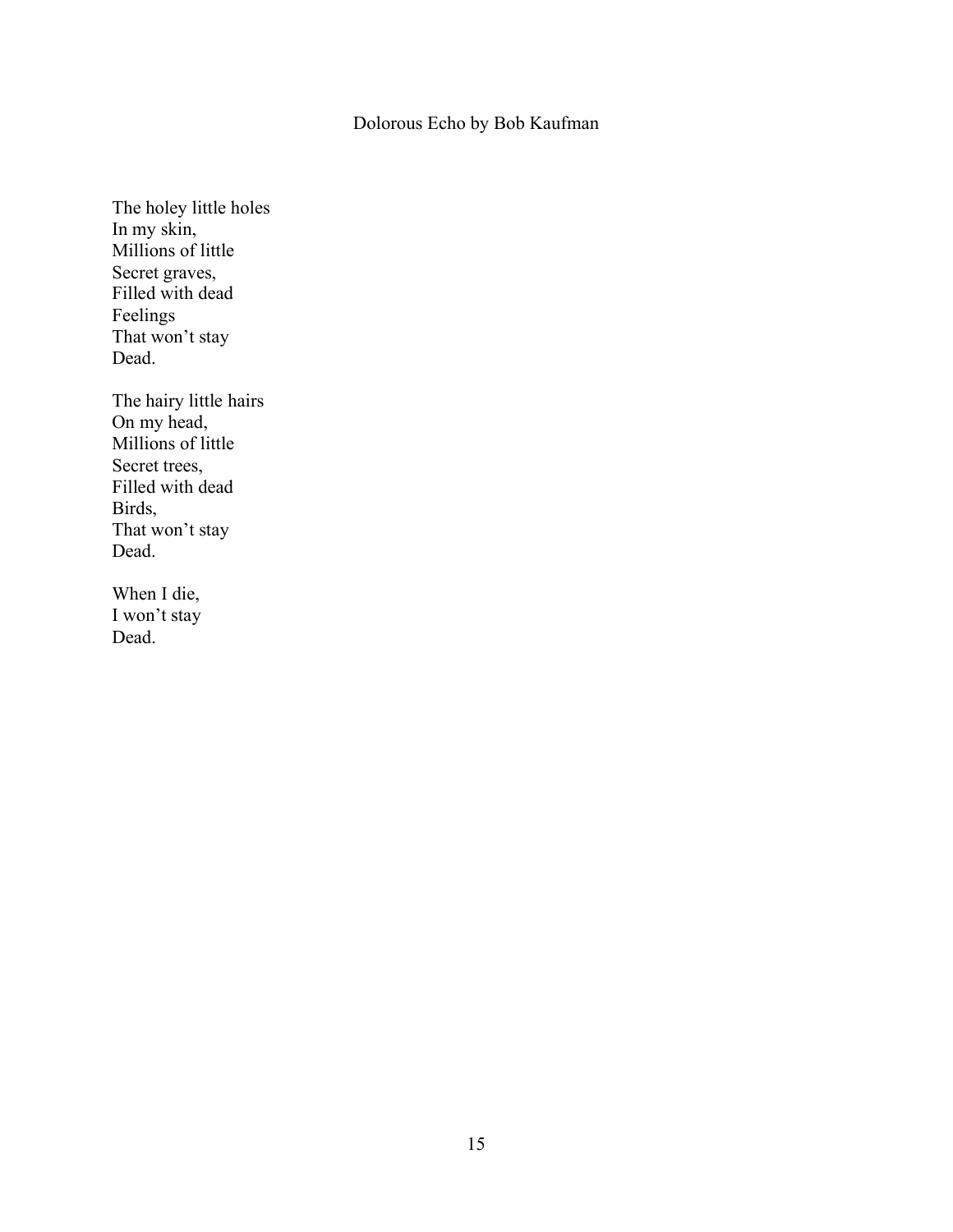## Dolorous Echo by Bob Kaufman

The holey little holes  
In my skin,  
Millions of little  
Secret graves,  
Filled with dead  
Feelings  
That won't stay  
Dead.

The hairy little hairs  
On my head,  
Millions of little  
Secret trees,  
Filled with dead  
Birds,  
That won't stay  
Dead.

When I die,  
I won't stay  
Dead.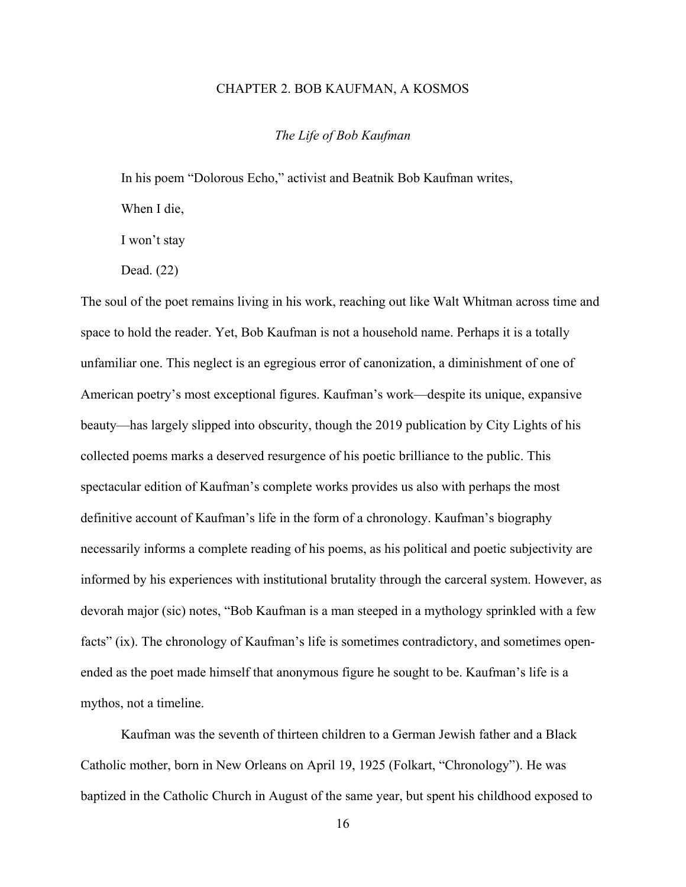# CHAPTER 2. BOB KAUFMAN, A KOSMOS

## *The Life of Bob Kaufman*

In his poem "Dolorous Echo," activist and Beatnik Bob Kaufman writes,

When I die,

I won't stay

Dead. (22)

The soul of the poet remains living in his work, reaching out like Walt Whitman across time and space to hold the reader. Yet, Bob Kaufman is not a household name. Perhaps it is a totally unfamiliar one. This neglect is an egregious error of canonization, a diminishment of one of American poetry's most exceptional figures. Kaufman's work—despite its unique, expansive beauty—has largely slipped into obscurity, though the 2019 publication by City Lights of his collected poems marks a deserved resurgence of his poetic brilliance to the public. This spectacular edition of Kaufman's complete works provides us also with perhaps the most definitive account of Kaufman's life in the form of a chronology. Kaufman's biography necessarily informs a complete reading of his poems, as his political and poetic subjectivity are informed by his experiences with institutional brutality through the carceral system. However, as devorah major (sic) notes, "Bob Kaufman is a man steeped in a mythology sprinkled with a few facts" (ix). The chronology of Kaufman's life is sometimes contradictory, and sometimes open-ended as the poet made himself that anonymous figure he sought to be. Kaufman's life is a mythos, not a timeline.

Kaufman was the seventh of thirteen children to a German Jewish father and a Black Catholic mother, born in New Orleans on April 19, 1925 (Folkart, "Chronology"). He was baptized in the Catholic Church in August of the same year, but spent his childhood exposed to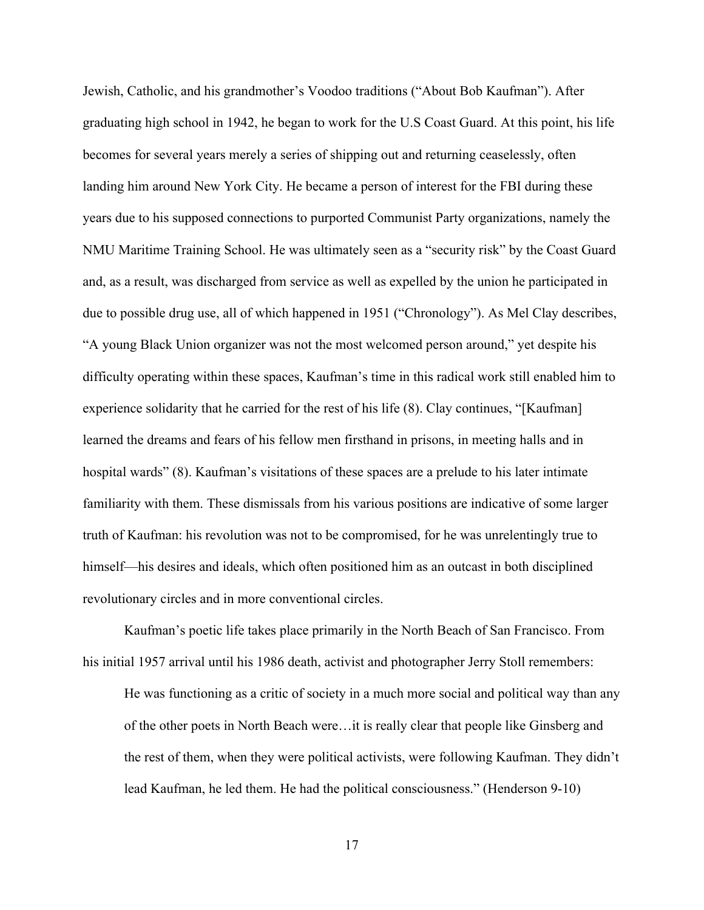Jewish, Catholic, and his grandmother's Voodoo traditions ("About Bob Kaufman"). After graduating high school in 1942, he began to work for the U.S Coast Guard. At this point, his life becomes for several years merely a series of shipping out and returning ceaselessly, often landing him around New York City. He became a person of interest for the FBI during these years due to his supposed connections to purported Communist Party organizations, namely the NMU Maritime Training School. He was ultimately seen as a "security risk" by the Coast Guard and, as a result, was discharged from service as well as expelled by the union he participated in due to possible drug use, all of which happened in 1951 ("Chronology"). As Mel Clay describes, "A young Black Union organizer was not the most welcomed person around," yet despite his difficulty operating within these spaces, Kaufman's time in this radical work still enabled him to experience solidarity that he carried for the rest of his life (8). Clay continues, "[Kaufman] learned the dreams and fears of his fellow men firsthand in prisons, in meeting halls and in hospital wards" (8). Kaufman's visitations of these spaces are a prelude to his later intimate familiarity with them. These dismissals from his various positions are indicative of some larger truth of Kaufman: his revolution was not to be compromised, for he was unrelentingly true to himself—his desires and ideals, which often positioned him as an outcast in both disciplined revolutionary circles and in more conventional circles.

Kaufman's poetic life takes place primarily in the North Beach of San Francisco. From his initial 1957 arrival until his 1986 death, activist and photographer Jerry Stoll remembers:

> He was functioning as a critic of society in a much more social and political way than any of the other poets in North Beach were…it is really clear that people like Ginsberg and the rest of them, when they were political activists, were following Kaufman. They didn't lead Kaufman, he led them. He had the political consciousness." (Henderson 9-10)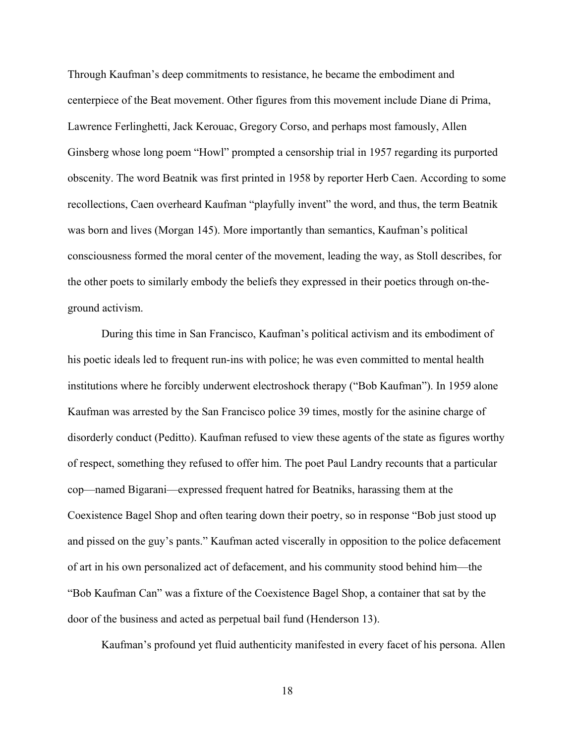Through Kaufman's deep commitments to resistance, he became the embodiment and centerpiece of the Beat movement. Other figures from this movement include Diane di Prima, Lawrence Ferlinghetti, Jack Kerouac, Gregory Corso, and perhaps most famously, Allen Ginsberg whose long poem "Howl" prompted a censorship trial in 1957 regarding its purported obscenity. The word Beatnik was first printed in 1958 by reporter Herb Caen. According to some recollections, Caen overheard Kaufman "playfully invent" the word, and thus, the term Beatnik was born and lives (Morgan 145). More importantly than semantics, Kaufman's political consciousness formed the moral center of the movement, leading the way, as Stoll describes, for the other poets to similarly embody the beliefs they expressed in their poetics through on-the-ground activism.

During this time in San Francisco, Kaufman's political activism and its embodiment of his poetic ideals led to frequent run-ins with police; he was even committed to mental health institutions where he forcibly underwent electroshock therapy ("Bob Kaufman"). In 1959 alone Kaufman was arrested by the San Francisco police 39 times, mostly for the asinine charge of disorderly conduct (Peditto). Kaufman refused to view these agents of the state as figures worthy of respect, something they refused to offer him. The poet Paul Landry recounts that a particular cop—named Bigarani—expressed frequent hatred for Beatniks, harassing them at the Coexistence Bagel Shop and often tearing down their poetry, so in response "Bob just stood up and pissed on the guy's pants." Kaufman acted viscerally in opposition to the police defacement of art in his own personalized act of defacement, and his community stood behind him—the "Bob Kaufman Can" was a fixture of the Coexistence Bagel Shop, a container that sat by the door of the business and acted as perpetual bail fund (Henderson 13).

Kaufman's profound yet fluid authenticity manifested in every facet of his persona. Allen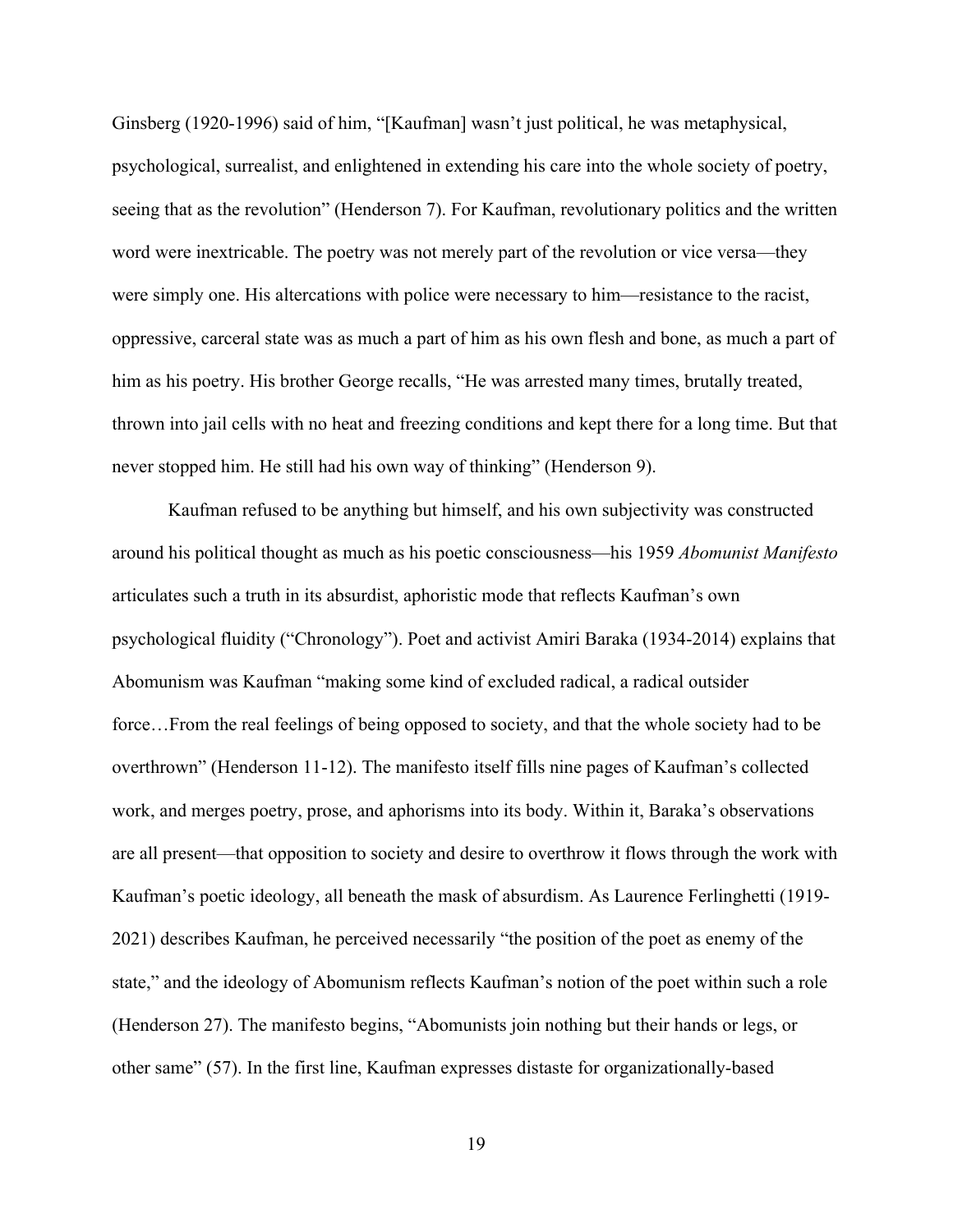Ginsberg (1920-1996) said of him, "[Kaufman] wasn't just political, he was metaphysical, psychological, surrealist, and enlightened in extending his care into the whole society of poetry, seeing that as the revolution" (Henderson 7). For Kaufman, revolutionary politics and the written word were inextricable. The poetry was not merely part of the revolution or vice versa—they were simply one. His altercations with police were necessary to him—resistance to the racist, oppressive, carceral state was as much a part of him as his own flesh and bone, as much a part of him as his poetry. His brother George recalls, "He was arrested many times, brutally treated, thrown into jail cells with no heat and freezing conditions and kept there for a long time. But that never stopped him. He still had his own way of thinking" (Henderson 9).

Kaufman refused to be anything but himself, and his own subjectivity was constructed around his political thought as much as his poetic consciousness—his 1959 *Abomunist Manifesto* articulates such a truth in its absurdist, aphoristic mode that reflects Kaufman's own psychological fluidity ("Chronology"). Poet and activist Amiri Baraka (1934-2014) explains that Abomunism was Kaufman "making some kind of excluded radical, a radical outsider force…From the real feelings of being opposed to society, and that the whole society had to be overthrown" (Henderson 11-12). The manifesto itself fills nine pages of Kaufman's collected work, and merges poetry, prose, and aphorisms into its body. Within it, Baraka's observations are all present—that opposition to society and desire to overthrow it flows through the work with Kaufman's poetic ideology, all beneath the mask of absurdism. As Laurence Ferlinghetti (1919-2021) describes Kaufman, he perceived necessarily "the position of the poet as enemy of the state," and the ideology of Abomunism reflects Kaufman's notion of the poet within such a role (Henderson 27). The manifesto begins, "Abomunists join nothing but their hands or legs, or other same" (57). In the first line, Kaufman expresses distaste for organizationally-based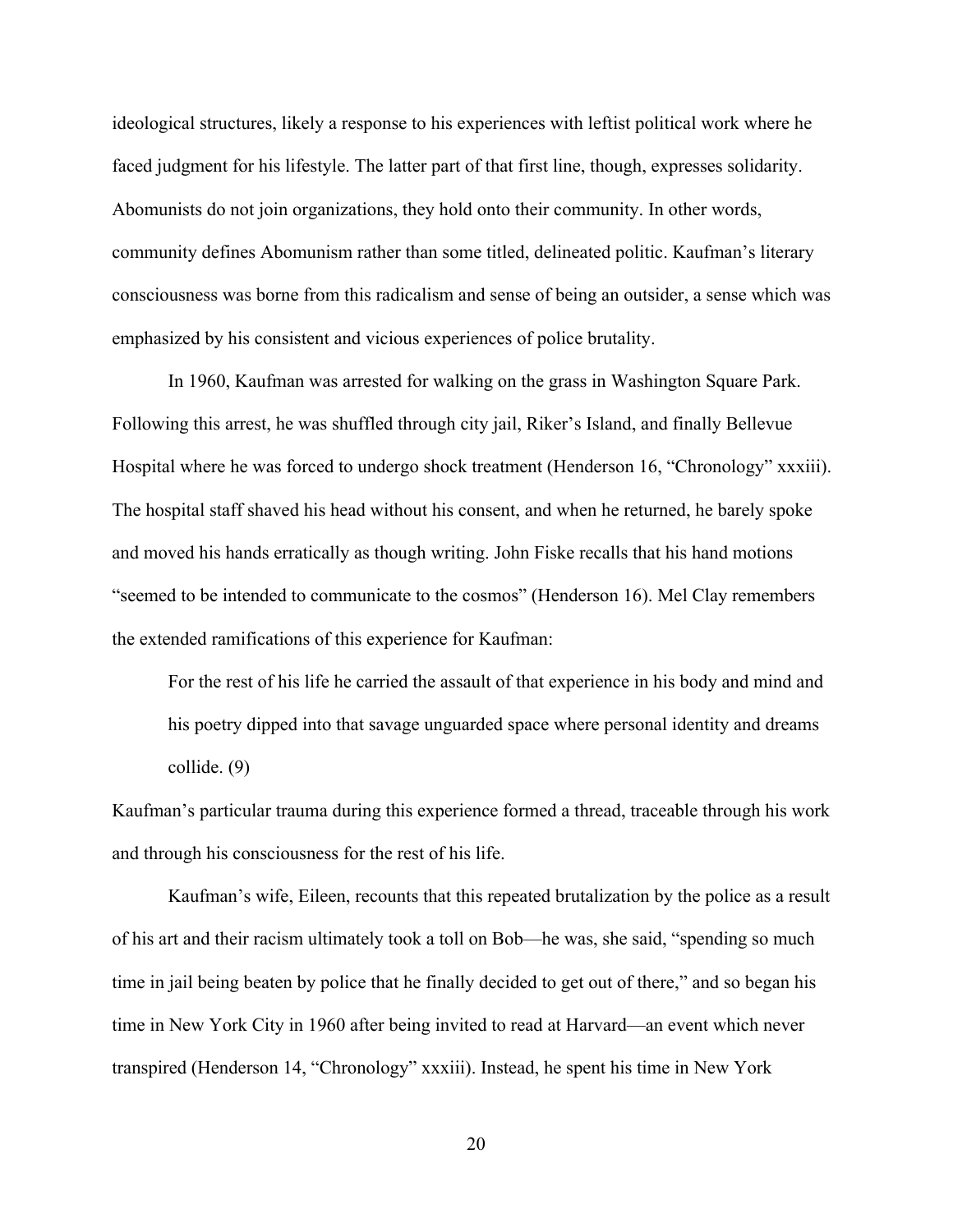ideological structures, likely a response to his experiences with leftist political work where he faced judgment for his lifestyle. The latter part of that first line, though, expresses solidarity. Abomunists do not join organizations, they hold onto their community. In other words, community defines Abomunism rather than some titled, delineated politic. Kaufman's literary consciousness was borne from this radicalism and sense of being an outsider, a sense which was emphasized by his consistent and vicious experiences of police brutality.

In 1960, Kaufman was arrested for walking on the grass in Washington Square Park. Following this arrest, he was shuffled through city jail, Riker's Island, and finally Bellevue Hospital where he was forced to undergo shock treatment (Henderson 16, "Chronology" xxxiii). The hospital staff shaved his head without his consent, and when he returned, he barely spoke and moved his hands erratically as though writing. John Fiske recalls that his hand motions "seemed to be intended to communicate to the cosmos" (Henderson 16). Mel Clay remembers the extended ramifications of this experience for Kaufman:

> For the rest of his life he carried the assault of that experience in his body and mind and his poetry dipped into that savage unguarded space where personal identity and dreams collide. (9)

Kaufman's particular trauma during this experience formed a thread, traceable through his work and through his consciousness for the rest of his life.

Kaufman's wife, Eileen, recounts that this repeated brutalization by the police as a result of his art and their racism ultimately took a toll on Bob—he was, she said, "spending so much time in jail being beaten by police that he finally decided to get out of there," and so began his time in New York City in 1960 after being invited to read at Harvard—an event which never transpired (Henderson 14, "Chronology" xxxiii). Instead, he spent his time in New York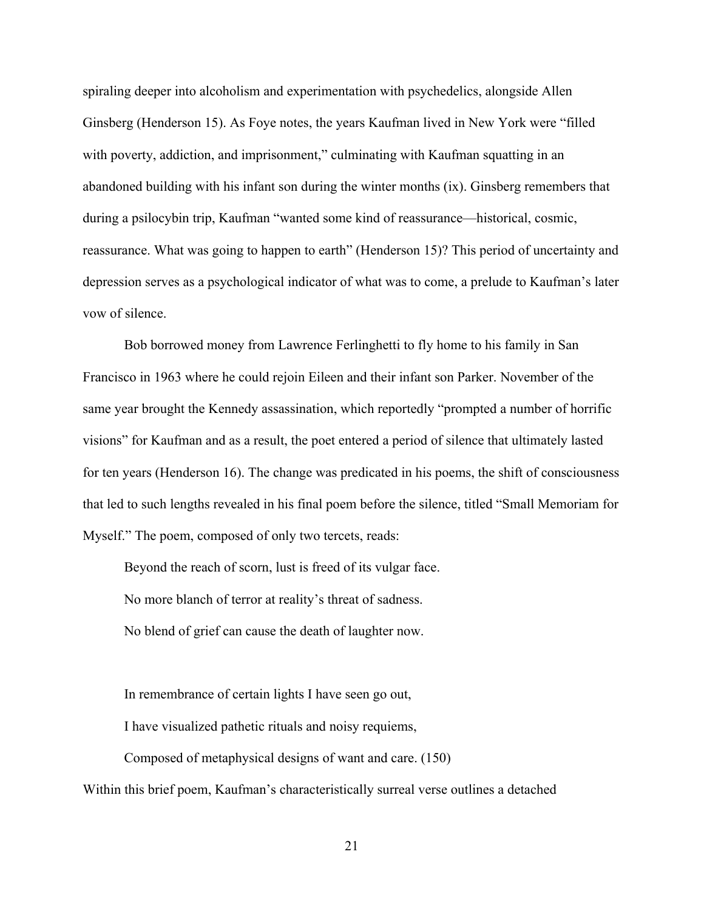spiraling deeper into alcoholism and experimentation with psychedelics, alongside Allen Ginsberg (Henderson 15). As Foye notes, the years Kaufman lived in New York were "filled with poverty, addiction, and imprisonment," culminating with Kaufman squatting in an abandoned building with his infant son during the winter months (ix). Ginsberg remembers that during a psilocybin trip, Kaufman "wanted some kind of reassurance—historical, cosmic, reassurance. What was going to happen to earth" (Henderson 15)? This period of uncertainty and depression serves as a psychological indicator of what was to come, a prelude to Kaufman's later vow of silence.

Bob borrowed money from Lawrence Ferlinghetti to fly home to his family in San Francisco in 1963 where he could rejoin Eileen and their infant son Parker. November of the same year brought the Kennedy assassination, which reportedly "prompted a number of horrific visions" for Kaufman and as a result, the poet entered a period of silence that ultimately lasted for ten years (Henderson 16). The change was predicated in his poems, the shift of consciousness that led to such lengths revealed in his final poem before the silence, titled "Small Memoriam for Myself." The poem, composed of only two tercets, reads:

> Beyond the reach of scorn, lust is freed of its vulgar face.
> No more blanch of terror at reality's threat of sadness.
> No blend of grief can cause the death of laughter now.
>
> In remembrance of certain lights I have seen go out,
> I have visualized pathetic rituals and noisy requiems,
> Composed of metaphysical designs of want and care. (150)

Within this brief poem, Kaufman's characteristically surreal verse outlines a detached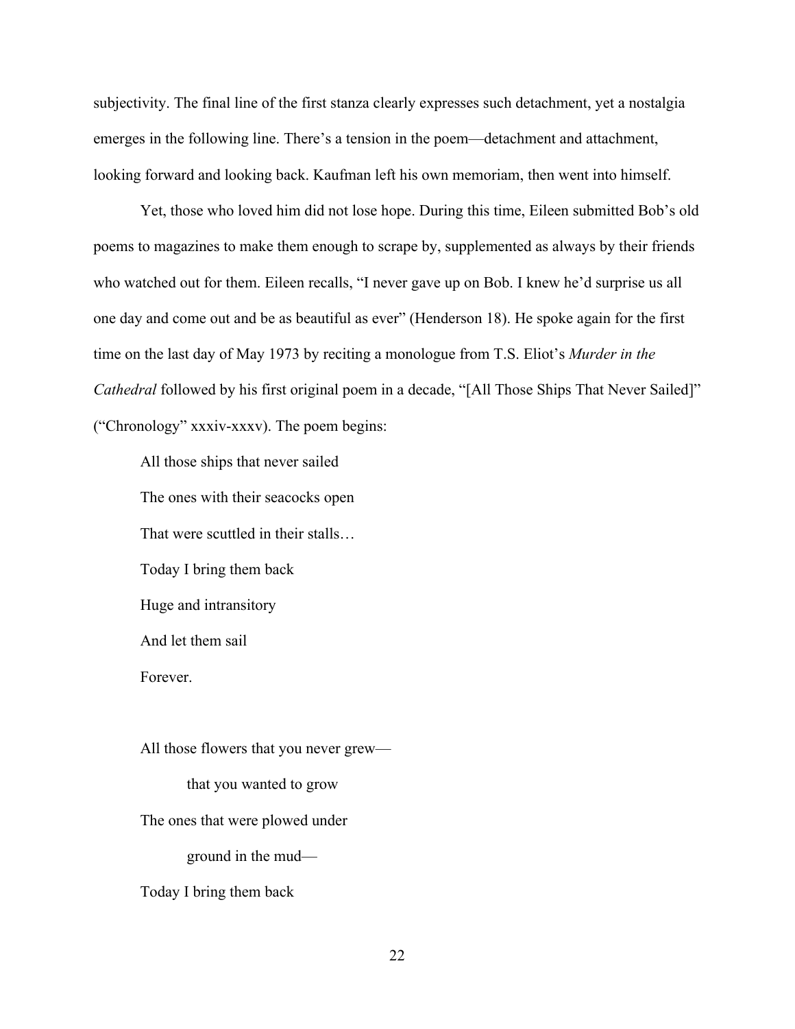subjectivity. The final line of the first stanza clearly expresses such detachment, yet a nostalgia emerges in the following line. There's a tension in the poem—detachment and attachment, looking forward and looking back. Kaufman left his own memoriam, then went into himself.

Yet, those who loved him did not lose hope. During this time, Eileen submitted Bob's old poems to magazines to make them enough to scrape by, supplemented as always by their friends who watched out for them. Eileen recalls, "I never gave up on Bob. I knew he'd surprise us all one day and come out and be as beautiful as ever" (Henderson 18). He spoke again for the first time on the last day of May 1973 by reciting a monologue from T.S. Eliot's *Murder in the Cathedral* followed by his first original poem in a decade, "[All Those Ships That Never Sailed]" ("Chronology" xxxiv-xxxv). The poem begins:

> All those ships that never sailed
>
> The ones with their seacocks open
>
> That were scuttled in their stalls…
>
> Today I bring them back
>
> Huge and intransitory
>
> And let them sail
>
> Forever.
>
> All those flowers that you never grew—
>
> &nbsp;&nbsp;&nbsp;&nbsp;&nbsp;&nbsp;&nbsp;&nbsp;that you wanted to grow
>
> The ones that were plowed under
>
> &nbsp;&nbsp;&nbsp;&nbsp;&nbsp;&nbsp;&nbsp;&nbsp;ground in the mud—
>
> Today I bring them back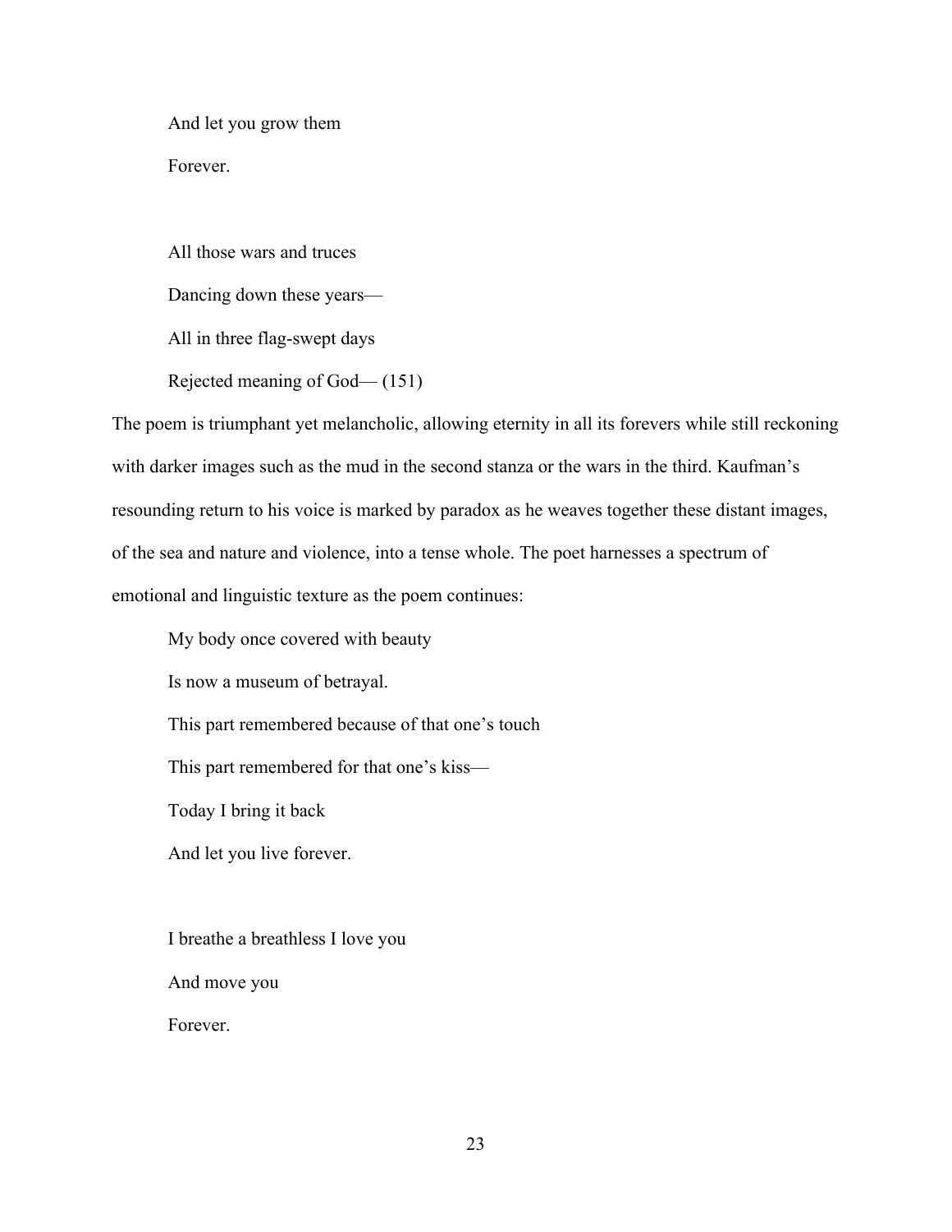> And let you grow them
>
> Forever.
>
> All those wars and truces
>
> Dancing down these years—
>
> All in three flag-swept days
>
> Rejected meaning of God— (151)

The poem is triumphant yet melancholic, allowing eternity in all its forevers while still reckoning with darker images such as the mud in the second stanza or the wars in the third. Kaufman's resounding return to his voice is marked by paradox as he weaves together these distant images, of the sea and nature and violence, into a tense whole. The poet harnesses a spectrum of emotional and linguistic texture as the poem continues:

> My body once covered with beauty
>
> Is now a museum of betrayal.
>
> This part remembered because of that one's touch
>
> This part remembered for that one's kiss—
>
> Today I bring it back
>
> And let you live forever.
>
> I breathe a breathless I love you
>
> And move you
>
> Forever.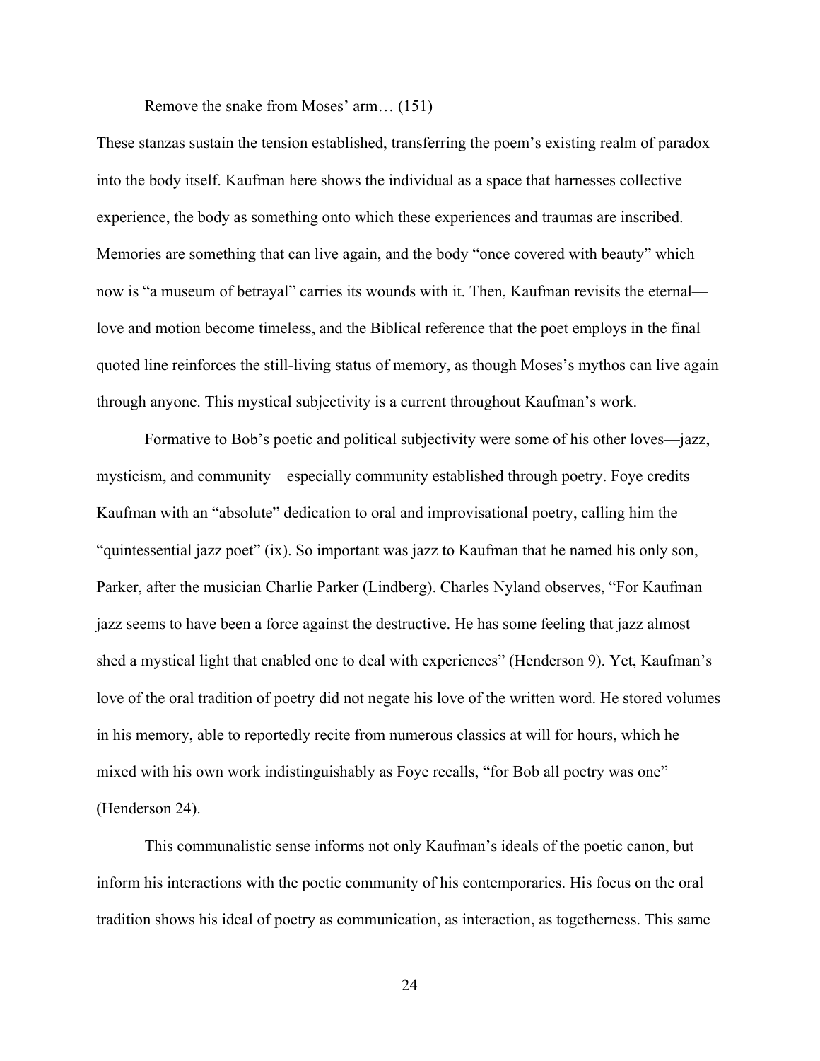Remove the snake from Moses' arm… (151)

These stanzas sustain the tension established, transferring the poem's existing realm of paradox into the body itself. Kaufman here shows the individual as a space that harnesses collective experience, the body as something onto which these experiences and traumas are inscribed. Memories are something that can live again, and the body "once covered with beauty" which now is "a museum of betrayal" carries its wounds with it. Then, Kaufman revisits the eternal—love and motion become timeless, and the Biblical reference that the poet employs in the final quoted line reinforces the still-living status of memory, as though Moses's mythos can live again through anyone. This mystical subjectivity is a current throughout Kaufman's work.

Formative to Bob's poetic and political subjectivity were some of his other loves—jazz, mysticism, and community—especially community established through poetry. Foye credits Kaufman with an "absolute" dedication to oral and improvisational poetry, calling him the "quintessential jazz poet" (ix). So important was jazz to Kaufman that he named his only son, Parker, after the musician Charlie Parker (Lindberg). Charles Nyland observes, "For Kaufman jazz seems to have been a force against the destructive. He has some feeling that jazz almost shed a mystical light that enabled one to deal with experiences" (Henderson 9). Yet, Kaufman's love of the oral tradition of poetry did not negate his love of the written word. He stored volumes in his memory, able to reportedly recite from numerous classics at will for hours, which he mixed with his own work indistinguishably as Foye recalls, "for Bob all poetry was one" (Henderson 24).

This communalistic sense informs not only Kaufman's ideals of the poetic canon, but inform his interactions with the poetic community of his contemporaries. His focus on the oral tradition shows his ideal of poetry as communication, as interaction, as togetherness. This same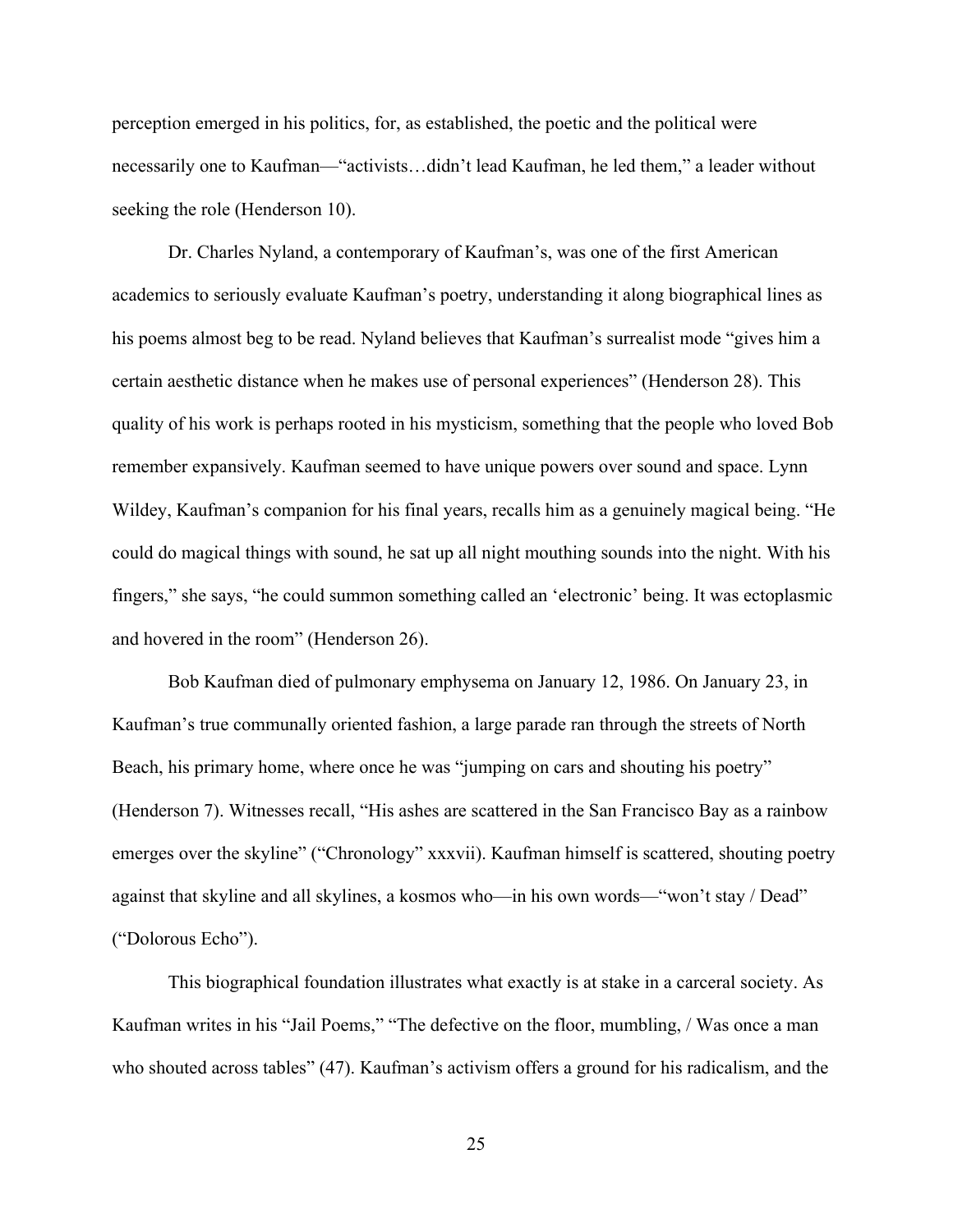perception emerged in his politics, for, as established, the poetic and the political were necessarily one to Kaufman—"activists…didn't lead Kaufman, he led them," a leader without seeking the role (Henderson 10).

Dr. Charles Nyland, a contemporary of Kaufman's, was one of the first American academics to seriously evaluate Kaufman's poetry, understanding it along biographical lines as his poems almost beg to be read. Nyland believes that Kaufman's surrealist mode "gives him a certain aesthetic distance when he makes use of personal experiences" (Henderson 28). This quality of his work is perhaps rooted in his mysticism, something that the people who loved Bob remember expansively. Kaufman seemed to have unique powers over sound and space. Lynn Wildey, Kaufman's companion for his final years, recalls him as a genuinely magical being. "He could do magical things with sound, he sat up all night mouthing sounds into the night. With his fingers," she says, "he could summon something called an 'electronic' being. It was ectoplasmic and hovered in the room" (Henderson 26).

Bob Kaufman died of pulmonary emphysema on January 12, 1986. On January 23, in Kaufman's true communally oriented fashion, a large parade ran through the streets of North Beach, his primary home, where once he was "jumping on cars and shouting his poetry" (Henderson 7). Witnesses recall, "His ashes are scattered in the San Francisco Bay as a rainbow emerges over the skyline" ("Chronology" xxxvii). Kaufman himself is scattered, shouting poetry against that skyline and all skylines, a kosmos who—in his own words—"won't stay / Dead" ("Dolorous Echo").

This biographical foundation illustrates what exactly is at stake in a carceral society. As Kaufman writes in his "Jail Poems," "The defective on the floor, mumbling, / Was once a man who shouted across tables" (47). Kaufman's activism offers a ground for his radicalism, and the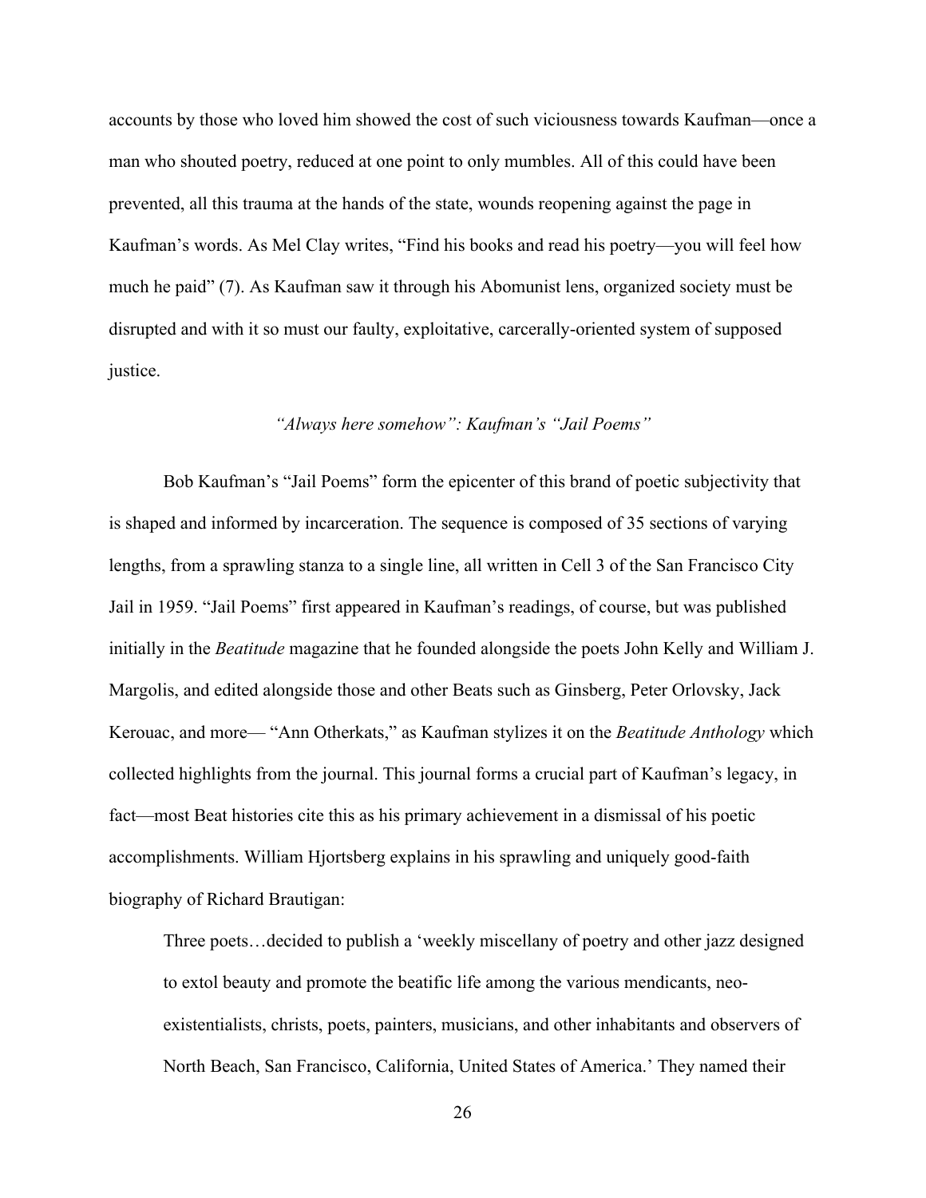accounts by those who loved him showed the cost of such viciousness towards Kaufman—once a man who shouted poetry, reduced at one point to only mumbles. All of this could have been prevented, all this trauma at the hands of the state, wounds reopening against the page in Kaufman's words. As Mel Clay writes, "Find his books and read his poetry—you will feel how much he paid" (7). As Kaufman saw it through his Abomunist lens, organized society must be disrupted and with it so must our faulty, exploitative, carcerally-oriented system of supposed justice.

### *"Always here somehow": Kaufman's "Jail Poems"*

Bob Kaufman's "Jail Poems" form the epicenter of this brand of poetic subjectivity that is shaped and informed by incarceration. The sequence is composed of 35 sections of varying lengths, from a sprawling stanza to a single line, all written in Cell 3 of the San Francisco City Jail in 1959. "Jail Poems" first appeared in Kaufman's readings, of course, but was published initially in the *Beatitude* magazine that he founded alongside the poets John Kelly and William J. Margolis, and edited alongside those and other Beats such as Ginsberg, Peter Orlovsky, Jack Kerouac, and more— "Ann Otherkats," as Kaufman stylizes it on the *Beatitude Anthology* which collected highlights from the journal. This journal forms a crucial part of Kaufman's legacy, in fact—most Beat histories cite this as his primary achievement in a dismissal of his poetic accomplishments. William Hjortsberg explains in his sprawling and uniquely good-faith biography of Richard Brautigan:

> Three poets…decided to publish a 'weekly miscellany of poetry and other jazz designed to extol beauty and promote the beatific life among the various mendicants, neo-existentialists, christs, poets, painters, musicians, and other inhabitants and observers of North Beach, San Francisco, California, United States of America.' They named their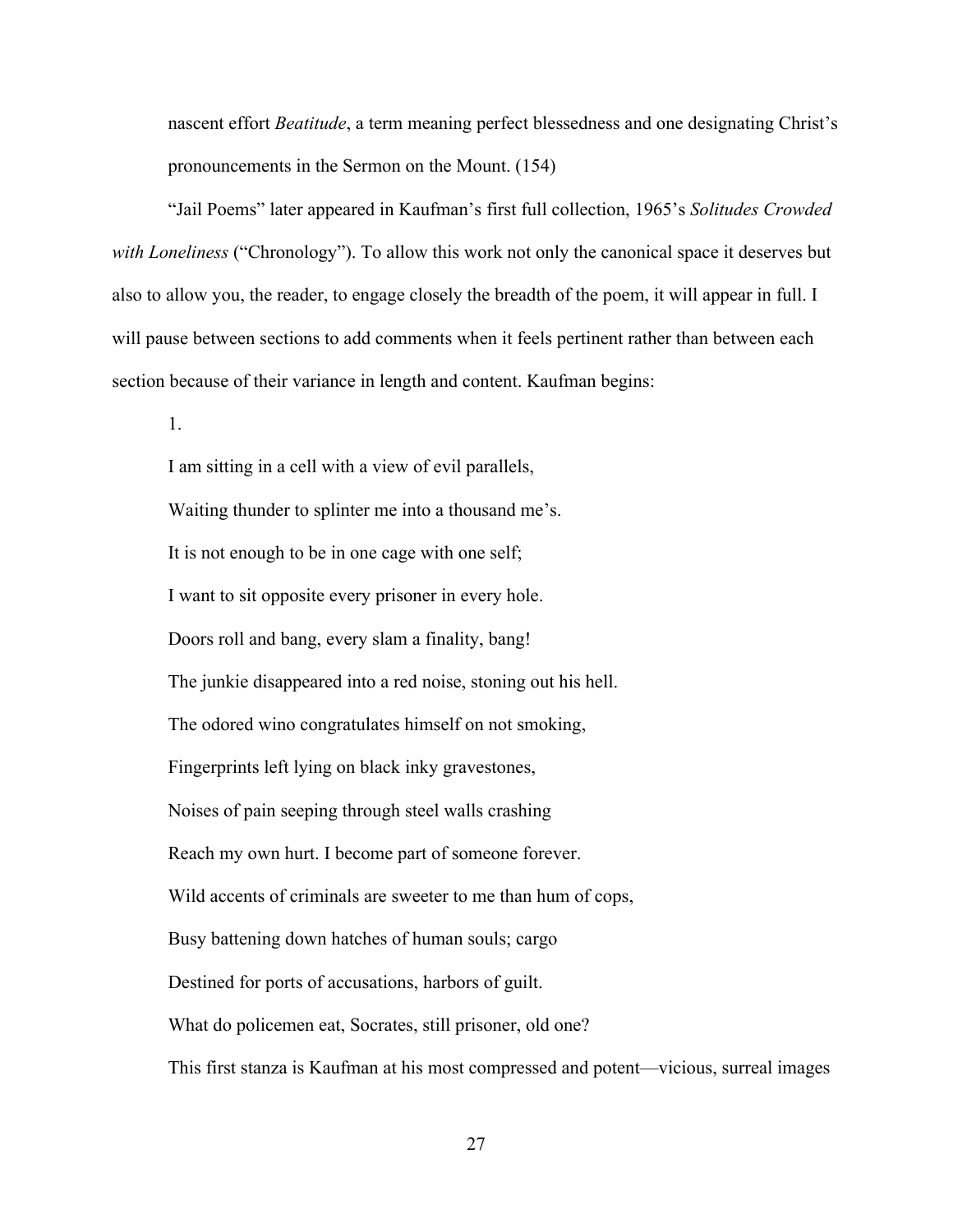nascent effort *Beatitude*, a term meaning perfect blessedness and one designating Christ's pronouncements in the Sermon on the Mount. (154)

"Jail Poems" later appeared in Kaufman's first full collection, 1965's *Solitudes Crowded with Loneliness* ("Chronology"). To allow this work not only the canonical space it deserves but also to allow you, the reader, to engage closely the breadth of the poem, it will appear in full. I will pause between sections to add comments when it feels pertinent rather than between each section because of their variance in length and content. Kaufman begins:

1.

I am sitting in a cell with a view of evil parallels,

Waiting thunder to splinter me into a thousand me's.

It is not enough to be in one cage with one self;

I want to sit opposite every prisoner in every hole.

Doors roll and bang, every slam a finality, bang!

The junkie disappeared into a red noise, stoning out his hell.

The odored wino congratulates himself on not smoking,

Fingerprints left lying on black inky gravestones,

Noises of pain seeping through steel walls crashing

Reach my own hurt. I become part of someone forever.

Wild accents of criminals are sweeter to me than hum of cops,

Busy battening down hatches of human souls; cargo

Destined for ports of accusations, harbors of guilt.

What do policemen eat, Socrates, still prisoner, old one?

This first stanza is Kaufman at his most compressed and potent—vicious, surreal images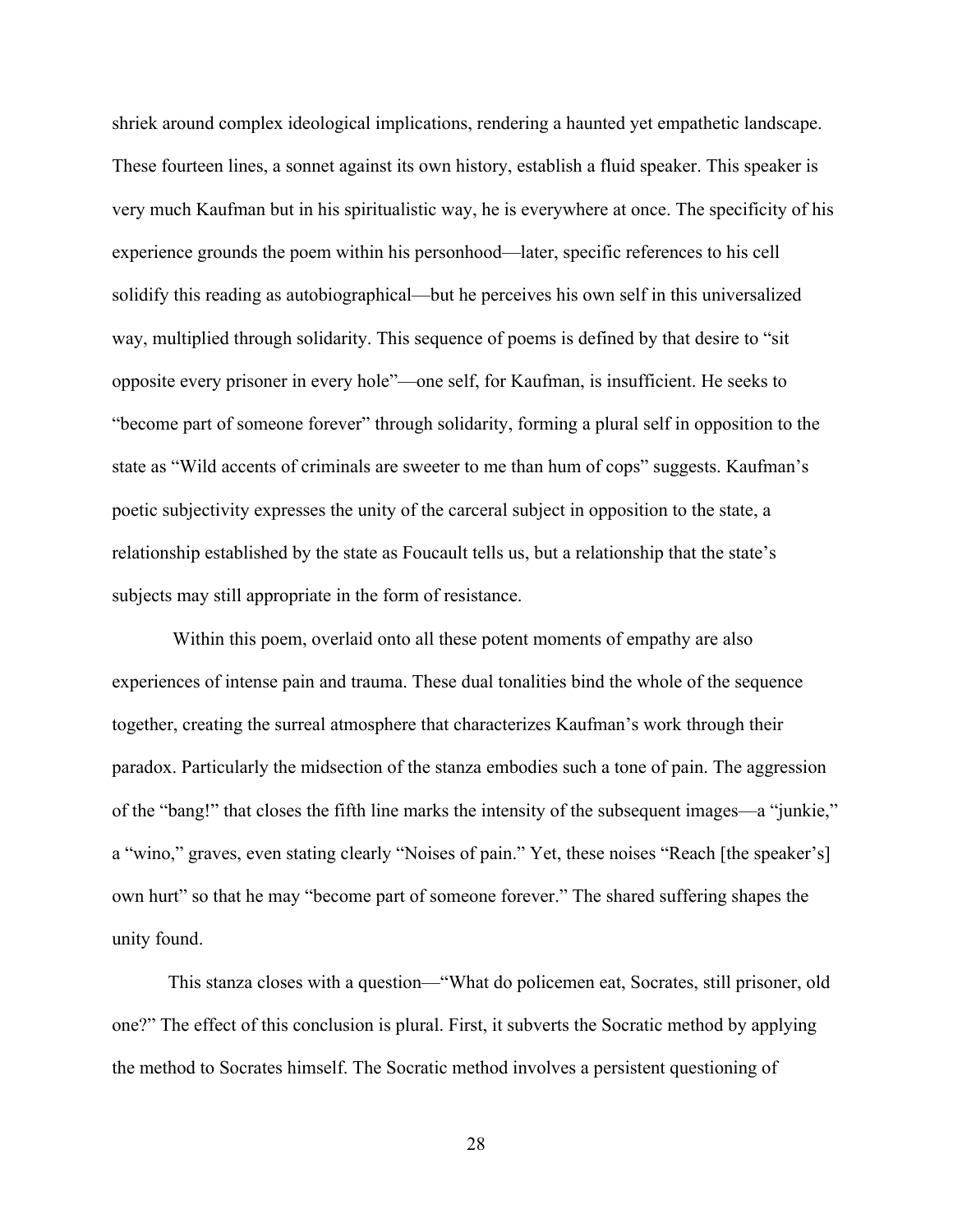shriek around complex ideological implications, rendering a haunted yet empathetic landscape. These fourteen lines, a sonnet against its own history, establish a fluid speaker. This speaker is very much Kaufman but in his spiritualistic way, he is everywhere at once. The specificity of his experience grounds the poem within his personhood—later, specific references to his cell solidify this reading as autobiographical—but he perceives his own self in this universalized way, multiplied through solidarity. This sequence of poems is defined by that desire to "sit opposite every prisoner in every hole"—one self, for Kaufman, is insufficient. He seeks to "become part of someone forever" through solidarity, forming a plural self in opposition to the state as "Wild accents of criminals are sweeter to me than hum of cops" suggests. Kaufman's poetic subjectivity expresses the unity of the carceral subject in opposition to the state, a relationship established by the state as Foucault tells us, but a relationship that the state's subjects may still appropriate in the form of resistance.

Within this poem, overlaid onto all these potent moments of empathy are also experiences of intense pain and trauma. These dual tonalities bind the whole of the sequence together, creating the surreal atmosphere that characterizes Kaufman's work through their paradox. Particularly the midsection of the stanza embodies such a tone of pain. The aggression of the "bang!" that closes the fifth line marks the intensity of the subsequent images—a "junkie," a "wino," graves, even stating clearly "Noises of pain." Yet, these noises "Reach [the speaker's] own hurt" so that he may "become part of someone forever." The shared suffering shapes the unity found.

This stanza closes with a question—"What do policemen eat, Socrates, still prisoner, old one?" The effect of this conclusion is plural. First, it subverts the Socratic method by applying the method to Socrates himself. The Socratic method involves a persistent questioning of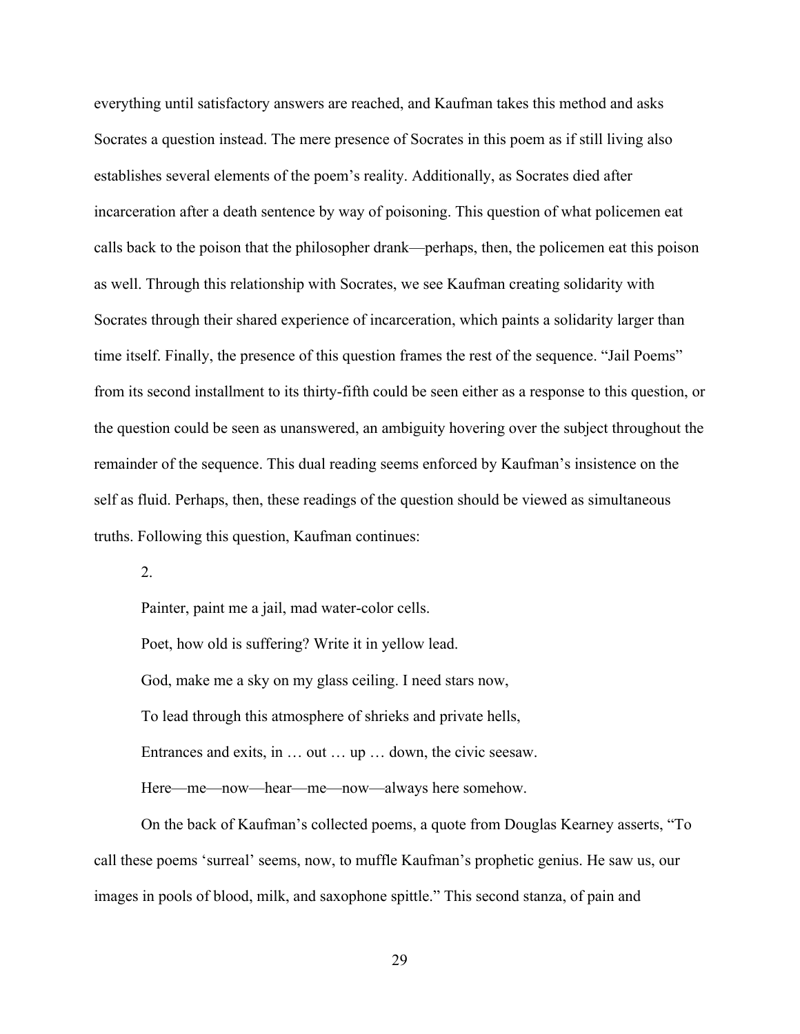everything until satisfactory answers are reached, and Kaufman takes this method and asks Socrates a question instead. The mere presence of Socrates in this poem as if still living also establishes several elements of the poem's reality. Additionally, as Socrates died after incarceration after a death sentence by way of poisoning. This question of what policemen eat calls back to the poison that the philosopher drank—perhaps, then, the policemen eat this poison as well. Through this relationship with Socrates, we see Kaufman creating solidarity with Socrates through their shared experience of incarceration, which paints a solidarity larger than time itself. Finally, the presence of this question frames the rest of the sequence. "Jail Poems" from its second installment to its thirty-fifth could be seen either as a response to this question, or the question could be seen as unanswered, an ambiguity hovering over the subject throughout the remainder of the sequence. This dual reading seems enforced by Kaufman's insistence on the self as fluid. Perhaps, then, these readings of the question should be viewed as simultaneous truths. Following this question, Kaufman continues:

> 2.
>
> Painter, paint me a jail, mad water-color cells.
>
> Poet, how old is suffering? Write it in yellow lead.
>
> God, make me a sky on my glass ceiling. I need stars now,
>
> To lead through this atmosphere of shrieks and private hells,
>
> Entrances and exits, in … out … up … down, the civic seesaw.
>
> Here—me—now—hear—me—now—always here somehow.

On the back of Kaufman's collected poems, a quote from Douglas Kearney asserts, "To call these poems 'surreal' seems, now, to muffle Kaufman's prophetic genius. He saw us, our images in pools of blood, milk, and saxophone spittle." This second stanza, of pain and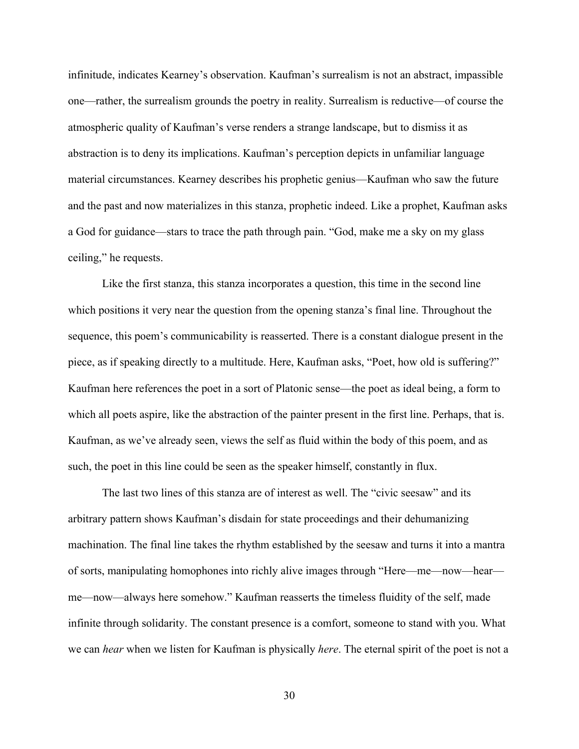infinitude, indicates Kearney's observation. Kaufman's surrealism is not an abstract, impassible one—rather, the surrealism grounds the poetry in reality. Surrealism is reductive—of course the atmospheric quality of Kaufman's verse renders a strange landscape, but to dismiss it as abstraction is to deny its implications. Kaufman's perception depicts in unfamiliar language material circumstances. Kearney describes his prophetic genius—Kaufman who saw the future and the past and now materializes in this stanza, prophetic indeed. Like a prophet, Kaufman asks a God for guidance—stars to trace the path through pain. "God, make me a sky on my glass ceiling," he requests.

Like the first stanza, this stanza incorporates a question, this time in the second line which positions it very near the question from the opening stanza's final line. Throughout the sequence, this poem's communicability is reasserted. There is a constant dialogue present in the piece, as if speaking directly to a multitude. Here, Kaufman asks, "Poet, how old is suffering?" Kaufman here references the poet in a sort of Platonic sense—the poet as ideal being, a form to which all poets aspire, like the abstraction of the painter present in the first line. Perhaps, that is. Kaufman, as we've already seen, views the self as fluid within the body of this poem, and as such, the poet in this line could be seen as the speaker himself, constantly in flux.

The last two lines of this stanza are of interest as well. The "civic seesaw" and its arbitrary pattern shows Kaufman's disdain for state proceedings and their dehumanizing machination. The final line takes the rhythm established by the seesaw and turns it into a mantra of sorts, manipulating homophones into richly alive images through "Here—me—now—hear—me—now—always here somehow." Kaufman reasserts the timeless fluidity of the self, made infinite through solidarity. The constant presence is a comfort, someone to stand with you. What we can *hear* when we listen for Kaufman is physically *here*. The eternal spirit of the poet is not a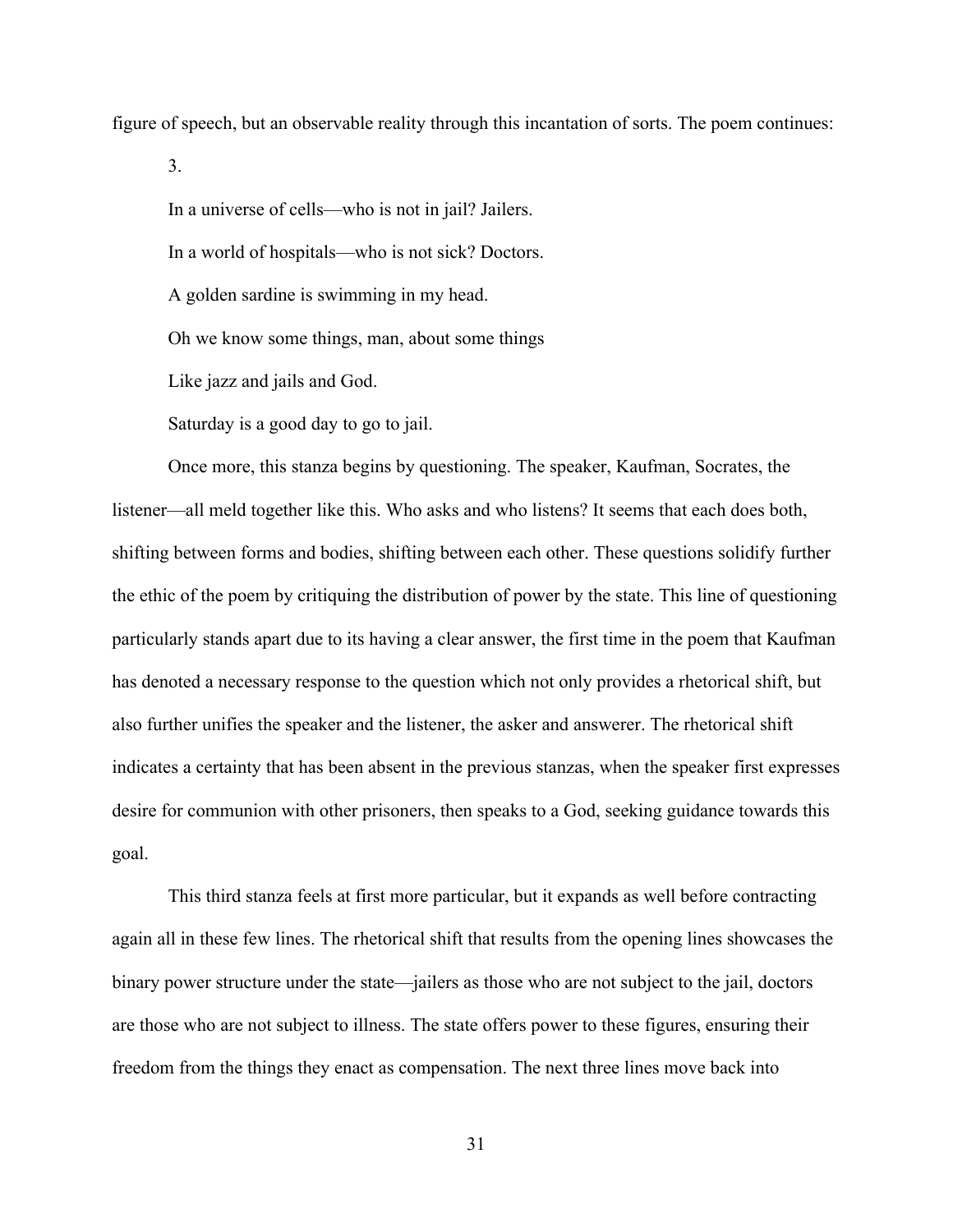figure of speech, but an observable reality through this incantation of sorts. The poem continues:

> 3.
>
> In a universe of cells—who is not in jail? Jailers.
>
> In a world of hospitals—who is not sick? Doctors.
>
> A golden sardine is swimming in my head.
>
> Oh we know some things, man, about some things
>
> Like jazz and jails and God.
>
> Saturday is a good day to go to jail.

Once more, this stanza begins by questioning. The speaker, Kaufman, Socrates, the listener—all meld together like this. Who asks and who listens? It seems that each does both, shifting between forms and bodies, shifting between each other. These questions solidify further the ethic of the poem by critiquing the distribution of power by the state. This line of questioning particularly stands apart due to its having a clear answer, the first time in the poem that Kaufman has denoted a necessary response to the question which not only provides a rhetorical shift, but also further unifies the speaker and the listener, the asker and answerer. The rhetorical shift indicates a certainty that has been absent in the previous stanzas, when the speaker first expresses desire for communion with other prisoners, then speaks to a God, seeking guidance towards this goal.

This third stanza feels at first more particular, but it expands as well before contracting again all in these few lines. The rhetorical shift that results from the opening lines showcases the binary power structure under the state—jailers as those who are not subject to the jail, doctors are those who are not subject to illness. The state offers power to these figures, ensuring their freedom from the things they enact as compensation. The next three lines move back into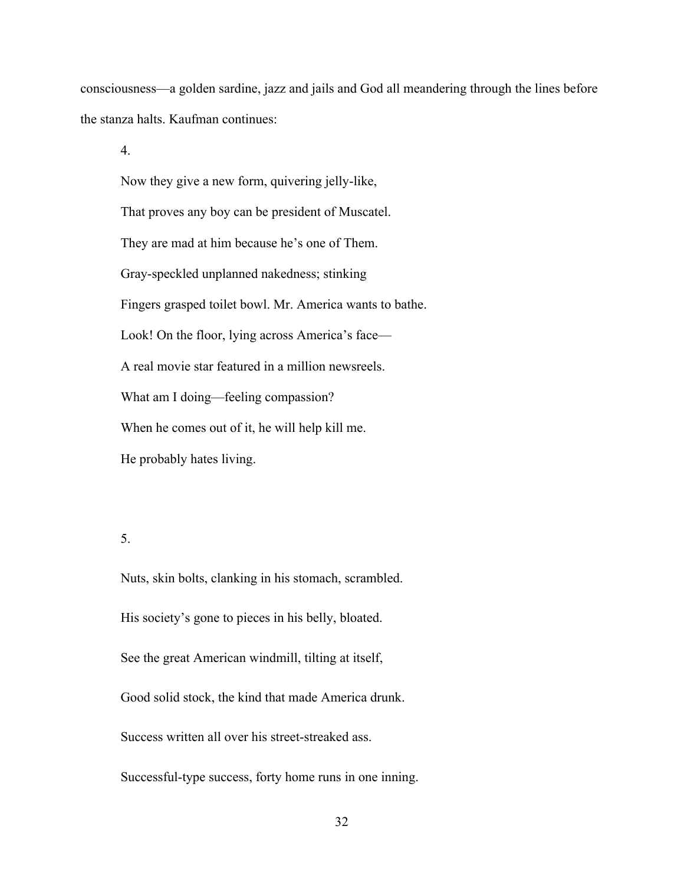consciousness—a golden sardine, jazz and jails and God all meandering through the lines before the stanza halts. Kaufman continues:

> 4.
>
> Now they give a new form, quivering jelly-like,
>
> That proves any boy can be president of Muscatel.
>
> They are mad at him because he's one of Them.
>
> Gray-speckled unplanned nakedness; stinking
>
> Fingers grasped toilet bowl. Mr. America wants to bathe.
>
> Look! On the floor, lying across America's face—
>
> A real movie star featured in a million newsreels.
>
> What am I doing—feeling compassion?
>
> When he comes out of it, he will help kill me.
>
> He probably hates living.
>
> 5.
>
> Nuts, skin bolts, clanking in his stomach, scrambled.
>
> His society's gone to pieces in his belly, bloated.
>
> See the great American windmill, tilting at itself,
>
> Good solid stock, the kind that made America drunk.
>
> Success written all over his street-streaked ass.
>
> Successful-type success, forty home runs in one inning.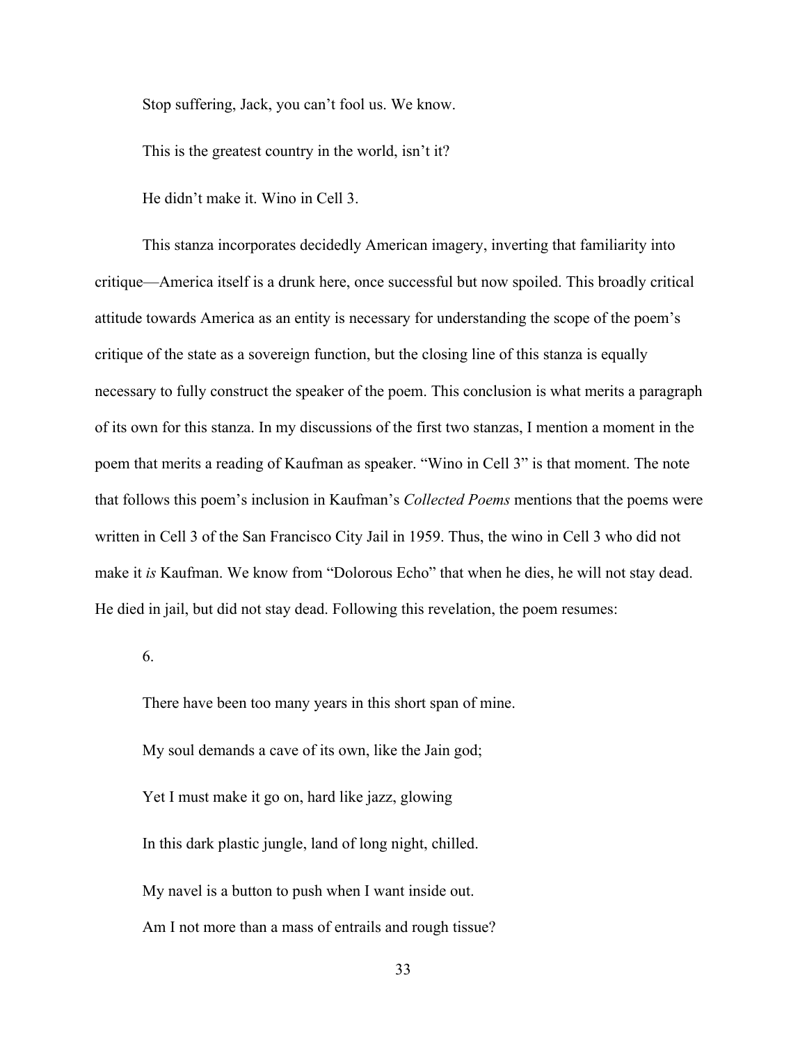Stop suffering, Jack, you can't fool us. We know.

This is the greatest country in the world, isn't it?

He didn't make it. Wino in Cell 3.

This stanza incorporates decidedly American imagery, inverting that familiarity into critique—America itself is a drunk here, once successful but now spoiled. This broadly critical attitude towards America as an entity is necessary for understanding the scope of the poem's critique of the state as a sovereign function, but the closing line of this stanza is equally necessary to fully construct the speaker of the poem. This conclusion is what merits a paragraph of its own for this stanza. In my discussions of the first two stanzas, I mention a moment in the poem that merits a reading of Kaufman as speaker. "Wino in Cell 3" is that moment. The note that follows this poem's inclusion in Kaufman's *Collected Poems* mentions that the poems were written in Cell 3 of the San Francisco City Jail in 1959. Thus, the wino in Cell 3 who did not make it *is* Kaufman. We know from "Dolorous Echo" that when he dies, he will not stay dead. He died in jail, but did not stay dead. Following this revelation, the poem resumes:

6.

There have been too many years in this short span of mine.

My soul demands a cave of its own, like the Jain god;

Yet I must make it go on, hard like jazz, glowing

In this dark plastic jungle, land of long night, chilled.

My navel is a button to push when I want inside out.

Am I not more than a mass of entrails and rough tissue?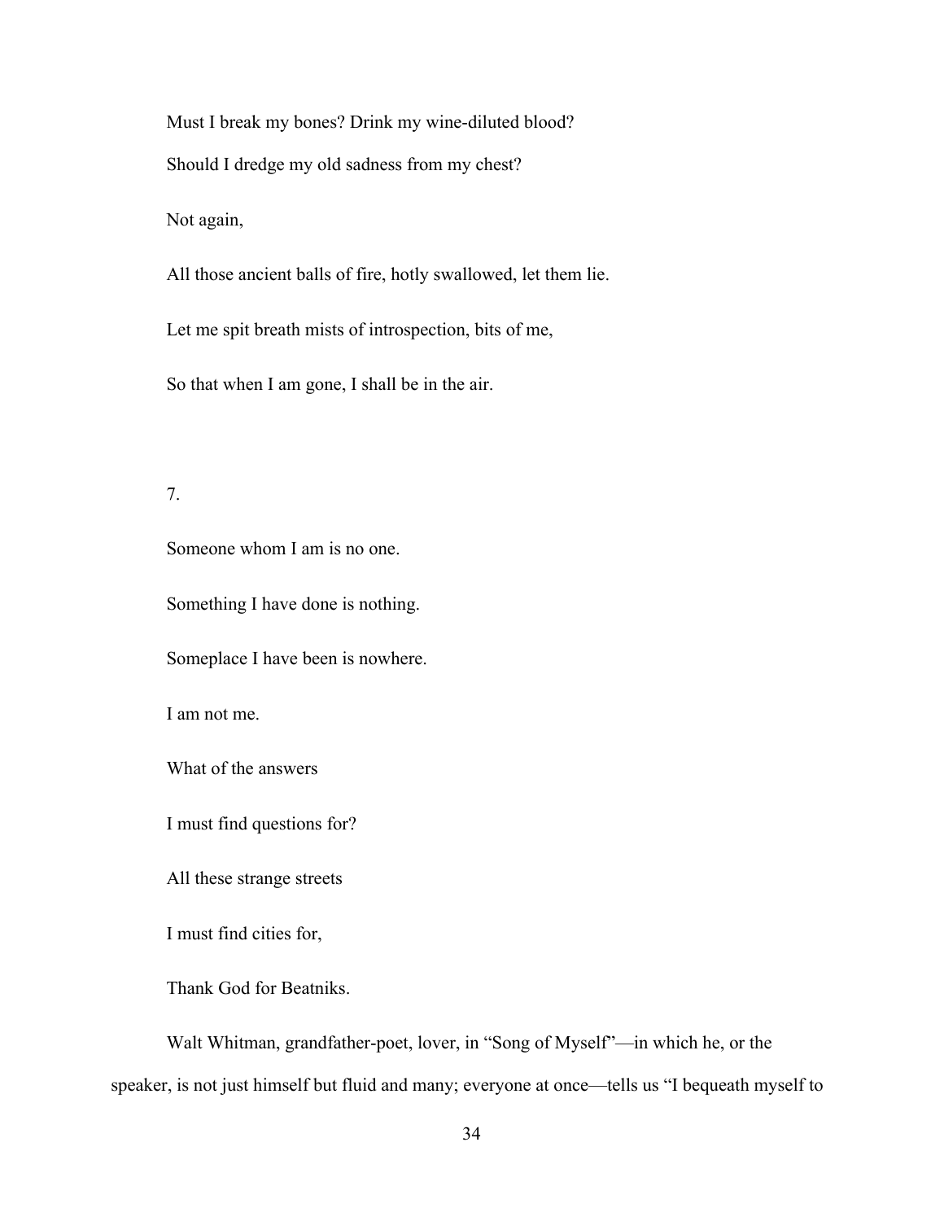Must I break my bones? Drink my wine-diluted blood?

Should I dredge my old sadness from my chest?

Not again,

All those ancient balls of fire, hotly swallowed, let them lie.

Let me spit breath mists of introspection, bits of me,

So that when I am gone, I shall be in the air.

7.

Someone whom I am is no one.

Something I have done is nothing.

Someplace I have been is nowhere.

I am not me.

What of the answers

I must find questions for?

All these strange streets

I must find cities for,

Thank God for Beatniks.

Walt Whitman, grandfather-poet, lover, in "Song of Myself"—in which he, or the speaker, is not just himself but fluid and many; everyone at once—tells us "I bequeath myself to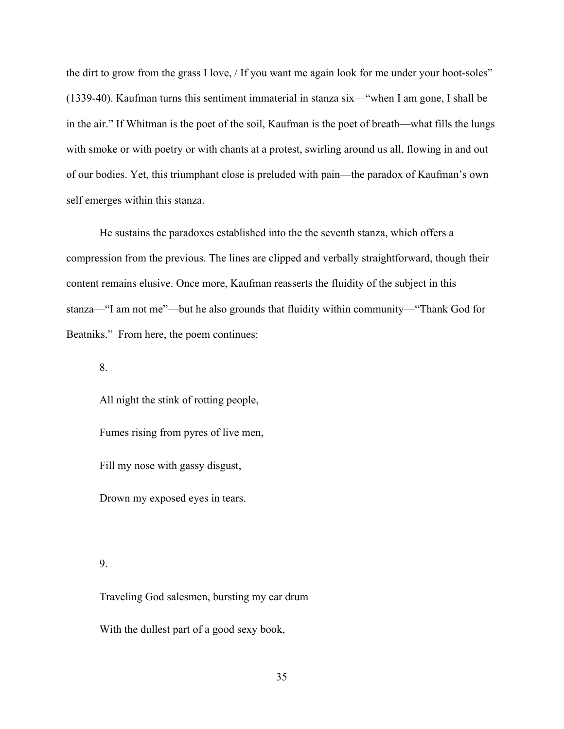the dirt to grow from the grass I love, / If you want me again look for me under your boot-soles" (1339-40). Kaufman turns this sentiment immaterial in stanza six—"when I am gone, I shall be in the air." If Whitman is the poet of the soil, Kaufman is the poet of breath—what fills the lungs with smoke or with poetry or with chants at a protest, swirling around us all, flowing in and out of our bodies. Yet, this triumphant close is preluded with pain—the paradox of Kaufman's own self emerges within this stanza.

He sustains the paradoxes established into the the seventh stanza, which offers a compression from the previous. The lines are clipped and verbally straightforward, though their content remains elusive. Once more, Kaufman reasserts the fluidity of the subject in this stanza—"I am not me"—but he also grounds that fluidity within community—"Thank God for Beatniks." From here, the poem continues:

> 8.
>
> All night the stink of rotting people,
>
> Fumes rising from pyres of live men,
>
> Fill my nose with gassy disgust,
>
> Drown my exposed eyes in tears.
>
> 9.
>
> Traveling God salesmen, bursting my ear drum
>
> With the dullest part of a good sexy book,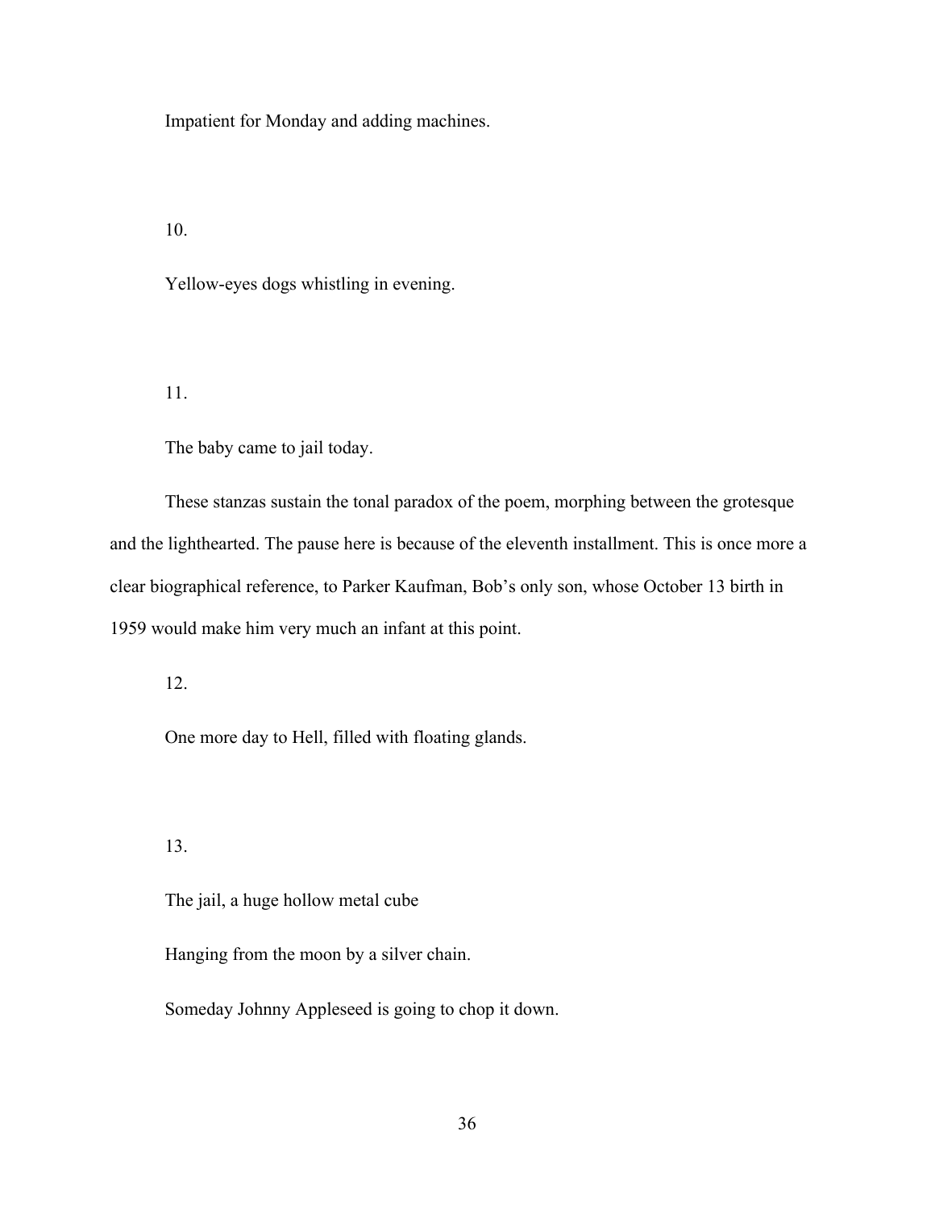Impatient for Monday and adding machines.

10.

Yellow-eyes dogs whistling in evening.

11.

The baby came to jail today.

These stanzas sustain the tonal paradox of the poem, morphing between the grotesque and the lighthearted. The pause here is because of the eleventh installment. This is once more a clear biographical reference, to Parker Kaufman, Bob's only son, whose October 13 birth in 1959 would make him very much an infant at this point.

12.

One more day to Hell, filled with floating glands.

13.

The jail, a huge hollow metal cube

Hanging from the moon by a silver chain.

Someday Johnny Appleseed is going to chop it down.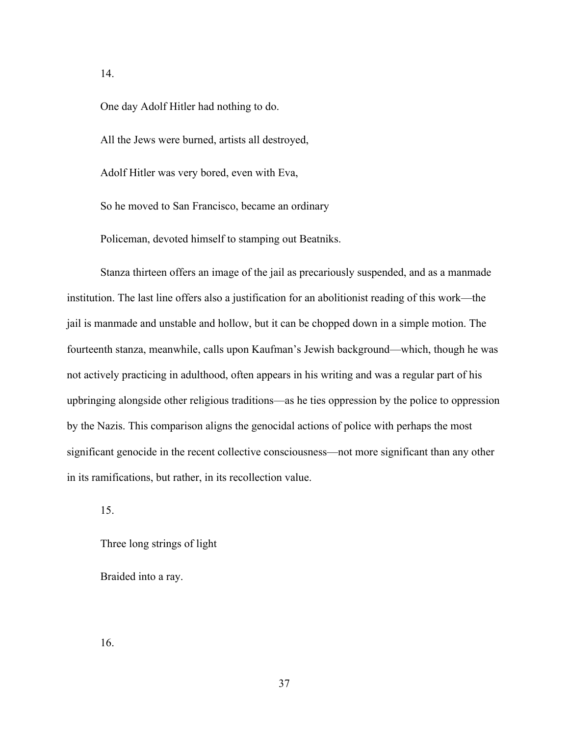14.

One day Adolf Hitler had nothing to do.

All the Jews were burned, artists all destroyed,

Adolf Hitler was very bored, even with Eva,

So he moved to San Francisco, became an ordinary

Policeman, devoted himself to stamping out Beatniks.

Stanza thirteen offers an image of the jail as precariously suspended, and as a manmade institution. The last line offers also a justification for an abolitionist reading of this work—the jail is manmade and unstable and hollow, but it can be chopped down in a simple motion. The fourteenth stanza, meanwhile, calls upon Kaufman's Jewish background—which, though he was not actively practicing in adulthood, often appears in his writing and was a regular part of his upbringing alongside other religious traditions—as he ties oppression by the police to oppression by the Nazis. This comparison aligns the genocidal actions of police with perhaps the most significant genocide in the recent collective consciousness—not more significant than any other in its ramifications, but rather, in its recollection value.

15.

Three long strings of light

Braided into a ray.

16.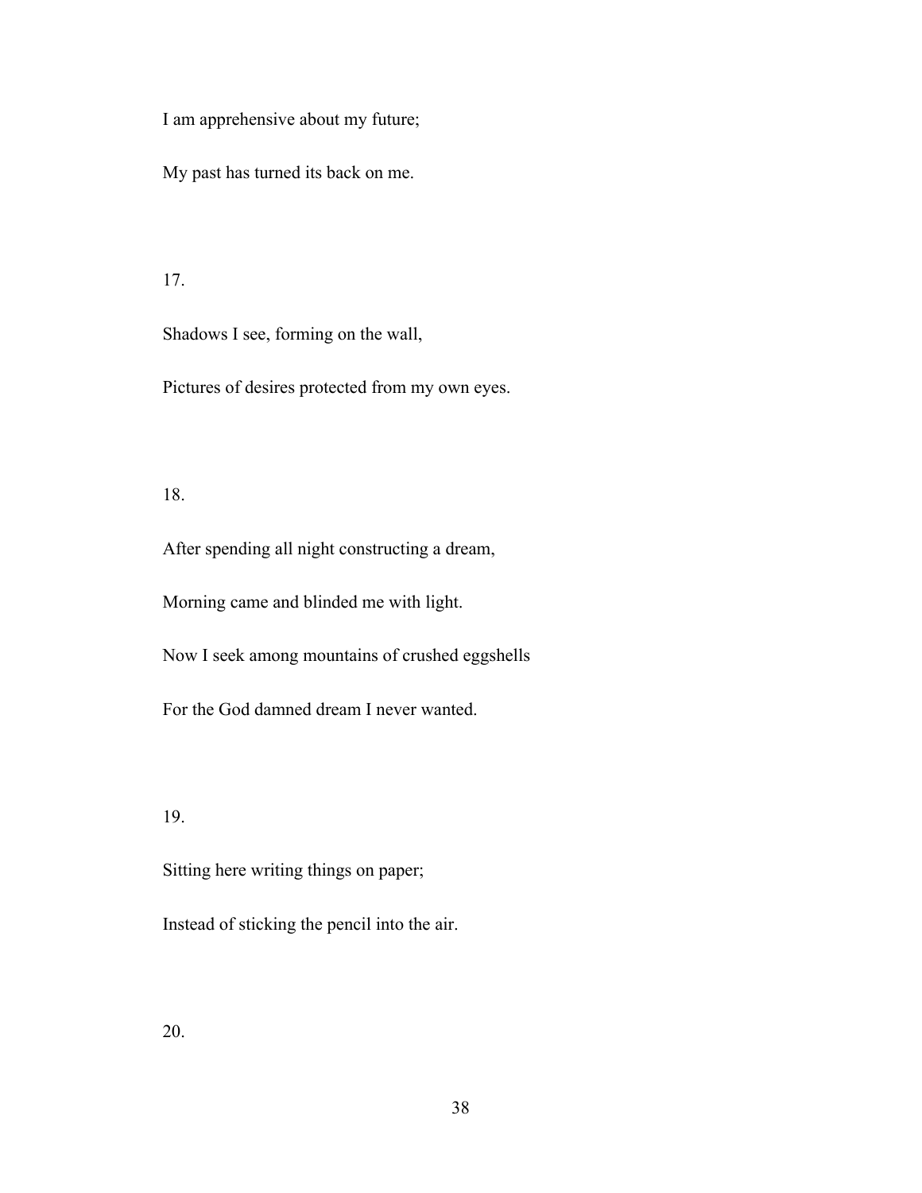I am apprehensive about my future;

My past has turned its back on me.

17.

Shadows I see, forming on the wall,

Pictures of desires protected from my own eyes.

18.

After spending all night constructing a dream,

Morning came and blinded me with light.

Now I seek among mountains of crushed eggshells

For the God damned dream I never wanted.

19.

Sitting here writing things on paper;

Instead of sticking the pencil into the air.

20.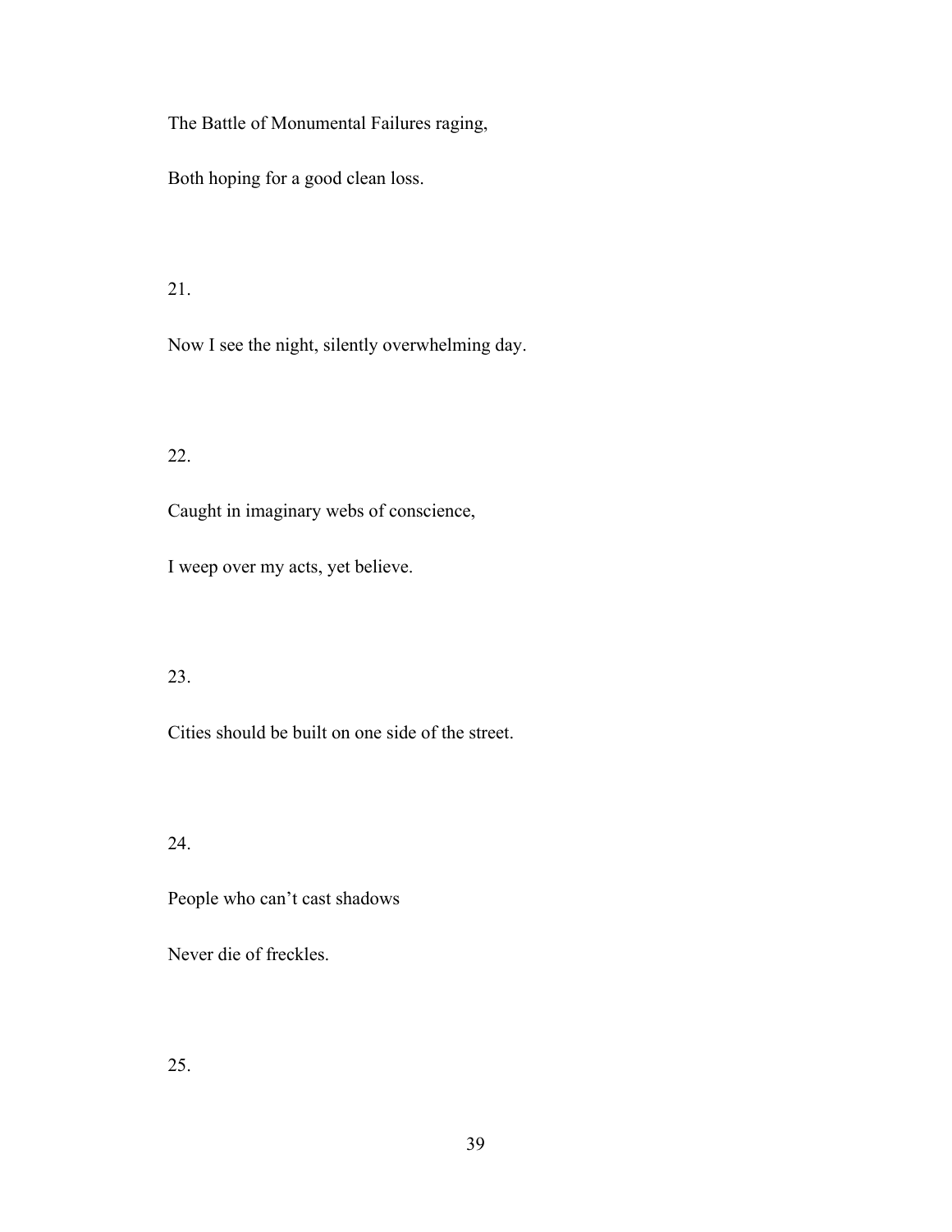The Battle of Monumental Failures raging,

Both hoping for a good clean loss.

21.

Now I see the night, silently overwhelming day.

22.

Caught in imaginary webs of conscience,

I weep over my acts, yet believe.

23.

Cities should be built on one side of the street.

24.

People who can’t cast shadows

Never die of freckles.

25.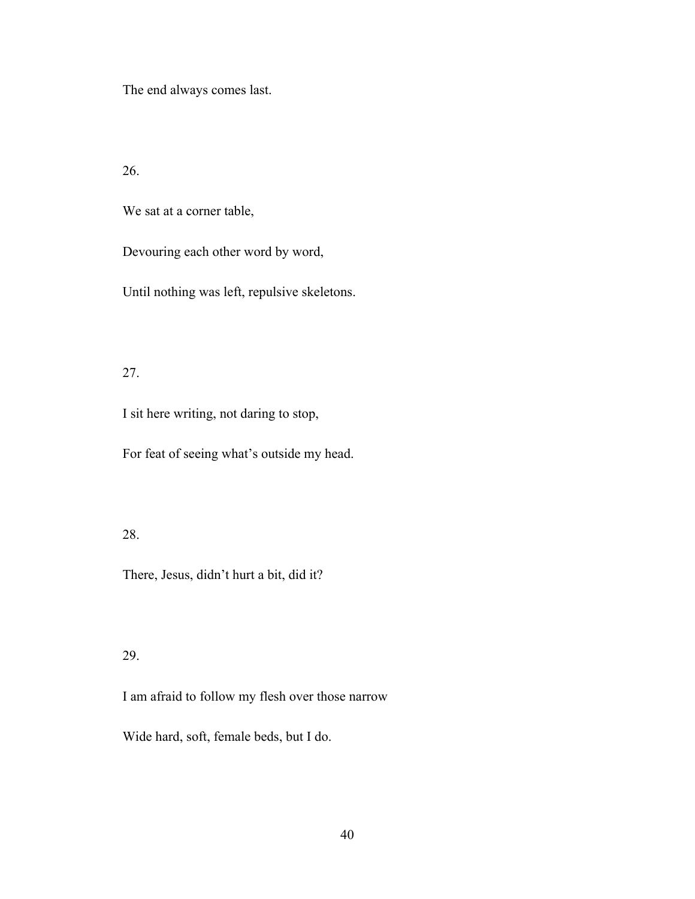The end always comes last.

26.

We sat at a corner table,

Devouring each other word by word,

Until nothing was left, repulsive skeletons.

27.

I sit here writing, not daring to stop,

For feat of seeing what's outside my head.

28.

There, Jesus, didn't hurt a bit, did it?

29.

I am afraid to follow my flesh over those narrow

Wide hard, soft, female beds, but I do.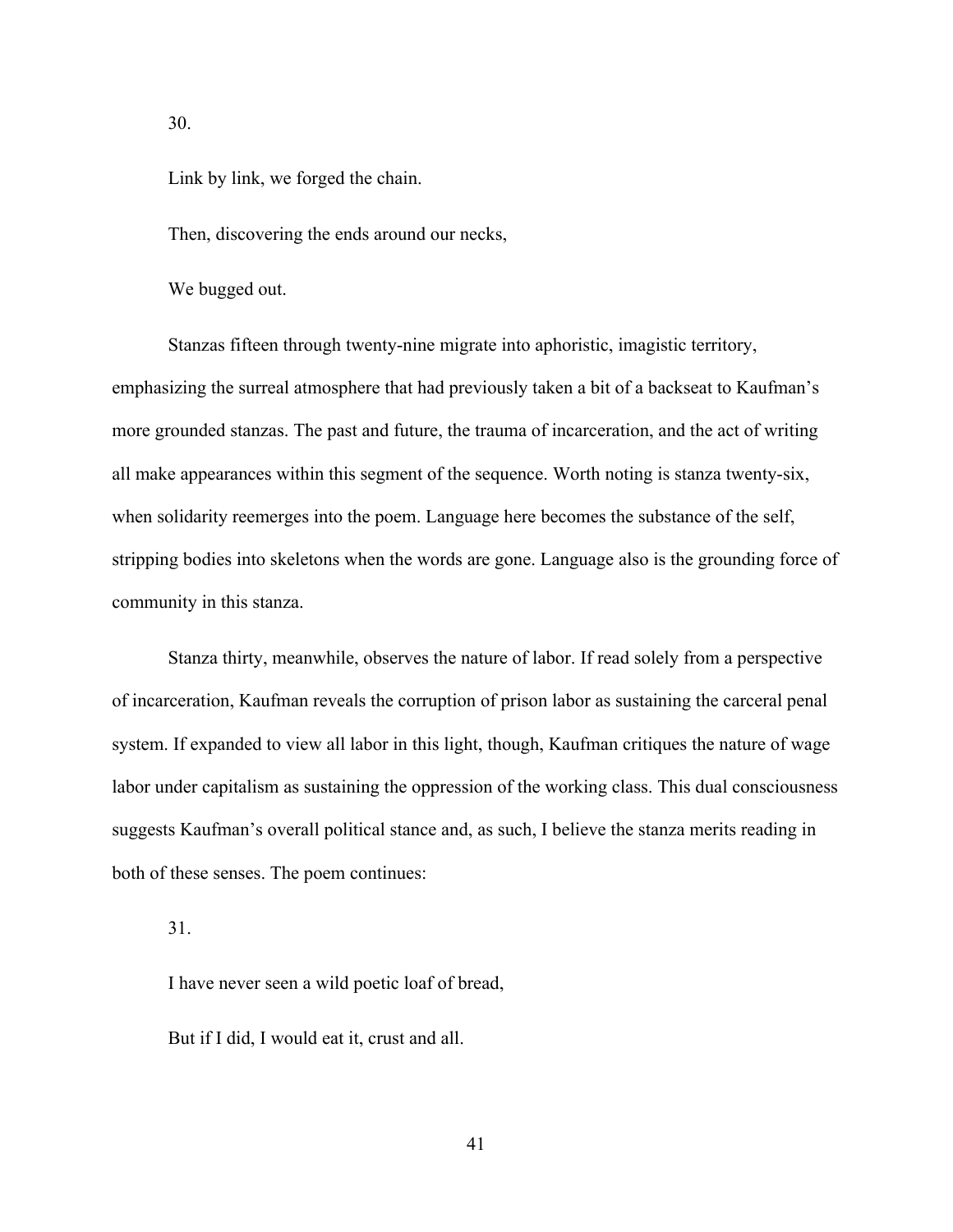30.

Link by link, we forged the chain.

Then, discovering the ends around our necks,

We bugged out.

Stanzas fifteen through twenty-nine migrate into aphoristic, imagistic territory, emphasizing the surreal atmosphere that had previously taken a bit of a backseat to Kaufman's more grounded stanzas. The past and future, the trauma of incarceration, and the act of writing all make appearances within this segment of the sequence. Worth noting is stanza twenty-six, when solidarity reemerges into the poem. Language here becomes the substance of the self, stripping bodies into skeletons when the words are gone. Language also is the grounding force of community in this stanza.

Stanza thirty, meanwhile, observes the nature of labor. If read solely from a perspective of incarceration, Kaufman reveals the corruption of prison labor as sustaining the carceral penal system. If expanded to view all labor in this light, though, Kaufman critiques the nature of wage labor under capitalism as sustaining the oppression of the working class. This dual consciousness suggests Kaufman's overall political stance and, as such, I believe the stanza merits reading in both of these senses. The poem continues:

31.

I have never seen a wild poetic loaf of bread,

But if I did, I would eat it, crust and all.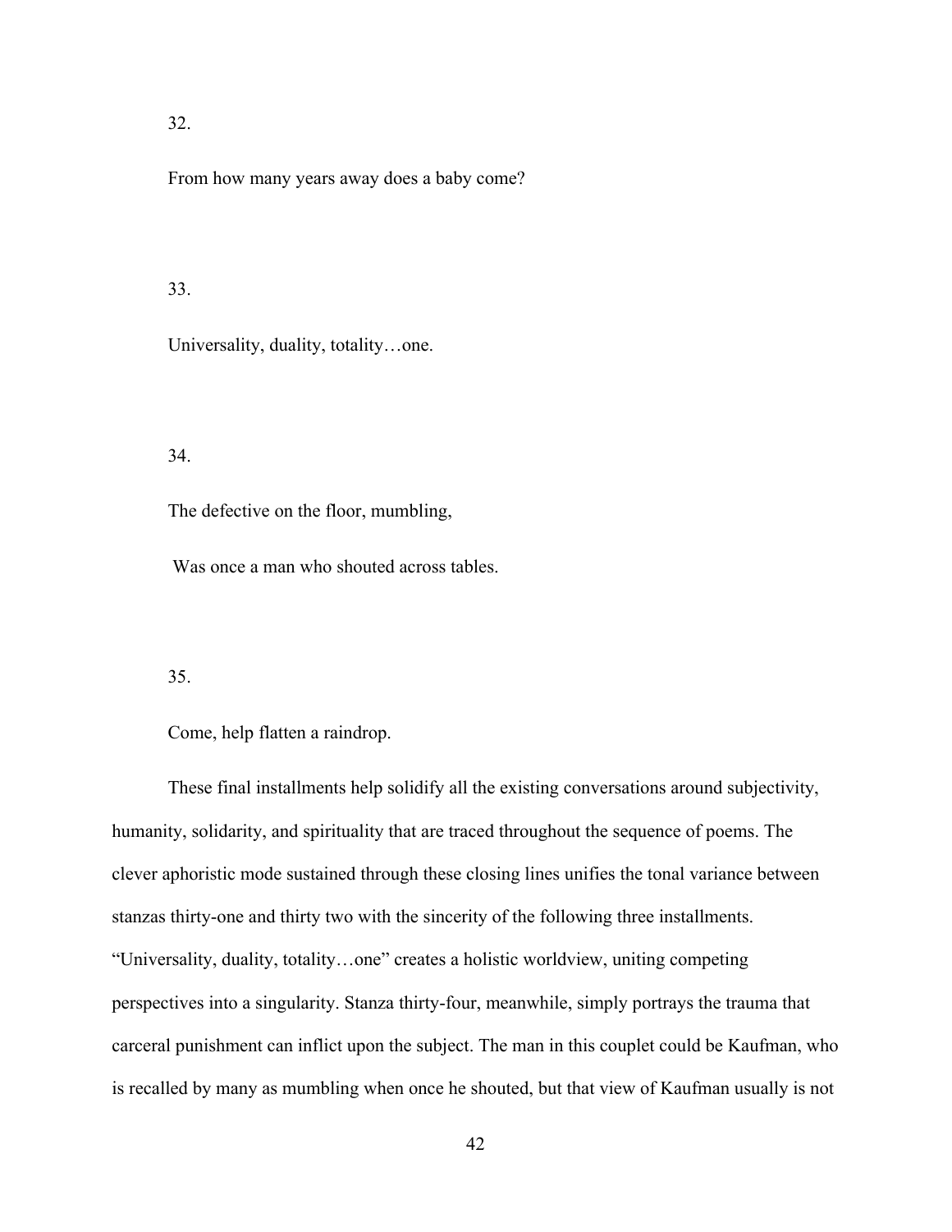32.

From how many years away does a baby come?

33.

Universality, duality, totality…one.

34.

The defective on the floor, mumbling,

Was once a man who shouted across tables.

35.

Come, help flatten a raindrop.

These final installments help solidify all the existing conversations around subjectivity, humanity, solidarity, and spirituality that are traced throughout the sequence of poems. The clever aphoristic mode sustained through these closing lines unifies the tonal variance between stanzas thirty-one and thirty two with the sincerity of the following three installments. "Universality, duality, totality…one" creates a holistic worldview, uniting competing perspectives into a singularity. Stanza thirty-four, meanwhile, simply portrays the trauma that carceral punishment can inflict upon the subject. The man in this couplet could be Kaufman, who is recalled by many as mumbling when once he shouted, but that view of Kaufman usually is not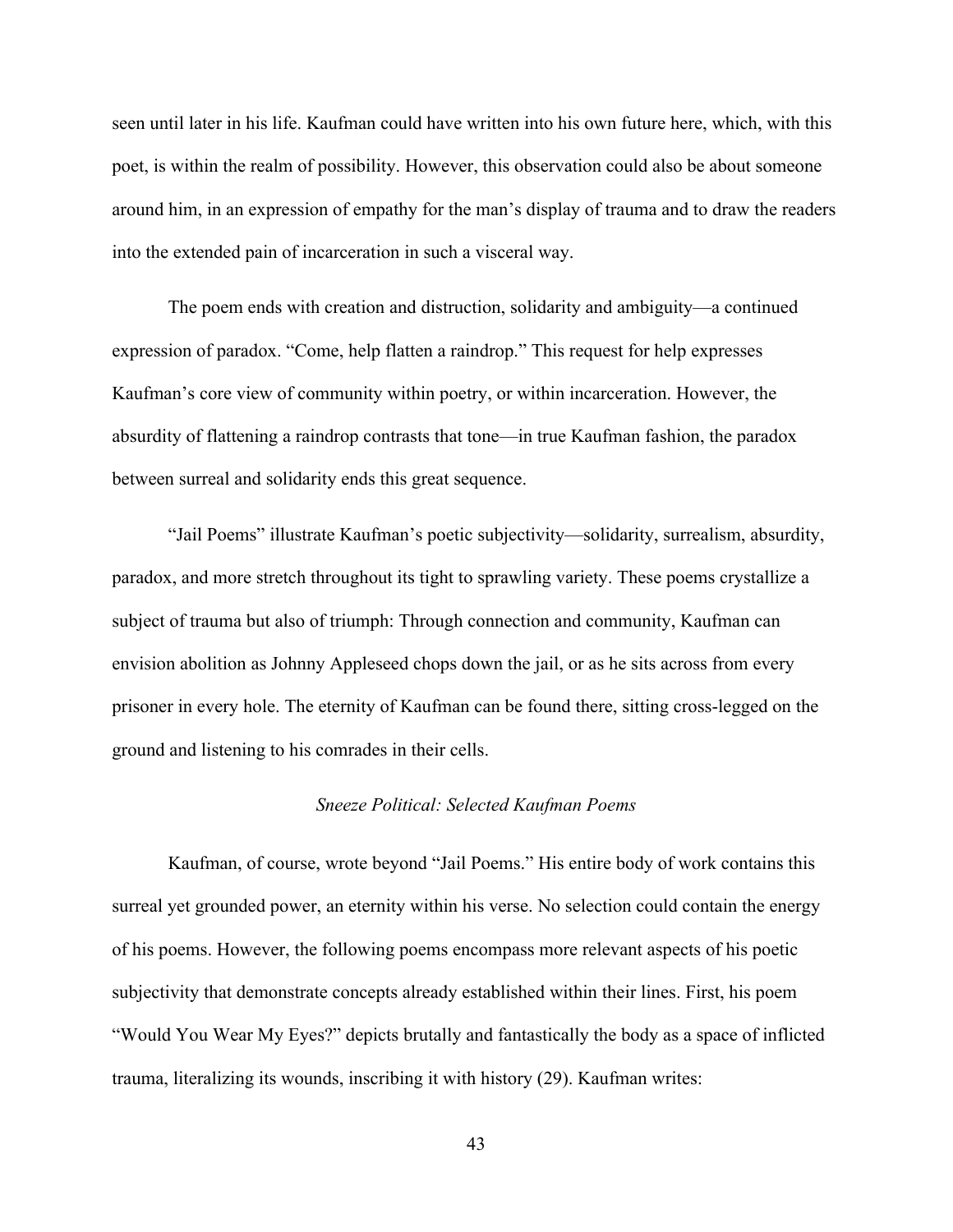seen until later in his life. Kaufman could have written into his own future here, which, with this poet, is within the realm of possibility. However, this observation could also be about someone around him, in an expression of empathy for the man's display of trauma and to draw the readers into the extended pain of incarceration in such a visceral way.

The poem ends with creation and distruction, solidarity and ambiguity—a continued expression of paradox. "Come, help flatten a raindrop." This request for help expresses Kaufman's core view of community within poetry, or within incarceration. However, the absurdity of flattening a raindrop contrasts that tone—in true Kaufman fashion, the paradox between surreal and solidarity ends this great sequence.

"Jail Poems" illustrate Kaufman's poetic subjectivity—solidarity, surrealism, absurdity, paradox, and more stretch throughout its tight to sprawling variety. These poems crystallize a subject of trauma but also of triumph: Through connection and community, Kaufman can envision abolition as Johnny Appleseed chops down the jail, or as he sits across from every prisoner in every hole. The eternity of Kaufman can be found there, sitting cross-legged on the ground and listening to his comrades in their cells.

### *Sneeze Political: Selected Kaufman Poems*

Kaufman, of course, wrote beyond "Jail Poems." His entire body of work contains this surreal yet grounded power, an eternity within his verse. No selection could contain the energy of his poems. However, the following poems encompass more relevant aspects of his poetic subjectivity that demonstrate concepts already established within their lines. First, his poem "Would You Wear My Eyes?" depicts brutally and fantastically the body as a space of inflicted trauma, literalizing its wounds, inscribing it with history (29). Kaufman writes: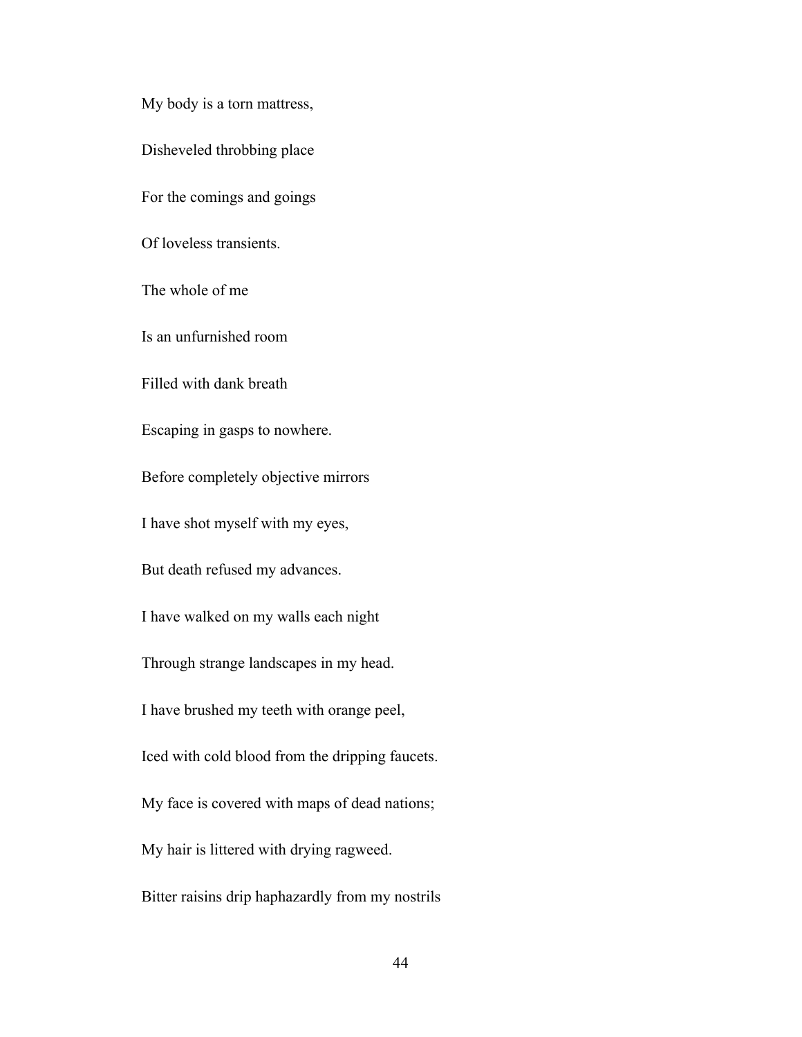My body is a torn mattress,

Disheveled throbbing place

For the comings and goings

Of loveless transients.

The whole of me

Is an unfurnished room

Filled with dank breath

Escaping in gasps to nowhere.

Before completely objective mirrors

I have shot myself with my eyes,

But death refused my advances.

I have walked on my walls each night

Through strange landscapes in my head.

I have brushed my teeth with orange peel,

Iced with cold blood from the dripping faucets.

My face is covered with maps of dead nations;

My hair is littered with drying ragweed.

Bitter raisins drip haphazardly from my nostrils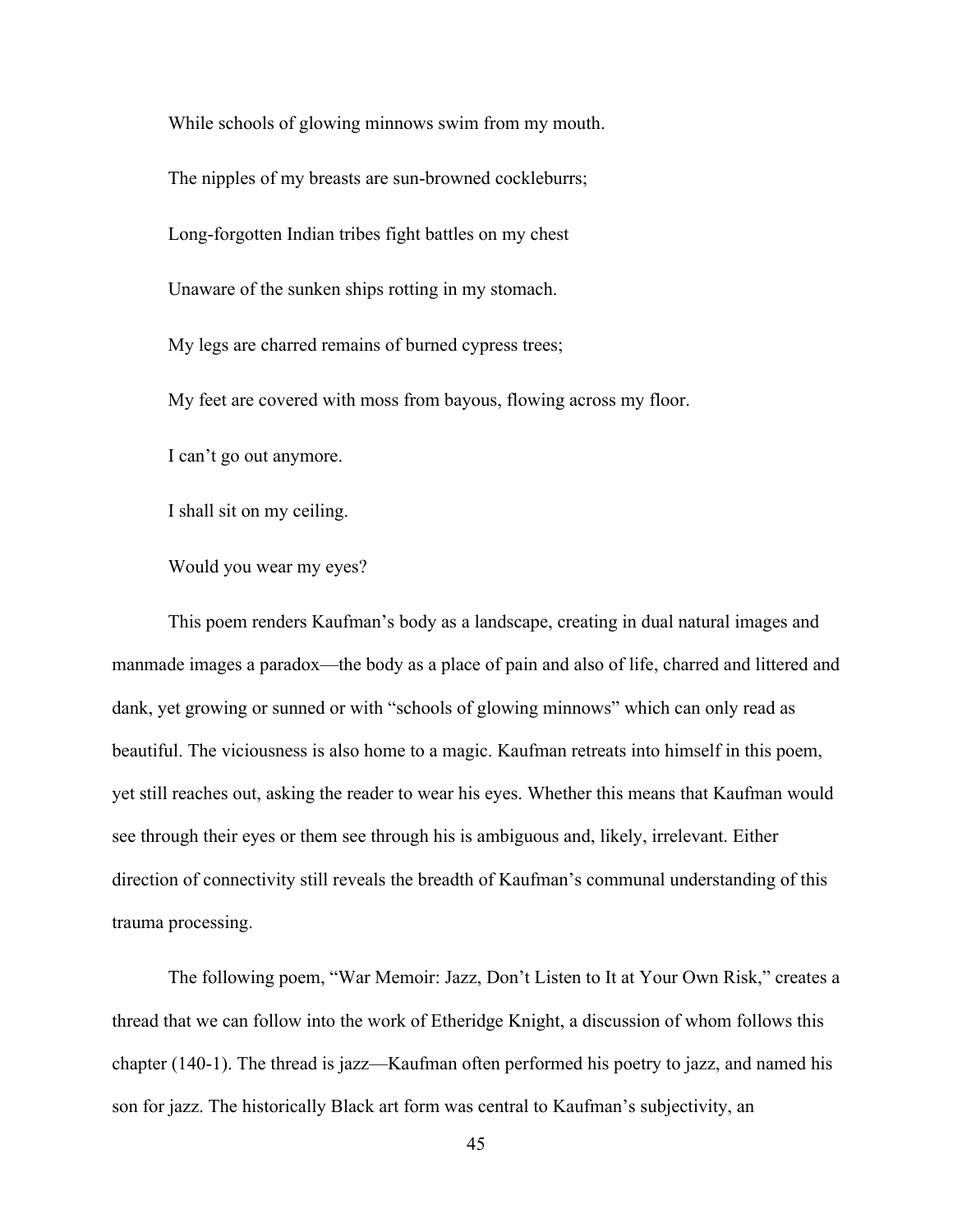While schools of glowing minnows swim from my mouth.

The nipples of my breasts are sun-browned cockleburrs;

Long-forgotten Indian tribes fight battles on my chest

Unaware of the sunken ships rotting in my stomach.

My legs are charred remains of burned cypress trees;

My feet are covered with moss from bayous, flowing across my floor.

I can't go out anymore.

I shall sit on my ceiling.

Would you wear my eyes?

This poem renders Kaufman's body as a landscape, creating in dual natural images and manmade images a paradox—the body as a place of pain and also of life, charred and littered and dank, yet growing or sunned or with "schools of glowing minnows" which can only read as beautiful. The viciousness is also home to a magic. Kaufman retreats into himself in this poem, yet still reaches out, asking the reader to wear his eyes. Whether this means that Kaufman would see through their eyes or them see through his is ambiguous and, likely, irrelevant. Either direction of connectivity still reveals the breadth of Kaufman's communal understanding of this trauma processing.

The following poem, "War Memoir: Jazz, Don't Listen to It at Your Own Risk," creates a thread that we can follow into the work of Etheridge Knight, a discussion of whom follows this chapter (140-1). The thread is jazz—Kaufman often performed his poetry to jazz, and named his son for jazz. The historically Black art form was central to Kaufman's subjectivity, an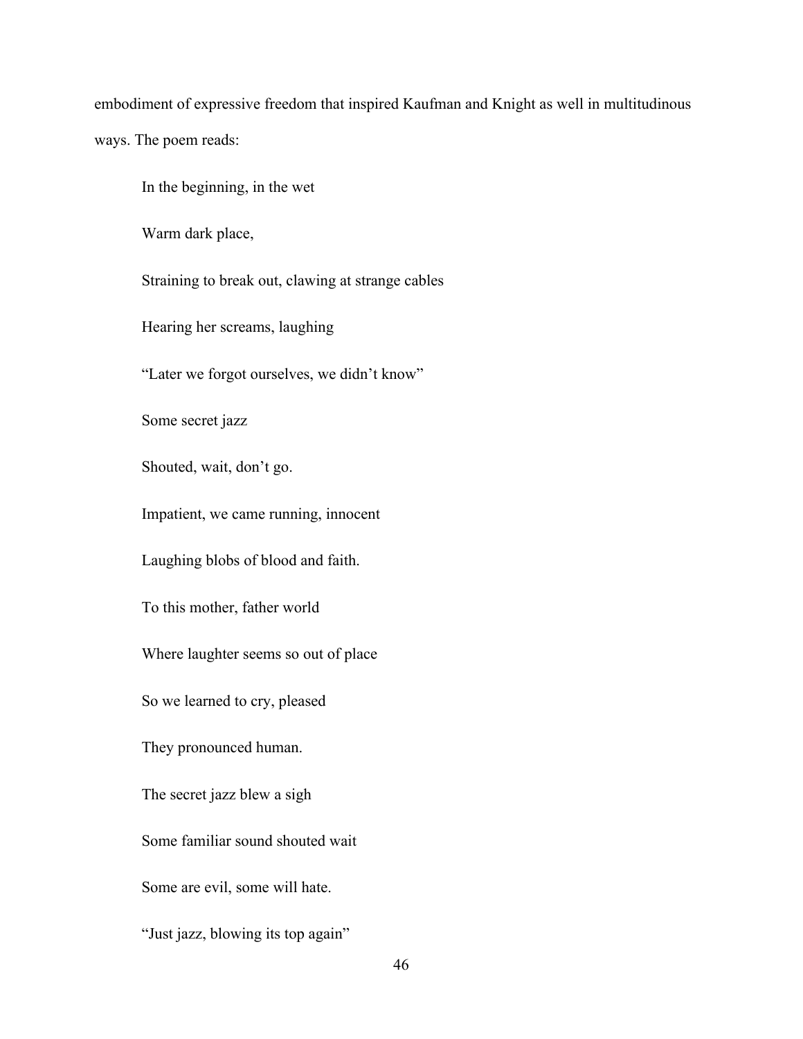embodiment of expressive freedom that inspired Kaufman and Knight as well in multitudinous ways. The poem reads:

> In the beginning, in the wet
>
> Warm dark place,
>
> Straining to break out, clawing at strange cables
>
> Hearing her screams, laughing
>
> "Later we forgot ourselves, we didn't know"
>
> Some secret jazz
>
> Shouted, wait, don't go.
>
> Impatient, we came running, innocent
>
> Laughing blobs of blood and faith.
>
> To this mother, father world
>
> Where laughter seems so out of place
>
> So we learned to cry, pleased
>
> They pronounced human.
>
> The secret jazz blew a sigh
>
> Some familiar sound shouted wait
>
> Some are evil, some will hate.
>
> "Just jazz, blowing its top again"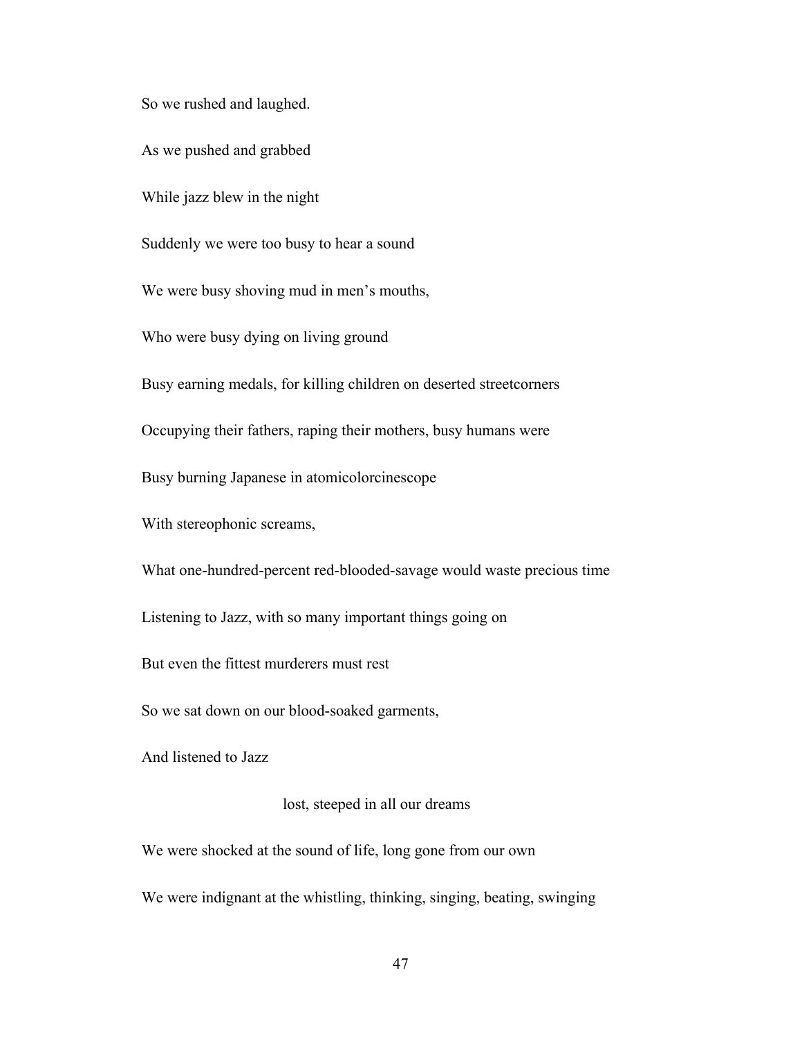So we rushed and laughed.

As we pushed and grabbed

While jazz blew in the night

Suddenly we were too busy to hear a sound

We were busy shoving mud in men's mouths,

Who were busy dying on living ground

Busy earning medals, for killing children on deserted streetcorners

Occupying their fathers, raping their mothers, busy humans were

Busy burning Japanese in atomicolorcinescope

With stereophonic screams,

What one-hundred-percent red-blooded-savage would waste precious time

Listening to Jazz, with so many important things going on

But even the fittest murderers must rest

So we sat down on our blood-soaked garments,

And listened to Jazz

                                        lost, steeped in all our dreams

We were shocked at the sound of life, long gone from our own

We were indignant at the whistling, thinking, singing, beating, swinging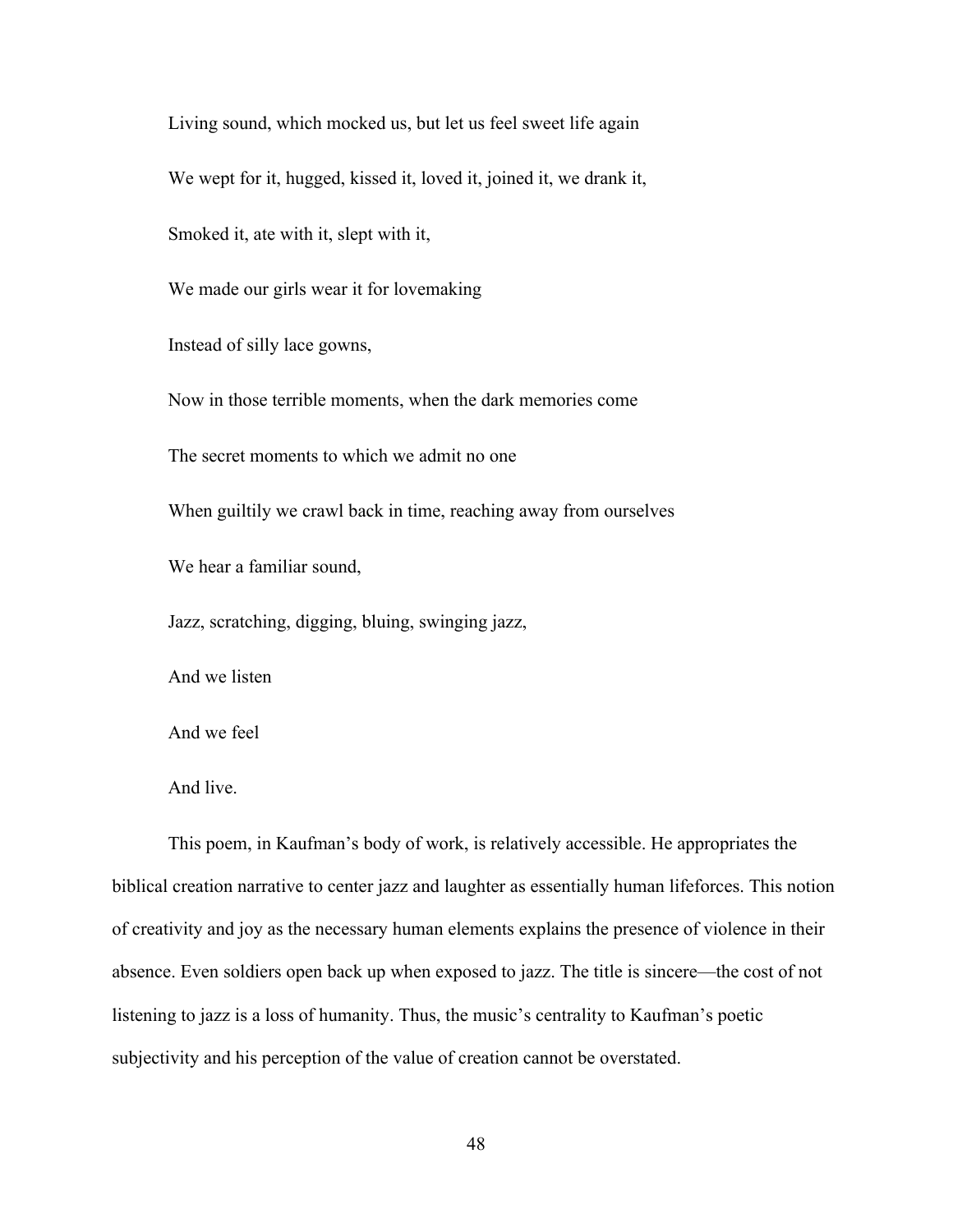Living sound, which mocked us, but let us feel sweet life again

We wept for it, hugged, kissed it, loved it, joined it, we drank it,

Smoked it, ate with it, slept with it,

We made our girls wear it for lovemaking

Instead of silly lace gowns,

Now in those terrible moments, when the dark memories come

The secret moments to which we admit no one

When guiltily we crawl back in time, reaching away from ourselves

We hear a familiar sound,

Jazz, scratching, digging, bluing, swinging jazz,

And we listen

And we feel

And live.

This poem, in Kaufman's body of work, is relatively accessible. He appropriates the biblical creation narrative to center jazz and laughter as essentially human lifeforces. This notion of creativity and joy as the necessary human elements explains the presence of violence in their absence. Even soldiers open back up when exposed to jazz. The title is sincere—the cost of not listening to jazz is a loss of humanity. Thus, the music's centrality to Kaufman's poetic subjectivity and his perception of the value of creation cannot be overstated.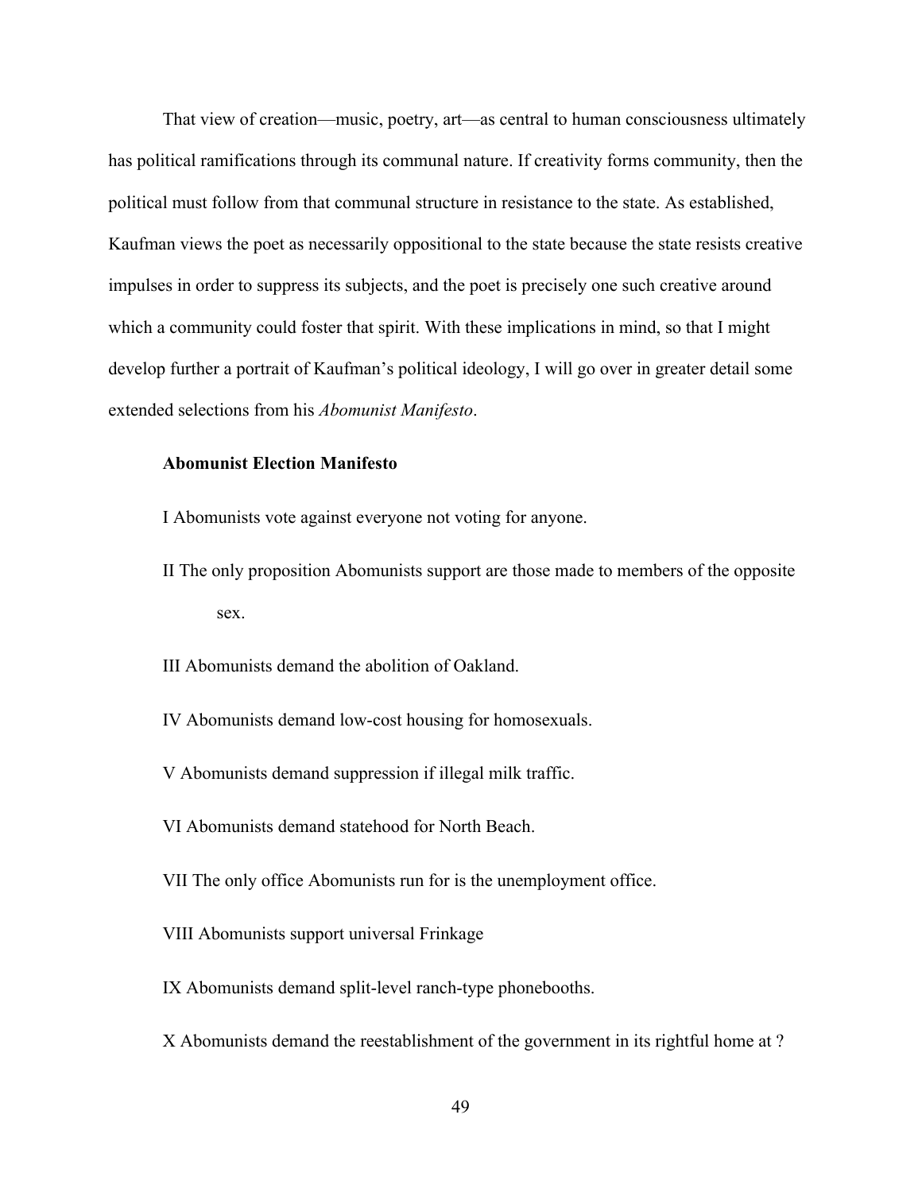That view of creation—music, poetry, art—as central to human consciousness ultimately has political ramifications through its communal nature. If creativity forms community, then the political must follow from that communal structure in resistance to the state. As established, Kaufman views the poet as necessarily oppositional to the state because the state resists creative impulses in order to suppress its subjects, and the poet is precisely one such creative around which a community could foster that spirit. With these implications in mind, so that I might develop further a portrait of Kaufman's political ideology, I will go over in greater detail some extended selections from his *Abomunist Manifesto*.

**Abomunist Election Manifesto**

I Abomunists vote against everyone not voting for anyone.

II The only proposition Abomunists support are those made to members of the opposite sex.

III Abomunists demand the abolition of Oakland.

IV Abomunists demand low-cost housing for homosexuals.

V Abomunists demand suppression if illegal milk traffic.

VI Abomunists demand statehood for North Beach.

VII The only office Abomunists run for is the unemployment office.

VIII Abomunists support universal Frinkage

IX Abomunists demand split-level ranch-type phonebooths.

X Abomunists demand the reestablishment of the government in its rightful home at ?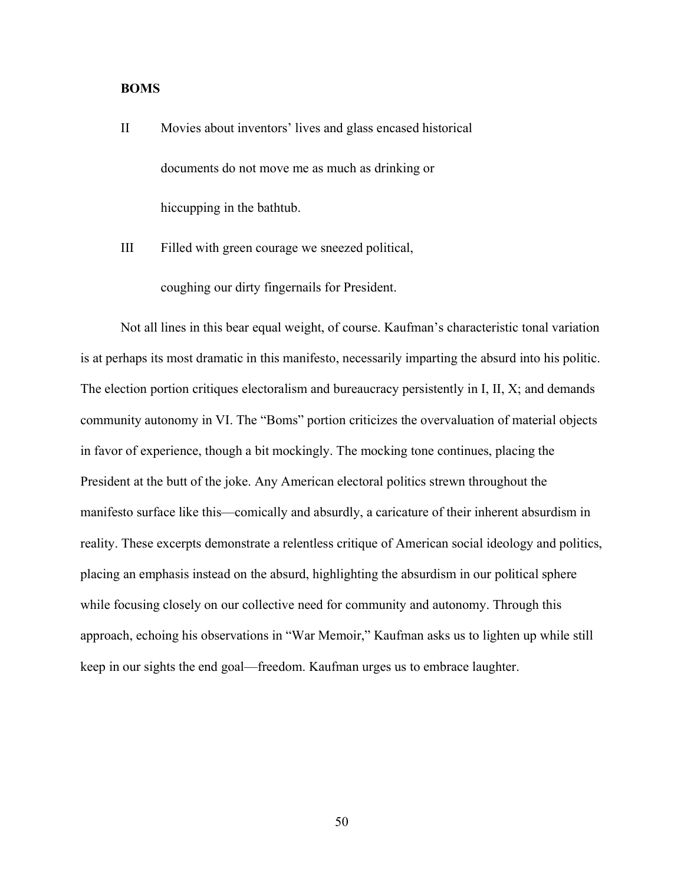**BOMS**

II Movies about inventors' lives and glass encased historical

documents do not move me as much as drinking or

hiccupping in the bathtub.

III Filled with green courage we sneezed political,

coughing our dirty fingernails for President.

Not all lines in this bear equal weight, of course. Kaufman's characteristic tonal variation is at perhaps its most dramatic in this manifesto, necessarily imparting the absurd into his politic. The election portion critiques electoralism and bureaucracy persistently in I, II, X; and demands community autonomy in VI. The "Boms" portion criticizes the overvaluation of material objects in favor of experience, though a bit mockingly. The mocking tone continues, placing the President at the butt of the joke. Any American electoral politics strewn throughout the manifesto surface like this—comically and absurdly, a caricature of their inherent absurdism in reality. These excerpts demonstrate a relentless critique of American social ideology and politics, placing an emphasis instead on the absurd, highlighting the absurdism in our political sphere while focusing closely on our collective need for community and autonomy. Through this approach, echoing his observations in "War Memoir," Kaufman asks us to lighten up while still keep in our sights the end goal—freedom. Kaufman urges us to embrace laughter.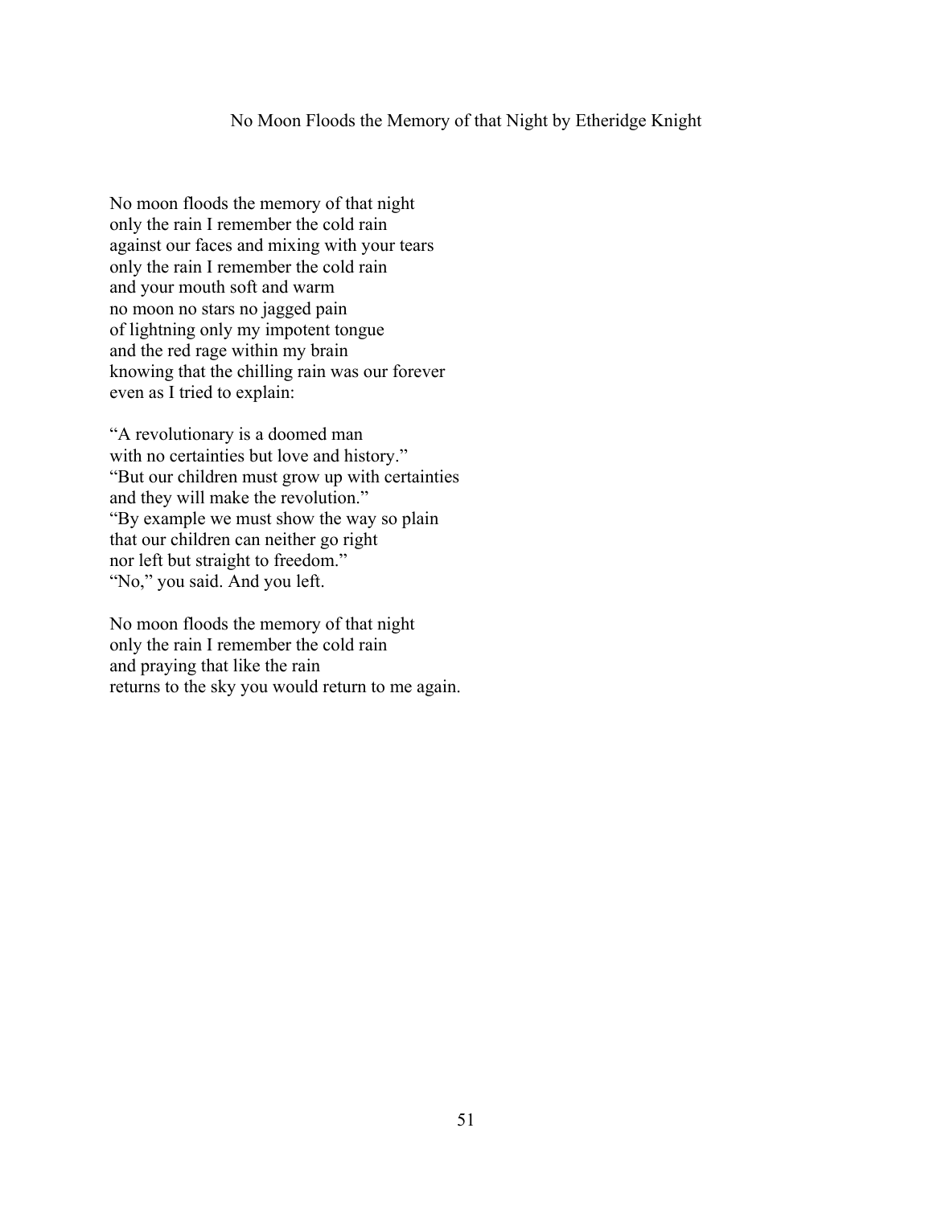# No Moon Floods the Memory of that Night by Etheridge Knight

No moon floods the memory of that night  
only the rain I remember the cold rain  
against our faces and mixing with your tears  
only the rain I remember the cold rain  
and your mouth soft and warm  
no moon no stars no jagged pain  
of lightning only my impotent tongue  
and the red rage within my brain  
knowing that the chilling rain was our forever  
even as I tried to explain:

"A revolutionary is a doomed man  
with no certainties but love and history."  
"But our children must grow up with certainties  
and they will make the revolution."  
"By example we must show the way so plain  
that our children can neither go right  
nor left but straight to freedom."  
"No," you said. And you left.

No moon floods the memory of that night  
only the rain I remember the cold rain  
and praying that like the rain  
returns to the sky you would return to me again.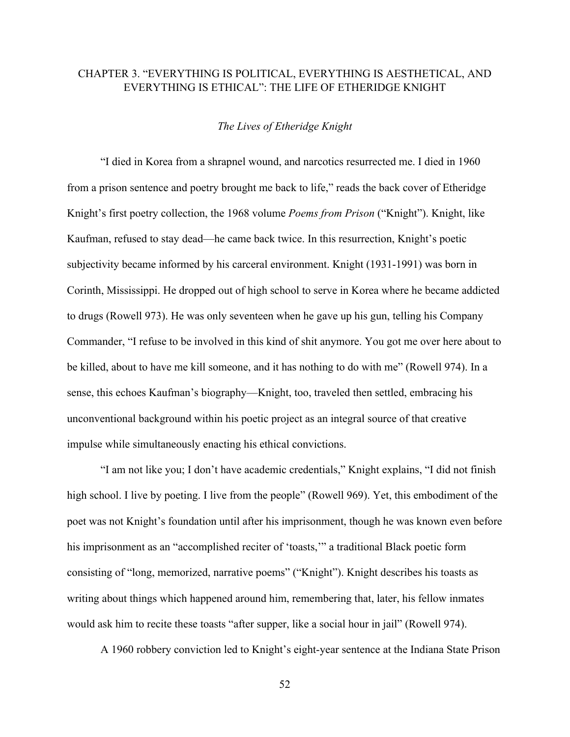## CHAPTER 3. "EVERYTHING IS POLITICAL, EVERYTHING IS AESTHETICAL, AND EVERYTHING IS ETHICAL": THE LIFE OF ETHERIDGE KNIGHT

### *The Lives of Etheridge Knight*

"I died in Korea from a shrapnel wound, and narcotics resurrected me. I died in 1960 from a prison sentence and poetry brought me back to life," reads the back cover of Etheridge Knight's first poetry collection, the 1968 volume *Poems from Prison* ("Knight"). Knight, like Kaufman, refused to stay dead—he came back twice. In this resurrection, Knight's poetic subjectivity became informed by his carceral environment. Knight (1931-1991) was born in Corinth, Mississippi. He dropped out of high school to serve in Korea where he became addicted to drugs (Rowell 973). He was only seventeen when he gave up his gun, telling his Company Commander, "I refuse to be involved in this kind of shit anymore. You got me over here about to be killed, about to have me kill someone, and it has nothing to do with me" (Rowell 974). In a sense, this echoes Kaufman's biography—Knight, too, traveled then settled, embracing his unconventional background within his poetic project as an integral source of that creative impulse while simultaneously enacting his ethical convictions.

"I am not like you; I don't have academic credentials," Knight explains, "I did not finish high school. I live by poeting. I live from the people" (Rowell 969). Yet, this embodiment of the poet was not Knight's foundation until after his imprisonment, though he was known even before his imprisonment as an "accomplished reciter of 'toasts,'" a traditional Black poetic form consisting of "long, memorized, narrative poems" ("Knight"). Knight describes his toasts as writing about things which happened around him, remembering that, later, his fellow inmates would ask him to recite these toasts "after supper, like a social hour in jail" (Rowell 974).

A 1960 robbery conviction led to Knight's eight-year sentence at the Indiana State Prison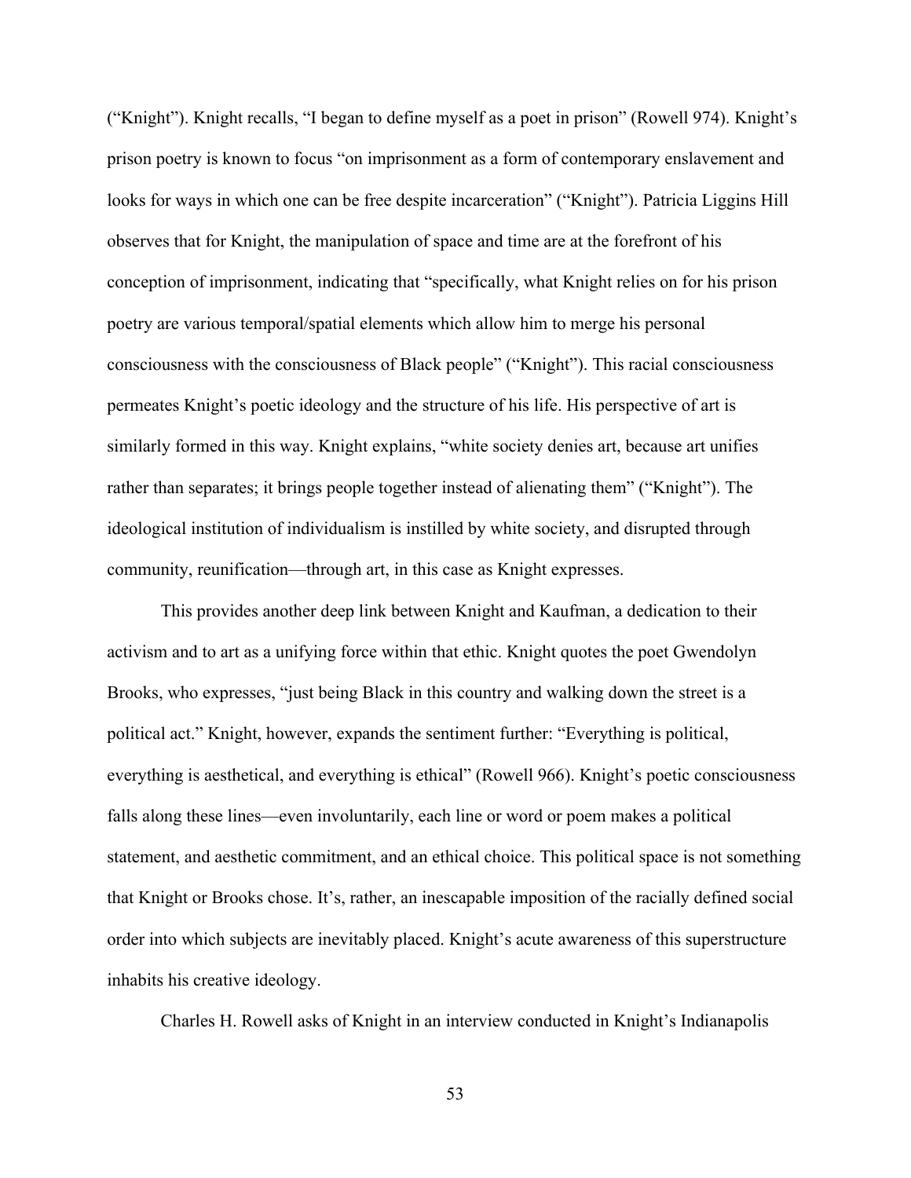("Knight"). Knight recalls, "I began to define myself as a poet in prison" (Rowell 974). Knight's prison poetry is known to focus "on imprisonment as a form of contemporary enslavement and looks for ways in which one can be free despite incarceration" ("Knight"). Patricia Liggins Hill observes that for Knight, the manipulation of space and time are at the forefront of his conception of imprisonment, indicating that "specifically, what Knight relies on for his prison poetry are various temporal/spatial elements which allow him to merge his personal consciousness with the consciousness of Black people" ("Knight"). This racial consciousness permeates Knight's poetic ideology and the structure of his life. His perspective of art is similarly formed in this way. Knight explains, "white society denies art, because art unifies rather than separates; it brings people together instead of alienating them" ("Knight"). The ideological institution of individualism is instilled by white society, and disrupted through community, reunification—through art, in this case as Knight expresses.

This provides another deep link between Knight and Kaufman, a dedication to their activism and to art as a unifying force within that ethic. Knight quotes the poet Gwendolyn Brooks, who expresses, "just being Black in this country and walking down the street is a political act." Knight, however, expands the sentiment further: "Everything is political, everything is aesthetical, and everything is ethical" (Rowell 966). Knight's poetic consciousness falls along these lines—even involuntarily, each line or word or poem makes a political statement, and aesthetic commitment, and an ethical choice. This political space is not something that Knight or Brooks chose. It's, rather, an inescapable imposition of the racially defined social order into which subjects are inevitably placed. Knight's acute awareness of this superstructure inhabits his creative ideology.

Charles H. Rowell asks of Knight in an interview conducted in Knight's Indianapolis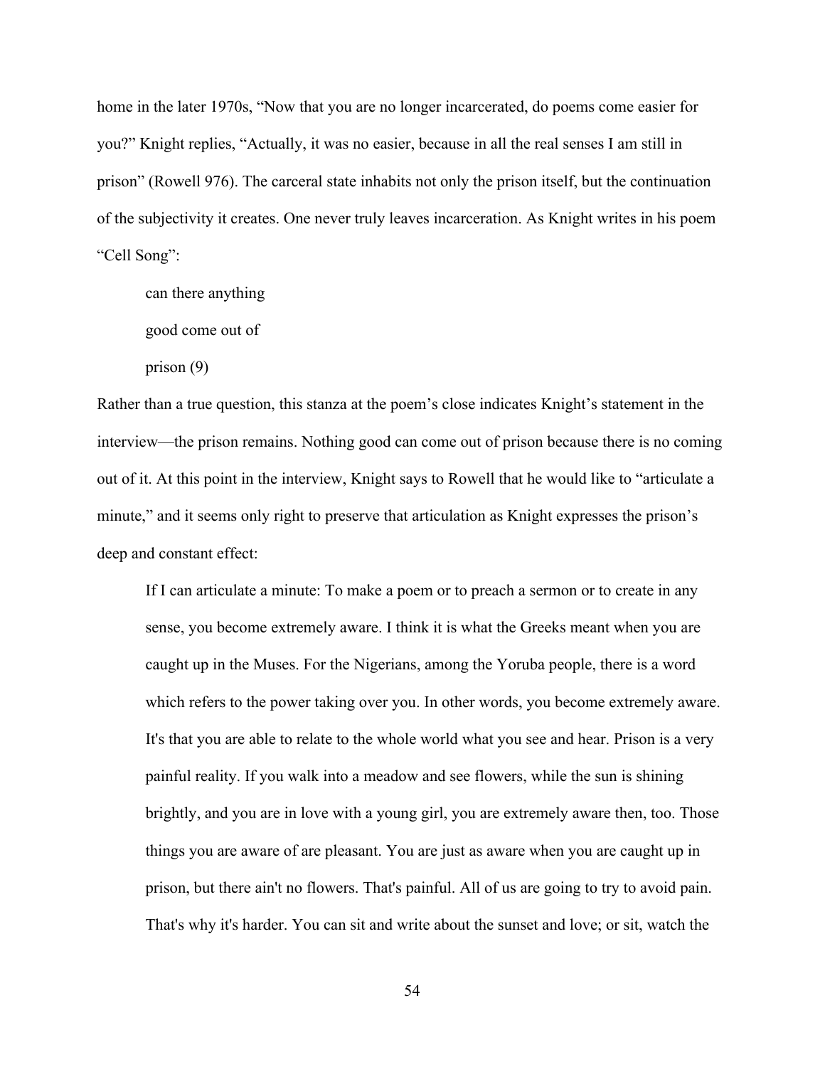home in the later 1970s, "Now that you are no longer incarcerated, do poems come easier for you?" Knight replies, "Actually, it was no easier, because in all the real senses I am still in prison" (Rowell 976). The carceral state inhabits not only the prison itself, but the continuation of the subjectivity it creates. One never truly leaves incarceration. As Knight writes in his poem "Cell Song":

> can there anything
>
> good come out of
>
> prison (9)

Rather than a true question, this stanza at the poem's close indicates Knight's statement in the interview—the prison remains. Nothing good can come out of prison because there is no coming out of it. At this point in the interview, Knight says to Rowell that he would like to "articulate a minute," and it seems only right to preserve that articulation as Knight expresses the prison's deep and constant effect:

> If I can articulate a minute: To make a poem or to preach a sermon or to create in any sense, you become extremely aware. I think it is what the Greeks meant when you are caught up in the Muses. For the Nigerians, among the Yoruba people, there is a word which refers to the power taking over you. In other words, you become extremely aware. It's that you are able to relate to the whole world what you see and hear. Prison is a very painful reality. If you walk into a meadow and see flowers, while the sun is shining brightly, and you are in love with a young girl, you are extremely aware then, too. Those things you are aware of are pleasant. You are just as aware when you are caught up in prison, but there ain't no flowers. That's painful. All of us are going to try to avoid pain. That's why it's harder. You can sit and write about the sunset and love; or sit, watch the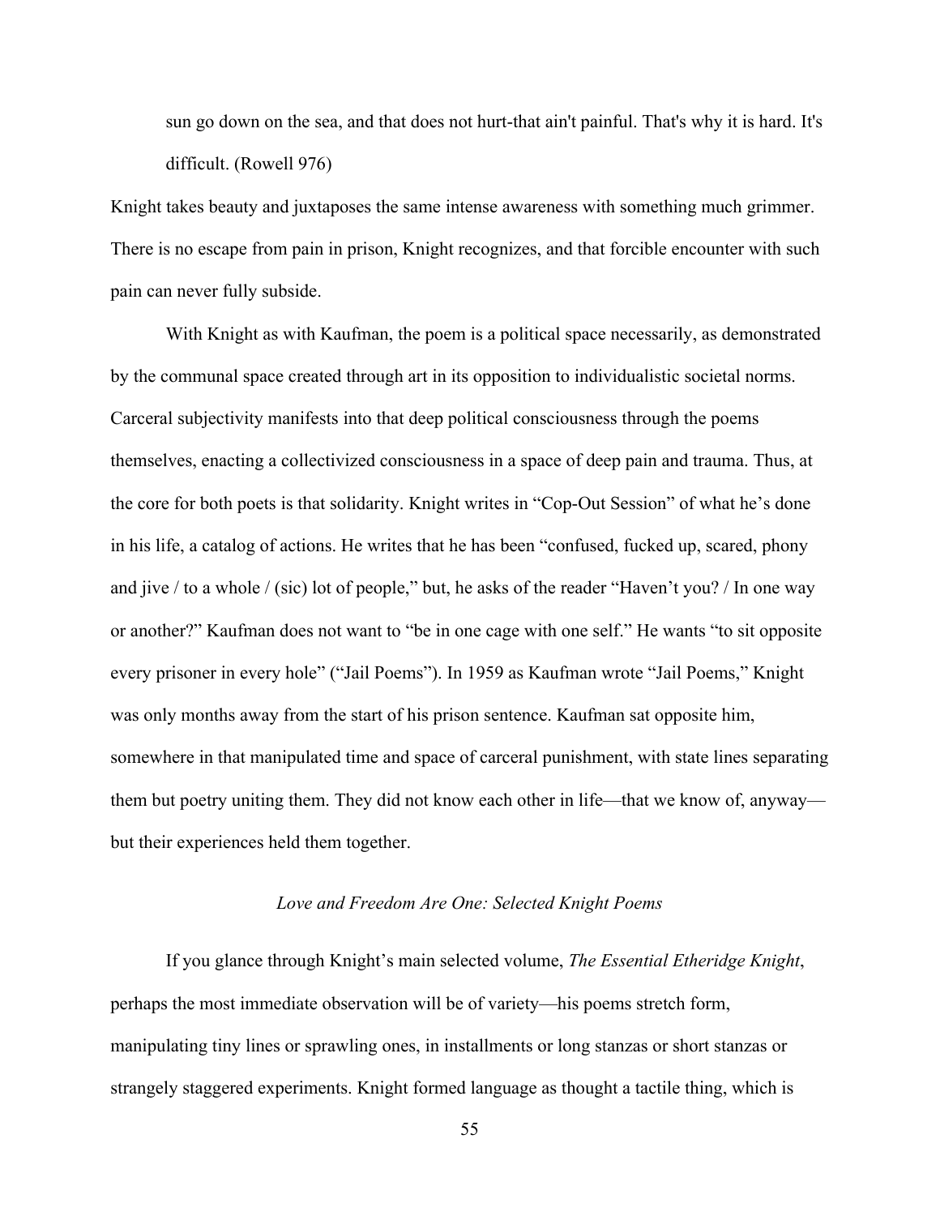> sun go down on the sea, and that does not hurt-that ain't painful. That's why it is hard. It's difficult. (Rowell 976)

Knight takes beauty and juxtaposes the same intense awareness with something much grimmer. There is no escape from pain in prison, Knight recognizes, and that forcible encounter with such pain can never fully subside.

With Knight as with Kaufman, the poem is a political space necessarily, as demonstrated by the communal space created through art in its opposition to individualistic societal norms. Carceral subjectivity manifests into that deep political consciousness through the poems themselves, enacting a collectivized consciousness in a space of deep pain and trauma. Thus, at the core for both poets is that solidarity. Knight writes in "Cop-Out Session" of what he's done in his life, a catalog of actions. He writes that he has been "confused, fucked up, scared, phony and jive / to a whole / (sic) lot of people," but, he asks of the reader "Haven't you? / In one way or another?" Kaufman does not want to "be in one cage with one self." He wants "to sit opposite every prisoner in every hole" ("Jail Poems"). In 1959 as Kaufman wrote "Jail Poems," Knight was only months away from the start of his prison sentence. Kaufman sat opposite him, somewhere in that manipulated time and space of carceral punishment, with state lines separating them but poetry uniting them. They did not know each other in life—that we know of, anyway—but their experiences held them together.

### *Love and Freedom Are One: Selected Knight Poems*

If you glance through Knight's main selected volume, *The Essential Etheridge Knight*, perhaps the most immediate observation will be of variety—his poems stretch form, manipulating tiny lines or sprawling ones, in installments or long stanzas or short stanzas or strangely staggered experiments. Knight formed language as thought a tactile thing, which is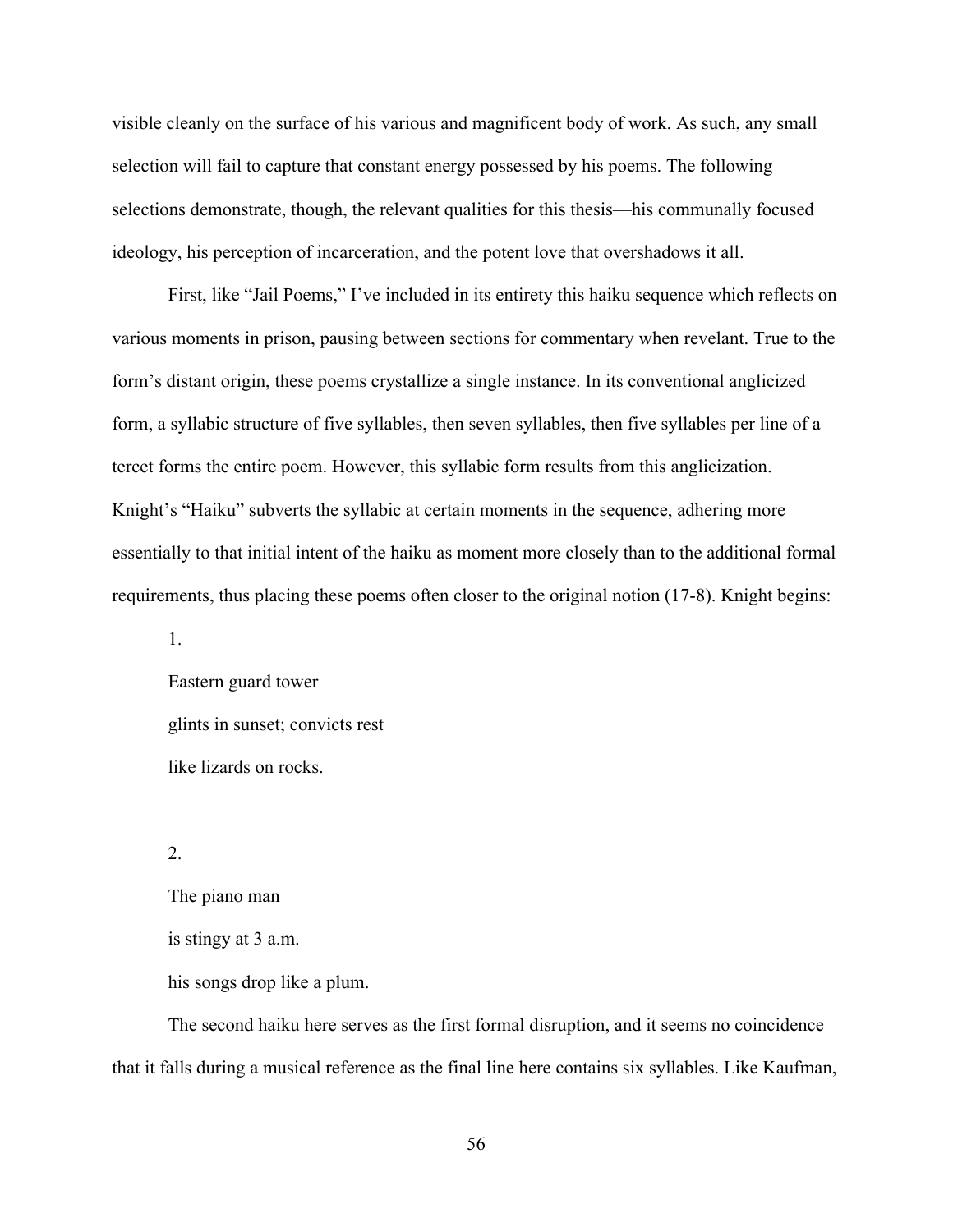visible cleanly on the surface of his various and magnificent body of work. As such, any small selection will fail to capture that constant energy possessed by his poems. The following selections demonstrate, though, the relevant qualities for this thesis—his communally focused ideology, his perception of incarceration, and the potent love that overshadows it all.

First, like "Jail Poems," I've included in its entirety this haiku sequence which reflects on various moments in prison, pausing between sections for commentary when revelant. True to the form's distant origin, these poems crystallize a single instance. In its conventional anglicized form, a syllabic structure of five syllables, then seven syllables, then five syllables per line of a tercet forms the entire poem. However, this syllabic form results from this anglicization. Knight's "Haiku" subverts the syllabic at certain moments in the sequence, adhering more essentially to that initial intent of the haiku as moment more closely than to the additional formal requirements, thus placing these poems often closer to the original notion (17-8). Knight begins:

> 1.
>
> Eastern guard tower  
> glints in sunset; convicts rest  
> like lizards on rocks.
>
> 2.
>
> The piano man  
> is stingy at 3 a.m.  
> his songs drop like a plum.

The second haiku here serves as the first formal disruption, and it seems no coincidence that it falls during a musical reference as the final line here contains six syllables. Like Kaufman,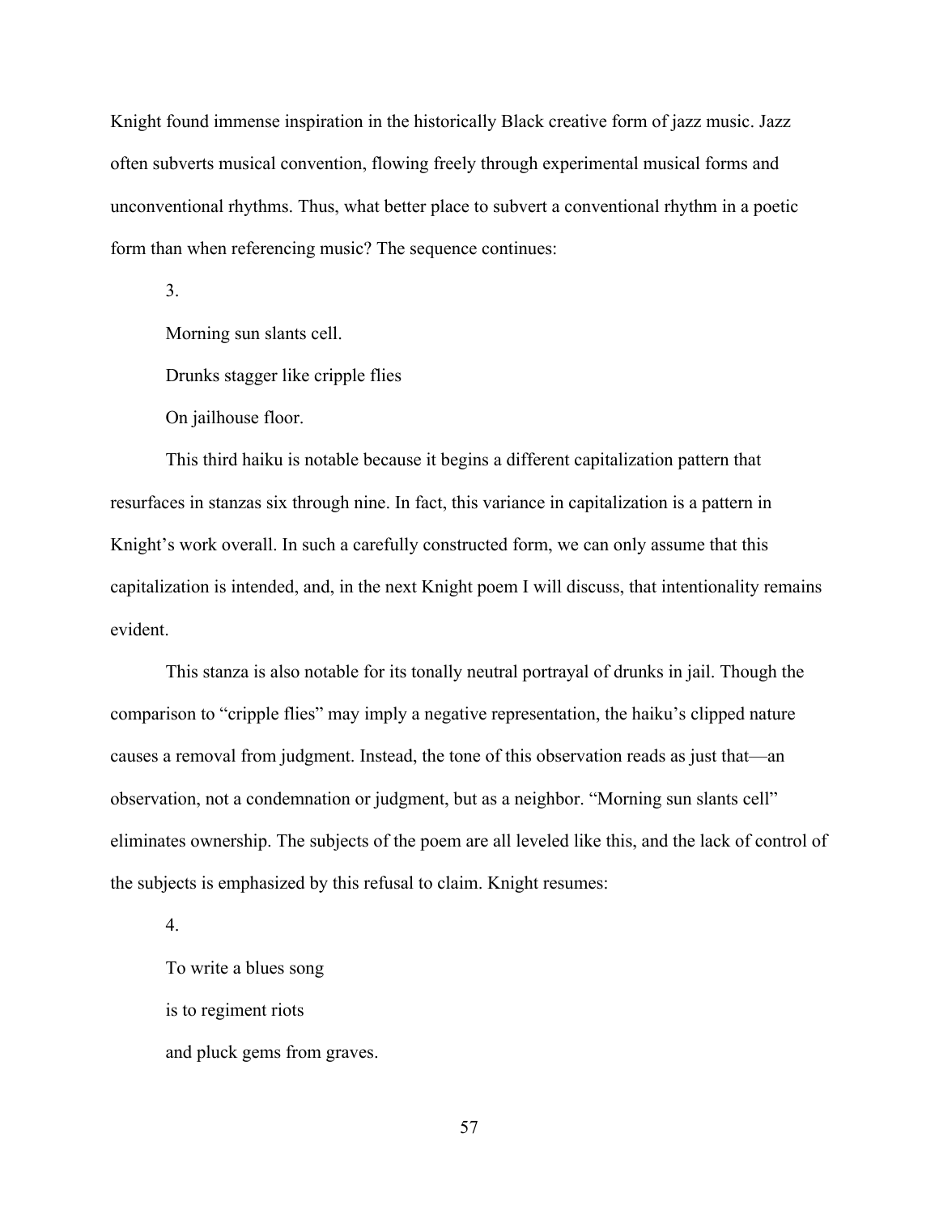Knight found immense inspiration in the historically Black creative form of jazz music. Jazz often subverts musical convention, flowing freely through experimental musical forms and unconventional rhythms. Thus, what better place to subvert a conventional rhythm in a poetic form than when referencing music? The sequence continues:

3.

Morning sun slants cell.

Drunks stagger like cripple flies

On jailhouse floor.

This third haiku is notable because it begins a different capitalization pattern that resurfaces in stanzas six through nine. In fact, this variance in capitalization is a pattern in Knight's work overall. In such a carefully constructed form, we can only assume that this capitalization is intended, and, in the next Knight poem I will discuss, that intentionality remains evident.

This stanza is also notable for its tonally neutral portrayal of drunks in jail. Though the comparison to "cripple flies" may imply a negative representation, the haiku's clipped nature causes a removal from judgment. Instead, the tone of this observation reads as just that—an observation, not a condemnation or judgment, but as a neighbor. "Morning sun slants cell" eliminates ownership. The subjects of the poem are all leveled like this, and the lack of control of the subjects is emphasized by this refusal to claim. Knight resumes:

4.

To write a blues song

is to regiment riots

and pluck gems from graves.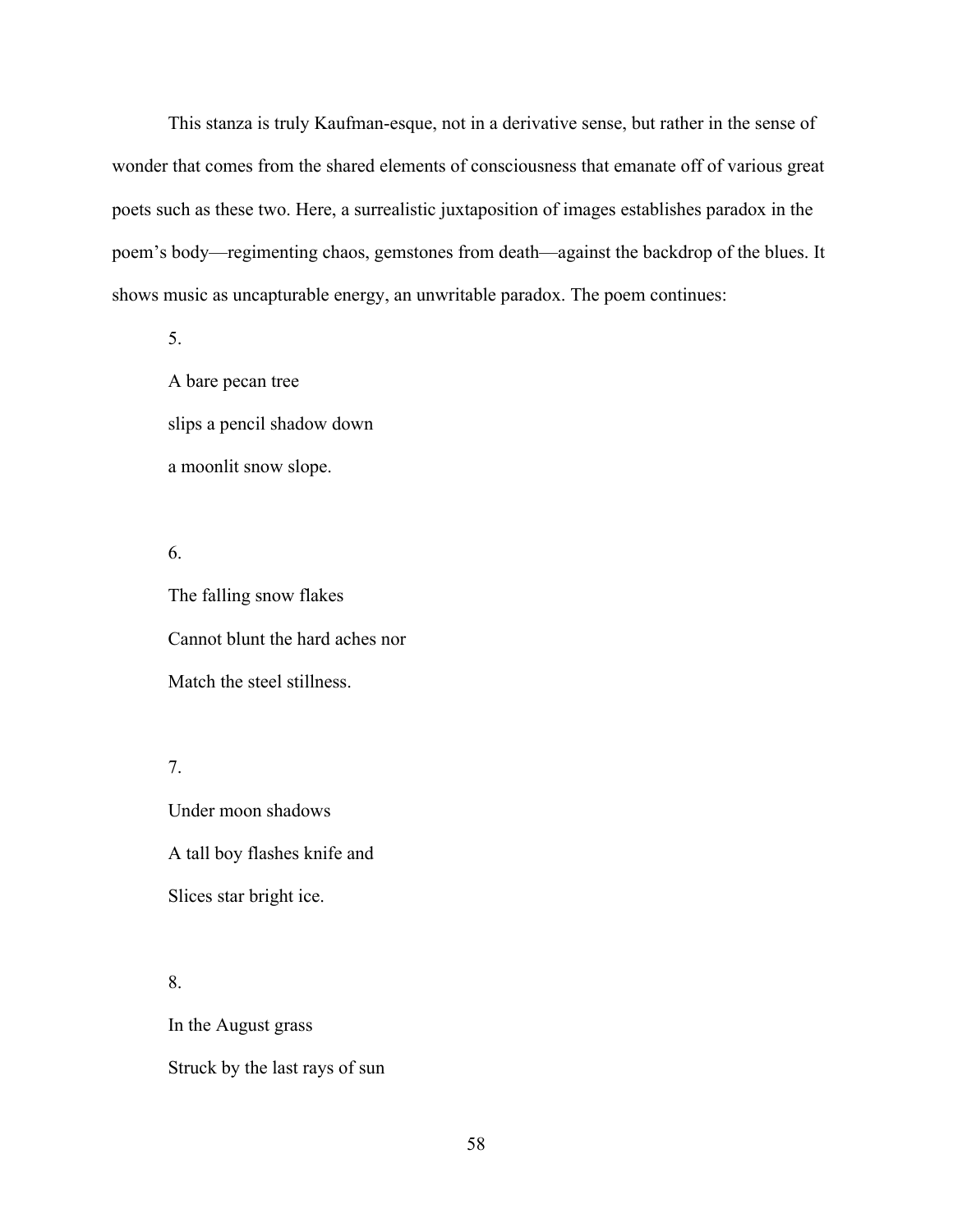This stanza is truly Kaufman-esque, not in a derivative sense, but rather in the sense of wonder that comes from the shared elements of consciousness that emanate off of various great poets such as these two. Here, a surrealistic juxtaposition of images establishes paradox in the poem's body—regimenting chaos, gemstones from death—against the backdrop of the blues. It shows music as uncapturable energy, an unwritable paradox. The poem continues:

> 5.
>
> A bare pecan tree  
> slips a pencil shadow down  
> a moonlit snow slope.
>
> 6.
>
> The falling snow flakes  
> Cannot blunt the hard aches nor  
> Match the steel stillness.
>
> 7.
>
> Under moon shadows  
> A tall boy flashes knife and  
> Slices star bright ice.
>
> 8.
>
> In the August grass  
> Struck by the last rays of sun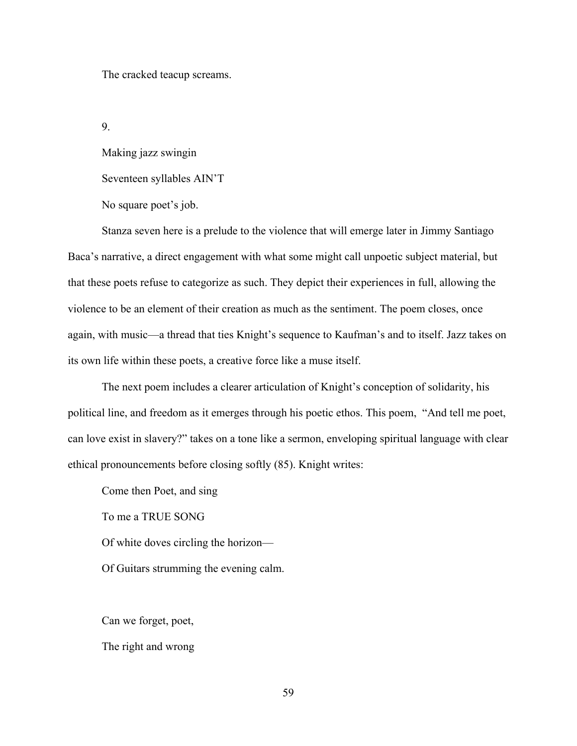The cracked teacup screams.

9.

Making jazz swingin

Seventeen syllables AIN'T

No square poet's job.

Stanza seven here is a prelude to the violence that will emerge later in Jimmy Santiago Baca's narrative, a direct engagement with what some might call unpoetic subject material, but that these poets refuse to categorize as such. They depict their experiences in full, allowing the violence to be an element of their creation as much as the sentiment. The poem closes, once again, with music—a thread that ties Knight's sequence to Kaufman's and to itself. Jazz takes on its own life within these poets, a creative force like a muse itself.

The next poem includes a clearer articulation of Knight's conception of solidarity, his political line, and freedom as it emerges through his poetic ethos. This poem, "And tell me poet, can love exist in slavery?" takes on a tone like a sermon, enveloping spiritual language with clear ethical pronouncements before closing softly (85). Knight writes:

Come then Poet, and sing

To me a TRUE SONG

Of white doves circling the horizon—

Of Guitars strumming the evening calm.

Can we forget, poet,

The right and wrong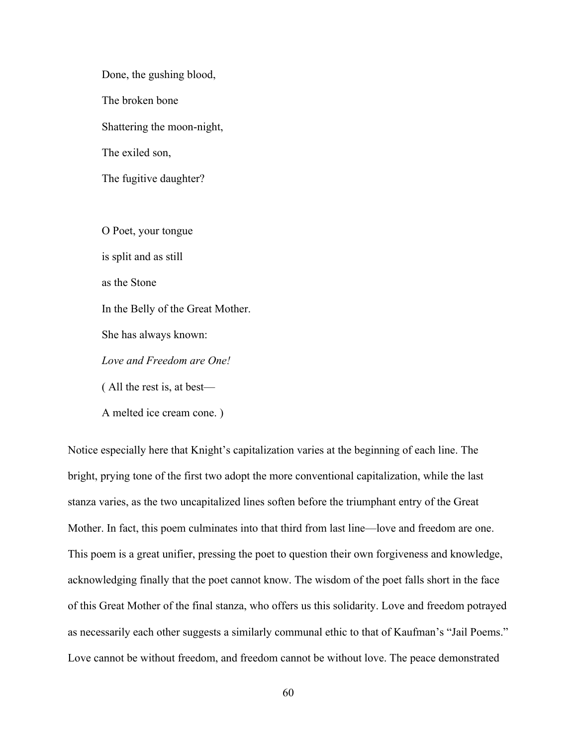Done, the gushing blood,

The broken bone

Shattering the moon-night,

The exiled son,

The fugitive daughter?

O Poet, your tongue

is split and as still

as the Stone

In the Belly of the Great Mother.

She has always known:

*Love and Freedom are One!*

( All the rest is, at best—

A melted ice cream cone. )

Notice especially here that Knight's capitalization varies at the beginning of each line. The bright, prying tone of the first two adopt the more conventional capitalization, while the last stanza varies, as the two uncapitalized lines soften before the triumphant entry of the Great Mother. In fact, this poem culminates into that third from last line—love and freedom are one. This poem is a great unifier, pressing the poet to question their own forgiveness and knowledge, acknowledging finally that the poet cannot know. The wisdom of the poet falls short in the face of this Great Mother of the final stanza, who offers us this solidarity. Love and freedom potrayed as necessarily each other suggests a similarly communal ethic to that of Kaufman's "Jail Poems." Love cannot be without freedom, and freedom cannot be without love. The peace demonstrated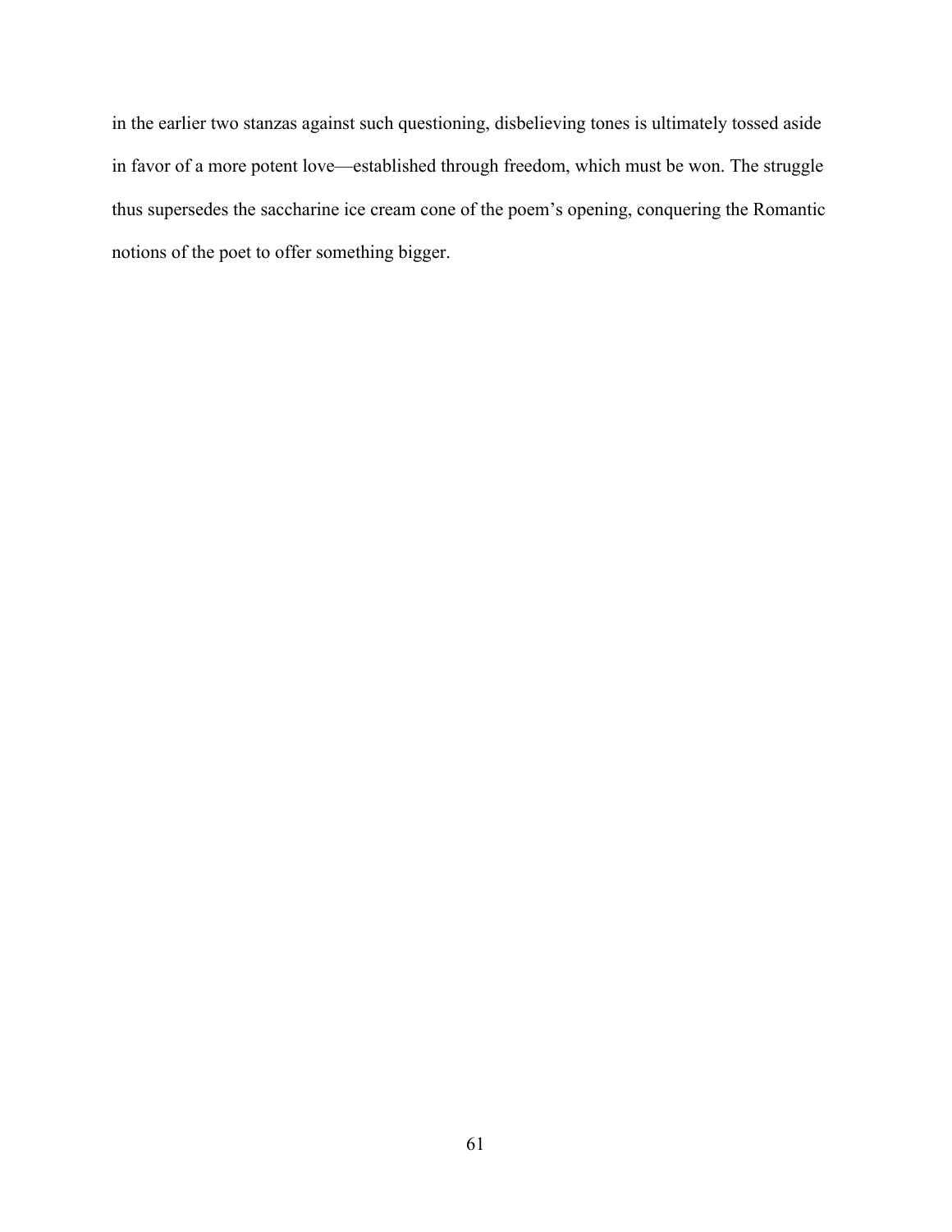in the earlier two stanzas against such questioning, disbelieving tones is ultimately tossed aside in favor of a more potent love—established through freedom, which must be won. The struggle thus supersedes the saccharine ice cream cone of the poem's opening, conquering the Romantic notions of the poet to offer something bigger.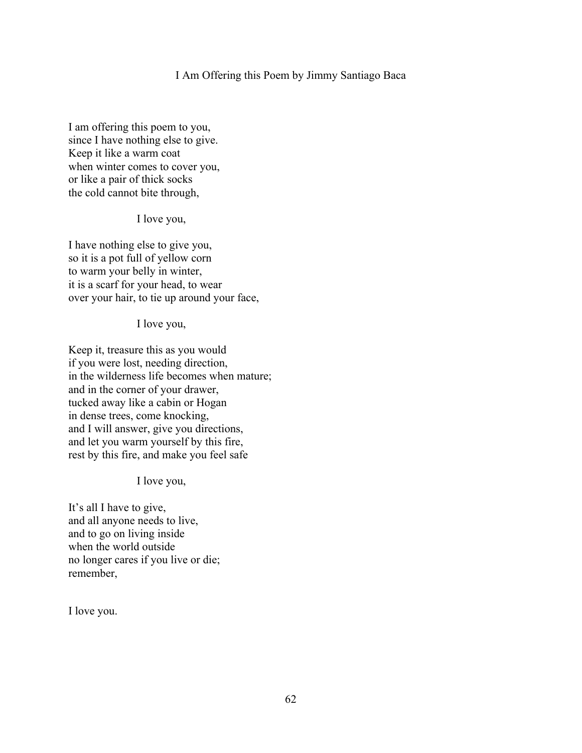# I Am Offering this Poem by Jimmy Santiago Baca

I am offering this poem to you,  
since I have nothing else to give.  
Keep it like a warm coat  
when winter comes to cover you,  
or like a pair of thick socks  
the cold cannot bite through,

I love you,

I have nothing else to give you,  
so it is a pot full of yellow corn  
to warm your belly in winter,  
it is a scarf for your head, to wear  
over your hair, to tie up around your face,

I love you,

Keep it, treasure this as you would  
if you were lost, needing direction,  
in the wilderness life becomes when mature;  
and in the corner of your drawer,  
tucked away like a cabin or Hogan  
in dense trees, come knocking,  
and I will answer, give you directions,  
and let you warm yourself by this fire,  
rest by this fire, and make you feel safe

I love you,

It's all I have to give,  
and all anyone needs to live,  
and to go on living inside  
when the world outside  
no longer cares if you live or die;  
remember,

I love you.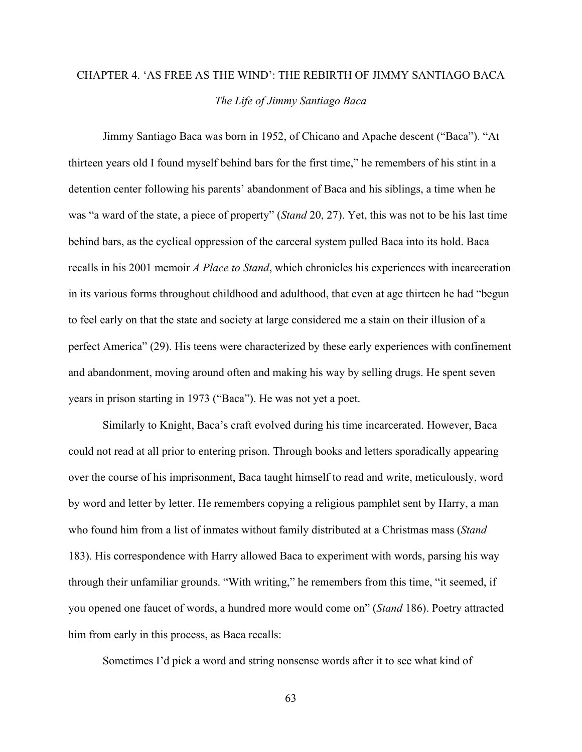# CHAPTER 4. 'AS FREE AS THE WIND': THE REBIRTH OF JIMMY SANTIAGO BACA

## *The Life of Jimmy Santiago Baca*

Jimmy Santiago Baca was born in 1952, of Chicano and Apache descent ("Baca"). "At thirteen years old I found myself behind bars for the first time," he remembers of his stint in a detention center following his parents' abandonment of Baca and his siblings, a time when he was "a ward of the state, a piece of property" (*Stand* 20, 27). Yet, this was not to be his last time behind bars, as the cyclical oppression of the carceral system pulled Baca into its hold. Baca recalls in his 2001 memoir *A Place to Stand*, which chronicles his experiences with incarceration in its various forms throughout childhood and adulthood, that even at age thirteen he had "begun to feel early on that the state and society at large considered me a stain on their illusion of a perfect America" (29). His teens were characterized by these early experiences with confinement and abandonment, moving around often and making his way by selling drugs. He spent seven years in prison starting in 1973 ("Baca"). He was not yet a poet.

Similarly to Knight, Baca's craft evolved during his time incarcerated. However, Baca could not read at all prior to entering prison. Through books and letters sporadically appearing over the course of his imprisonment, Baca taught himself to read and write, meticulously, word by word and letter by letter. He remembers copying a religious pamphlet sent by Harry, a man who found him from a list of inmates without family distributed at a Christmas mass (*Stand* 183). His correspondence with Harry allowed Baca to experiment with words, parsing his way through their unfamiliar grounds. "With writing," he remembers from this time, "it seemed, if you opened one faucet of words, a hundred more would come on" (*Stand* 186). Poetry attracted him from early in this process, as Baca recalls:

> Sometimes I'd pick a word and string nonsense words after it to see what kind of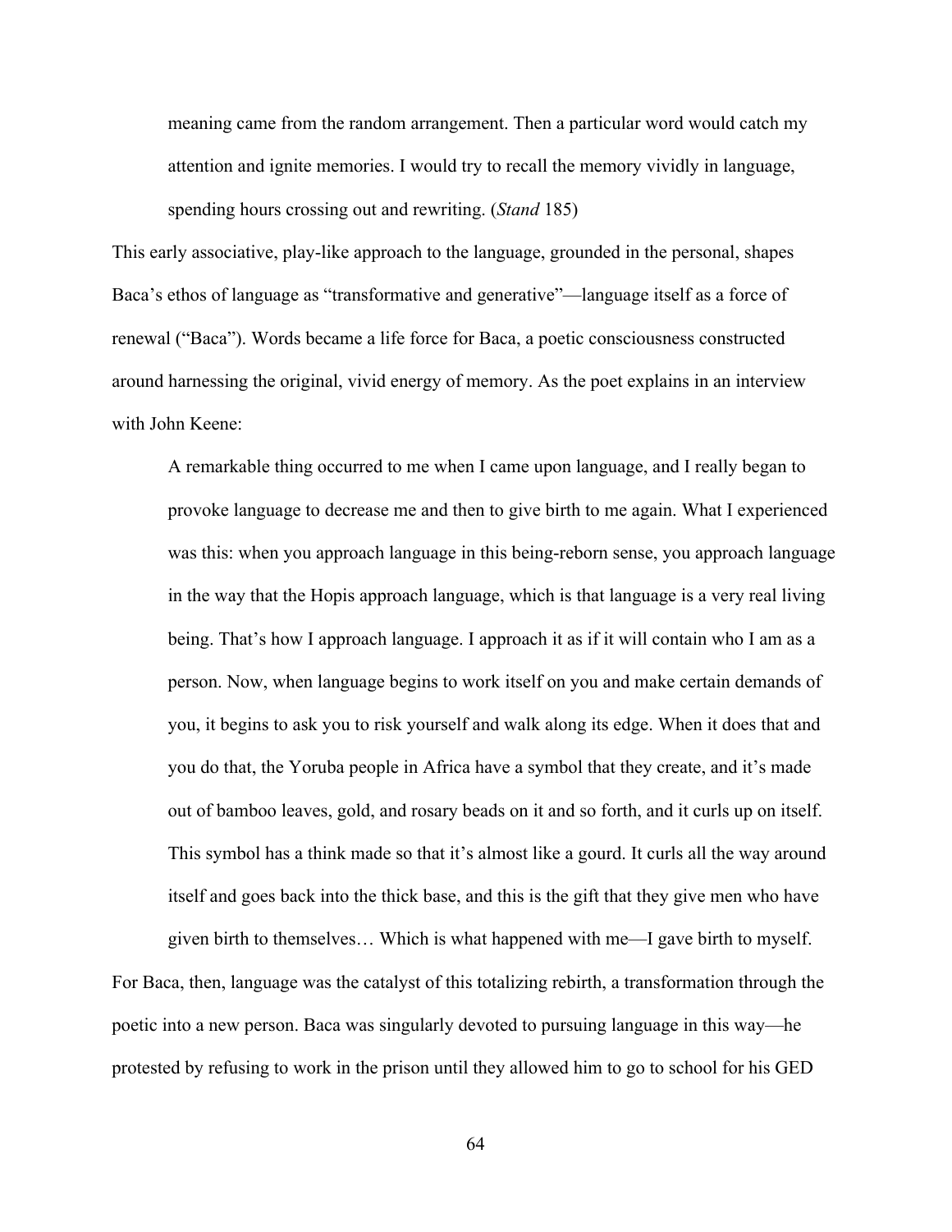meaning came from the random arrangement. Then a particular word would catch my attention and ignite memories. I would try to recall the memory vividly in language, spending hours crossing out and rewriting. (*Stand* 185)

This early associative, play-like approach to the language, grounded in the personal, shapes Baca's ethos of language as "transformative and generative"—language itself as a force of renewal ("Baca"). Words became a life force for Baca, a poetic consciousness constructed around harnessing the original, vivid energy of memory. As the poet explains in an interview with John Keene:

> A remarkable thing occurred to me when I came upon language, and I really began to provoke language to decrease me and then to give birth to me again. What I experienced was this: when you approach language in this being-reborn sense, you approach language in the way that the Hopis approach language, which is that language is a very real living being. That's how I approach language. I approach it as if it will contain who I am as a person. Now, when language begins to work itself on you and make certain demands of you, it begins to ask you to risk yourself and walk along its edge. When it does that and you do that, the Yoruba people in Africa have a symbol that they create, and it's made out of bamboo leaves, gold, and rosary beads on it and so forth, and it curls up on itself. This symbol has a think made so that it's almost like a gourd. It curls all the way around itself and goes back into the thick base, and this is the gift that they give men who have given birth to themselves… Which is what happened with me—I gave birth to myself.

For Baca, then, language was the catalyst of this totalizing rebirth, a transformation through the poetic into a new person. Baca was singularly devoted to pursuing language in this way—he protested by refusing to work in the prison until they allowed him to go to school for his GED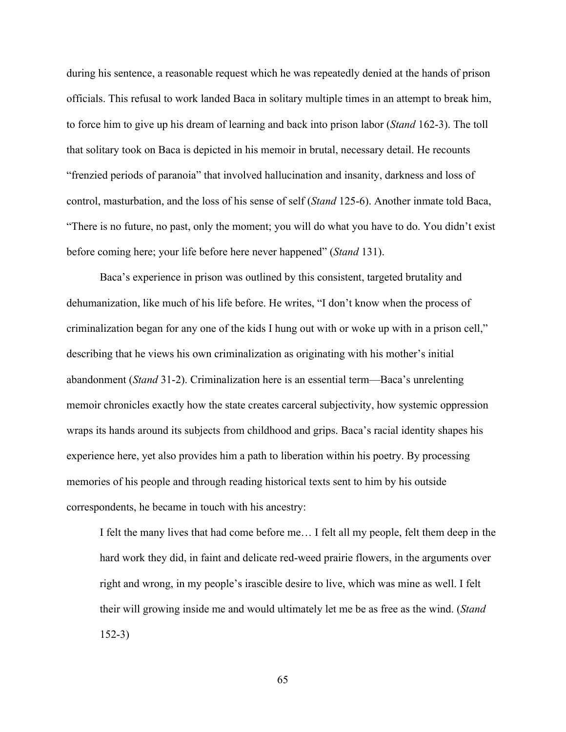during his sentence, a reasonable request which he was repeatedly denied at the hands of prison officials. This refusal to work landed Baca in solitary multiple times in an attempt to break him, to force him to give up his dream of learning and back into prison labor (*Stand* 162-3). The toll that solitary took on Baca is depicted in his memoir in brutal, necessary detail. He recounts "frenzied periods of paranoia" that involved hallucination and insanity, darkness and loss of control, masturbation, and the loss of his sense of self (*Stand* 125-6). Another inmate told Baca, "There is no future, no past, only the moment; you will do what you have to do. You didn't exist before coming here; your life before here never happened" (*Stand* 131).

Baca's experience in prison was outlined by this consistent, targeted brutality and dehumanization, like much of his life before. He writes, "I don't know when the process of criminalization began for any one of the kids I hung out with or woke up with in a prison cell," describing that he views his own criminalization as originating with his mother's initial abandonment (*Stand* 31-2). Criminalization here is an essential term—Baca's unrelenting memoir chronicles exactly how the state creates carceral subjectivity, how systemic oppression wraps its hands around its subjects from childhood and grips. Baca's racial identity shapes his experience here, yet also provides him a path to liberation within his poetry. By processing memories of his people and through reading historical texts sent to him by his outside correspondents, he became in touch with his ancestry:

> I felt the many lives that had come before me… I felt all my people, felt them deep in the hard work they did, in faint and delicate red-weed prairie flowers, in the arguments over right and wrong, in my people's irascible desire to live, which was mine as well. I felt their will growing inside me and would ultimately let me be as free as the wind. (*Stand* 152-3)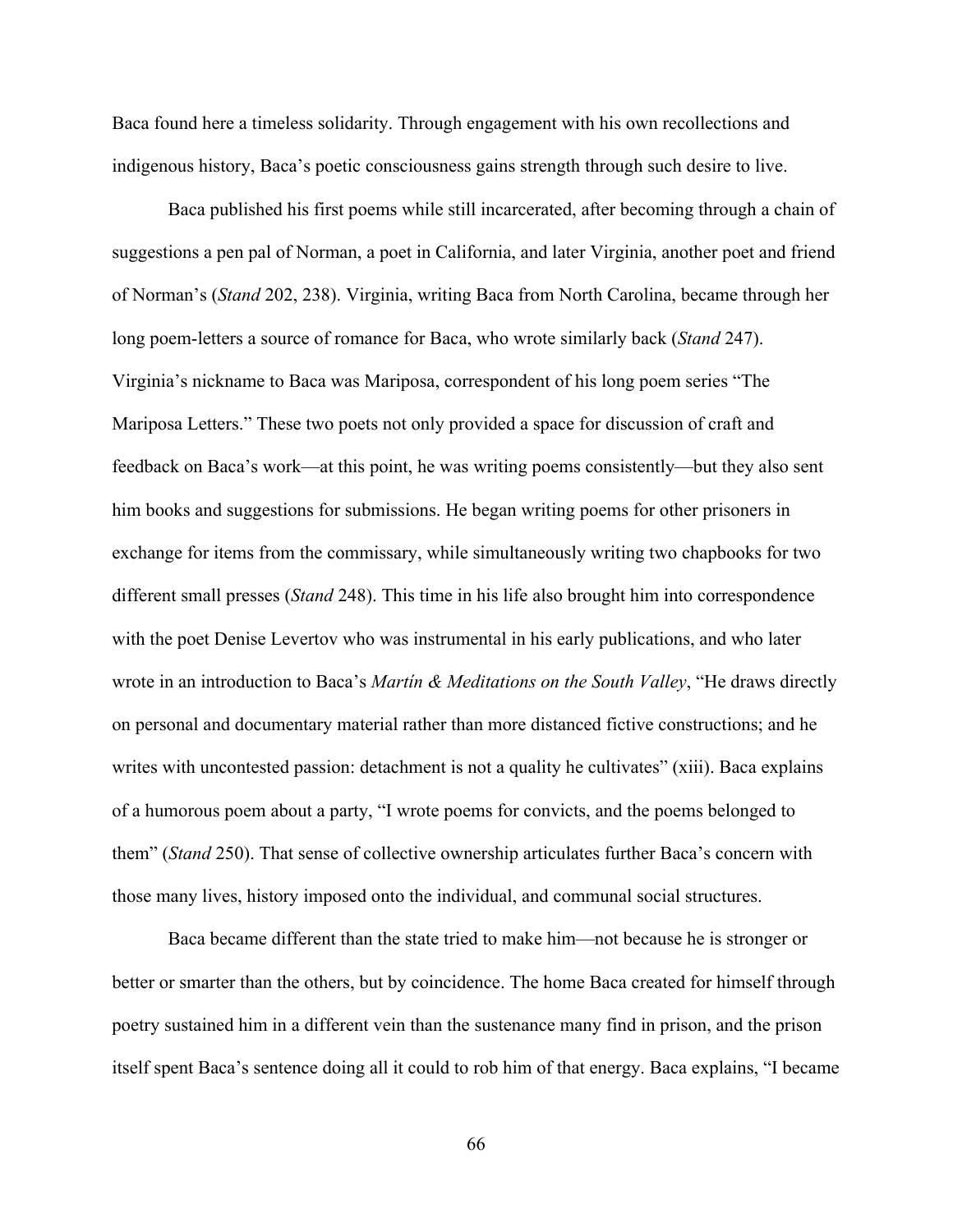Baca found here a timeless solidarity. Through engagement with his own recollections and indigenous history, Baca's poetic consciousness gains strength through such desire to live.

Baca published his first poems while still incarcerated, after becoming through a chain of suggestions a pen pal of Norman, a poet in California, and later Virginia, another poet and friend of Norman's (*Stand* 202, 238). Virginia, writing Baca from North Carolina, became through her long poem-letters a source of romance for Baca, who wrote similarly back (*Stand* 247). Virginia's nickname to Baca was Mariposa, correspondent of his long poem series "The Mariposa Letters." These two poets not only provided a space for discussion of craft and feedback on Baca's work—at this point, he was writing poems consistently—but they also sent him books and suggestions for submissions. He began writing poems for other prisoners in exchange for items from the commissary, while simultaneously writing two chapbooks for two different small presses (*Stand* 248). This time in his life also brought him into correspondence with the poet Denise Levertov who was instrumental in his early publications, and who later wrote in an introduction to Baca's *Martín & Meditations on the South Valley*, "He draws directly on personal and documentary material rather than more distanced fictive constructions; and he writes with uncontested passion: detachment is not a quality he cultivates" (xiii). Baca explains of a humorous poem about a party, "I wrote poems for convicts, and the poems belonged to them" (*Stand* 250). That sense of collective ownership articulates further Baca's concern with those many lives, history imposed onto the individual, and communal social structures.

Baca became different than the state tried to make him—not because he is stronger or better or smarter than the others, but by coincidence. The home Baca created for himself through poetry sustained him in a different vein than the sustenance many find in prison, and the prison itself spent Baca's sentence doing all it could to rob him of that energy. Baca explains, "I became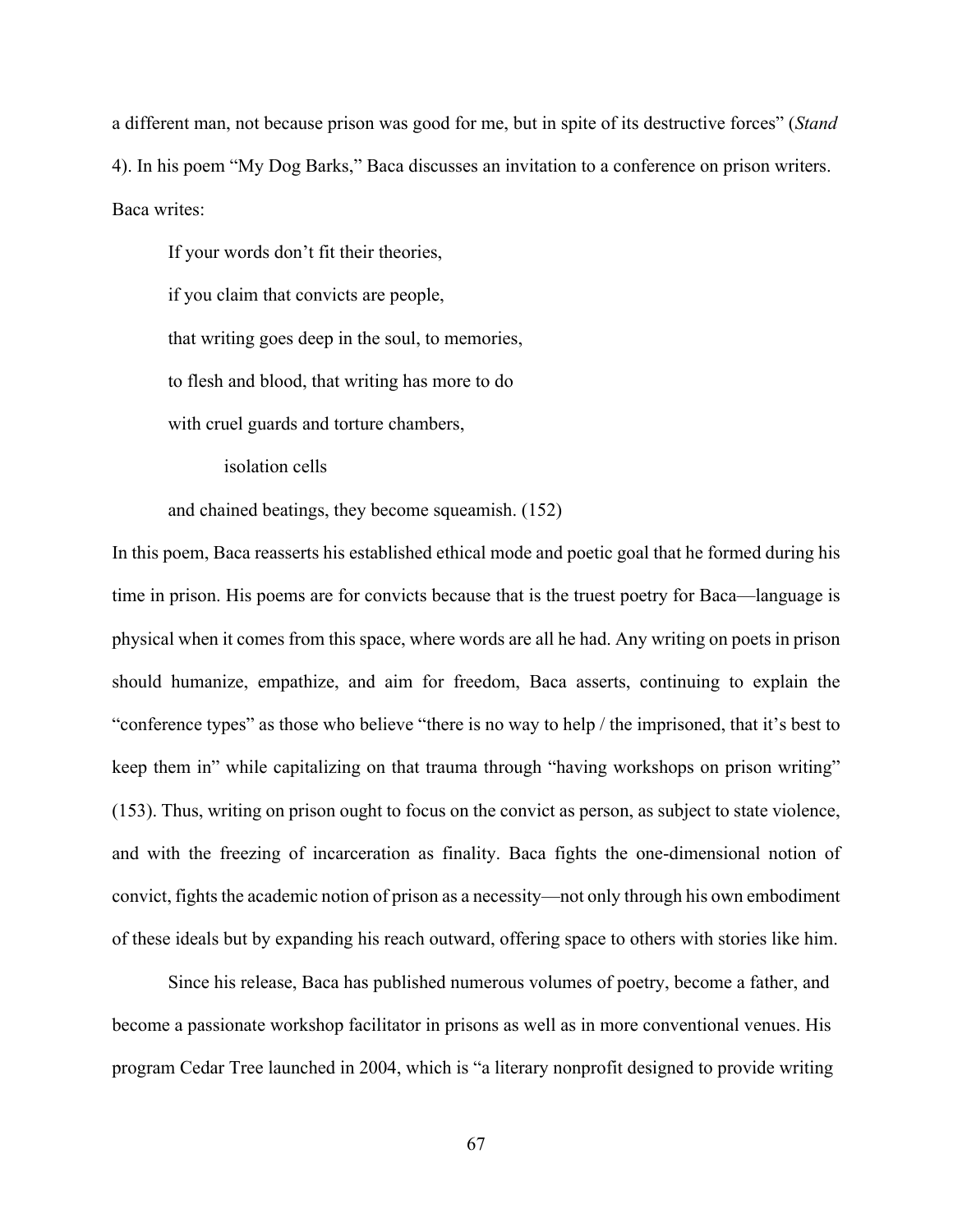a different man, not because prison was good for me, but in spite of its destructive forces" (*Stand* 4). In his poem "My Dog Barks," Baca discusses an invitation to a conference on prison writers. Baca writes:

> If your words don't fit their theories,
>
> if you claim that convicts are people,
>
> that writing goes deep in the soul, to memories,
>
> to flesh and blood, that writing has more to do
>
> with cruel guards and torture chambers,
>
> &nbsp;&nbsp;&nbsp;&nbsp;&nbsp;&nbsp;&nbsp;&nbsp;isolation cells
>
> and chained beatings, they become squeamish. (152)

In this poem, Baca reasserts his established ethical mode and poetic goal that he formed during his time in prison. His poems are for convicts because that is the truest poetry for Baca—language is physical when it comes from this space, where words are all he had. Any writing on poets in prison should humanize, empathize, and aim for freedom, Baca asserts, continuing to explain the "conference types" as those who believe "there is no way to help / the imprisoned, that it's best to keep them in" while capitalizing on that trauma through "having workshops on prison writing" (153). Thus, writing on prison ought to focus on the convict as person, as subject to state violence, and with the freezing of incarceration as finality. Baca fights the one-dimensional notion of convict, fights the academic notion of prison as a necessity—not only through his own embodiment of these ideals but by expanding his reach outward, offering space to others with stories like him.

Since his release, Baca has published numerous volumes of poetry, become a father, and become a passionate workshop facilitator in prisons as well as in more conventional venues. His program Cedar Tree launched in 2004, which is "a literary nonprofit designed to provide writing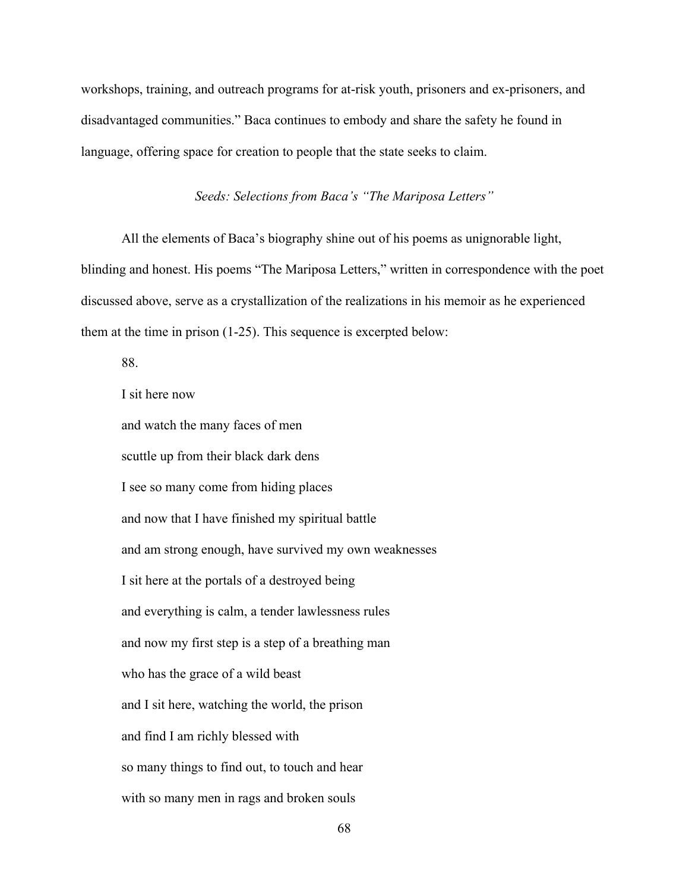workshops, training, and outreach programs for at-risk youth, prisoners and ex-prisoners, and disadvantaged communities." Baca continues to embody and share the safety he found in language, offering space for creation to people that the state seeks to claim.

*Seeds: Selections from Baca's "The Mariposa Letters"*

All the elements of Baca's biography shine out of his poems as unignorable light, blinding and honest. His poems "The Mariposa Letters," written in correspondence with the poet discussed above, serve as a crystallization of the realizations in his memoir as he experienced them at the time in prison (1-25). This sequence is excerpted below:

88.

I sit here now

and watch the many faces of men

scuttle up from their black dark dens

I see so many come from hiding places

and now that I have finished my spiritual battle

and am strong enough, have survived my own weaknesses

I sit here at the portals of a destroyed being

and everything is calm, a tender lawlessness rules

and now my first step is a step of a breathing man

who has the grace of a wild beast

and I sit here, watching the world, the prison

and find I am richly blessed with

so many things to find out, to touch and hear

with so many men in rags and broken souls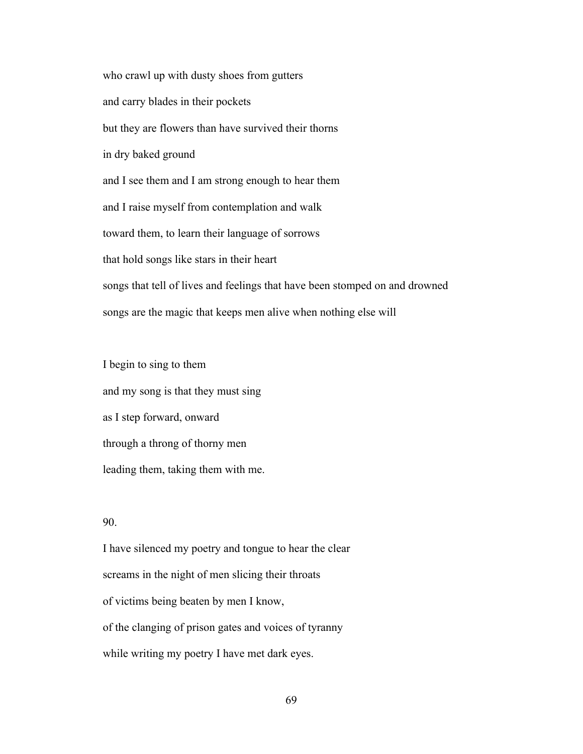who crawl up with dusty shoes from gutters

and carry blades in their pockets

but they are flowers than have survived their thorns

in dry baked ground

and I see them and I am strong enough to hear them

and I raise myself from contemplation and walk

toward them, to learn their language of sorrows

that hold songs like stars in their heart

songs that tell of lives and feelings that have been stomped on and drowned

songs are the magic that keeps men alive when nothing else will

I begin to sing to them

and my song is that they must sing

as I step forward, onward

through a throng of thorny men

leading them, taking them with me.

90.

I have silenced my poetry and tongue to hear the clear

screams in the night of men slicing their throats

of victims being beaten by men I know,

of the clanging of prison gates and voices of tyranny

while writing my poetry I have met dark eyes.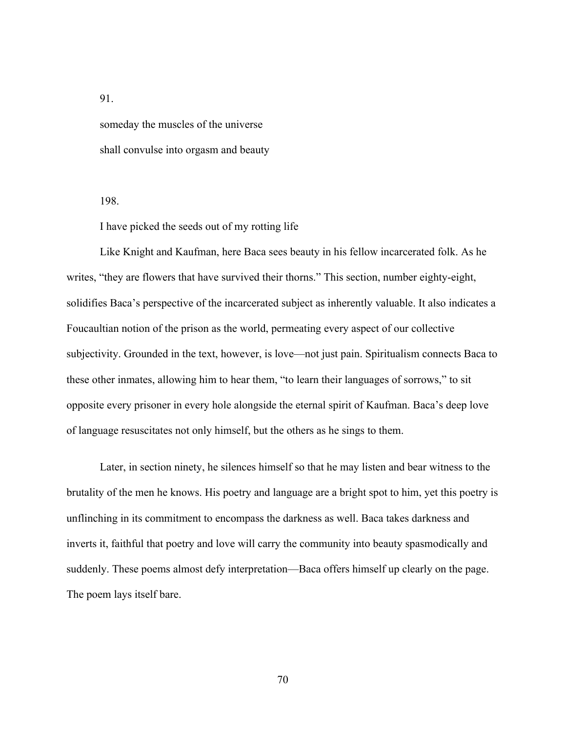91.

someday the muscles of the universe

shall convulse into orgasm and beauty

198.

I have picked the seeds out of my rotting life

Like Knight and Kaufman, here Baca sees beauty in his fellow incarcerated folk. As he writes, "they are flowers that have survived their thorns." This section, number eighty-eight, solidifies Baca's perspective of the incarcerated subject as inherently valuable. It also indicates a Foucaultian notion of the prison as the world, permeating every aspect of our collective subjectivity. Grounded in the text, however, is love—not just pain. Spiritualism connects Baca to these other inmates, allowing him to hear them, "to learn their languages of sorrows," to sit opposite every prisoner in every hole alongside the eternal spirit of Kaufman. Baca's deep love of language resuscitates not only himself, but the others as he sings to them.

Later, in section ninety, he silences himself so that he may listen and bear witness to the brutality of the men he knows. His poetry and language are a bright spot to him, yet this poetry is unflinching in its commitment to encompass the darkness as well. Baca takes darkness and inverts it, faithful that poetry and love will carry the community into beauty spasmodically and suddenly. These poems almost defy interpretation—Baca offers himself up clearly on the page. The poem lays itself bare.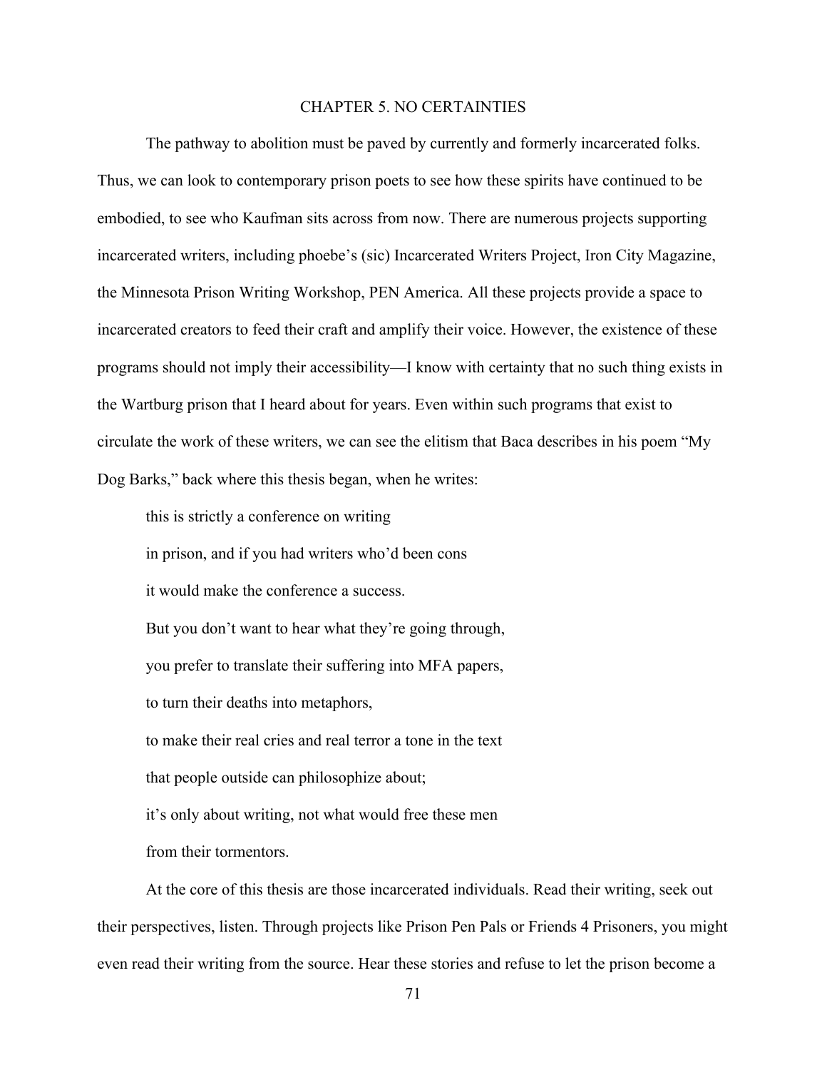# CHAPTER 5. NO CERTAINTIES

The pathway to abolition must be paved by currently and formerly incarcerated folks. Thus, we can look to contemporary prison poets to see how these spirits have continued to be embodied, to see who Kaufman sits across from now. There are numerous projects supporting incarcerated writers, including phoebe's (sic) Incarcerated Writers Project, Iron City Magazine, the Minnesota Prison Writing Workshop, PEN America. All these projects provide a space to incarcerated creators to feed their craft and amplify their voice. However, the existence of these programs should not imply their accessibility—I know with certainty that no such thing exists in the Wartburg prison that I heard about for years. Even within such programs that exist to circulate the work of these writers, we can see the elitism that Baca describes in his poem "My Dog Barks," back where this thesis began, when he writes:

> this is strictly a conference on writing
>
> in prison, and if you had writers who'd been cons
>
> it would make the conference a success.
>
> But you don't want to hear what they're going through,
>
> you prefer to translate their suffering into MFA papers,
>
> to turn their deaths into metaphors,
>
> to make their real cries and real terror a tone in the text
>
> that people outside can philosophize about;
>
> it's only about writing, not what would free these men
>
> from their tormentors.

At the core of this thesis are those incarcerated individuals. Read their writing, seek out their perspectives, listen. Through projects like Prison Pen Pals or Friends 4 Prisoners, you might even read their writing from the source. Hear these stories and refuse to let the prison become a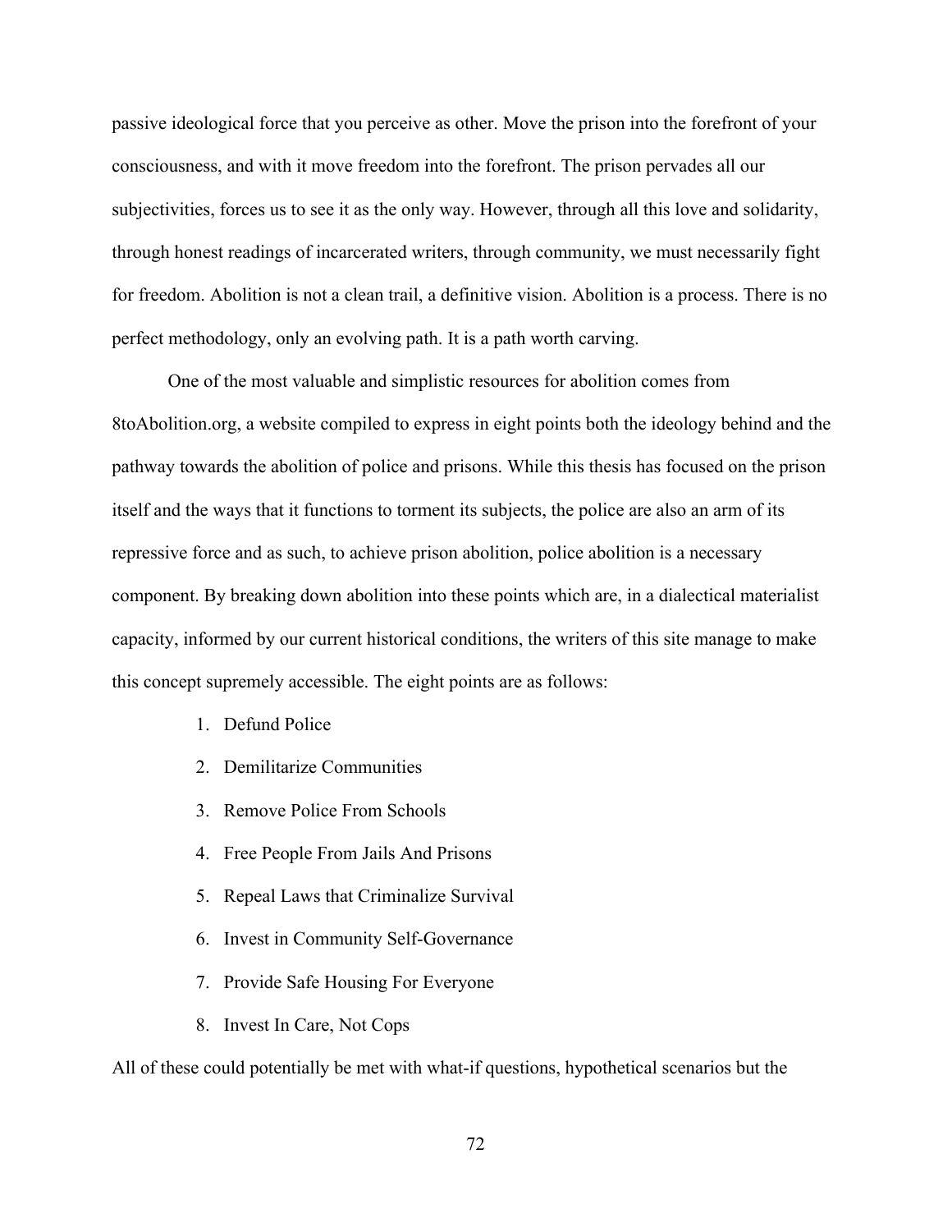passive ideological force that you perceive as other. Move the prison into the forefront of your consciousness, and with it move freedom into the forefront. The prison pervades all our subjectivities, forces us to see it as the only way. However, through all this love and solidarity, through honest readings of incarcerated writers, through community, we must necessarily fight for freedom. Abolition is not a clean trail, a definitive vision. Abolition is a process. There is no perfect methodology, only an evolving path. It is a path worth carving.

One of the most valuable and simplistic resources for abolition comes from 8toAbolition.org, a website compiled to express in eight points both the ideology behind and the pathway towards the abolition of police and prisons. While this thesis has focused on the prison itself and the ways that it functions to torment its subjects, the police are also an arm of its repressive force and as such, to achieve prison abolition, police abolition is a necessary component. By breaking down abolition into these points which are, in a dialectical materialist capacity, informed by our current historical conditions, the writers of this site manage to make this concept supremely accessible. The eight points are as follows:

1. Defund Police
2. Demilitarize Communities
3. Remove Police From Schools
4. Free People From Jails And Prisons
5. Repeal Laws that Criminalize Survival
6. Invest in Community Self-Governance
7. Provide Safe Housing For Everyone
8. Invest In Care, Not Cops

All of these could potentially be met with what-if questions, hypothetical scenarios but the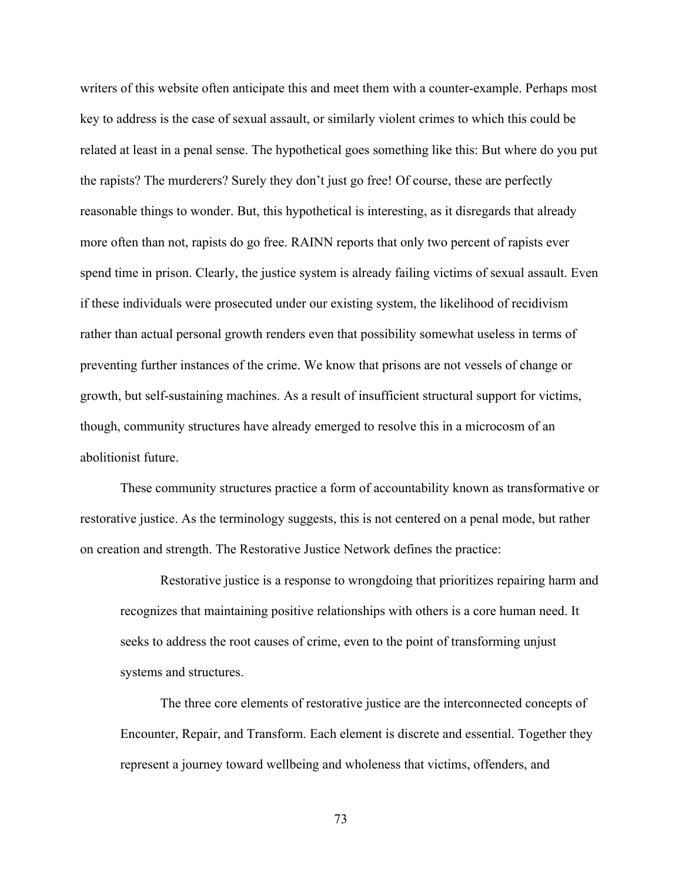writers of this website often anticipate this and meet them with a counter-example. Perhaps most key to address is the case of sexual assault, or similarly violent crimes to which this could be related at least in a penal sense. The hypothetical goes something like this: But where do you put the rapists? The murderers? Surely they don't just go free! Of course, these are perfectly reasonable things to wonder. But, this hypothetical is interesting, as it disregards that already more often than not, rapists do go free. RAINN reports that only two percent of rapists ever spend time in prison. Clearly, the justice system is already failing victims of sexual assault. Even if these individuals were prosecuted under our existing system, the likelihood of recidivism rather than actual personal growth renders even that possibility somewhat useless in terms of preventing further instances of the crime. We know that prisons are not vessels of change or growth, but self-sustaining machines. As a result of insufficient structural support for victims, though, community structures have already emerged to resolve this in a microcosm of an abolitionist future.

These community structures practice a form of accountability known as transformative or restorative justice. As the terminology suggests, this is not centered on a penal mode, but rather on creation and strength. The Restorative Justice Network defines the practice:

> Restorative justice is a response to wrongdoing that prioritizes repairing harm and recognizes that maintaining positive relationships with others is a core human need. It seeks to address the root causes of crime, even to the point of transforming unjust systems and structures.
>
> The three core elements of restorative justice are the interconnected concepts of Encounter, Repair, and Transform. Each element is discrete and essential. Together they represent a journey toward wellbeing and wholeness that victims, offenders, and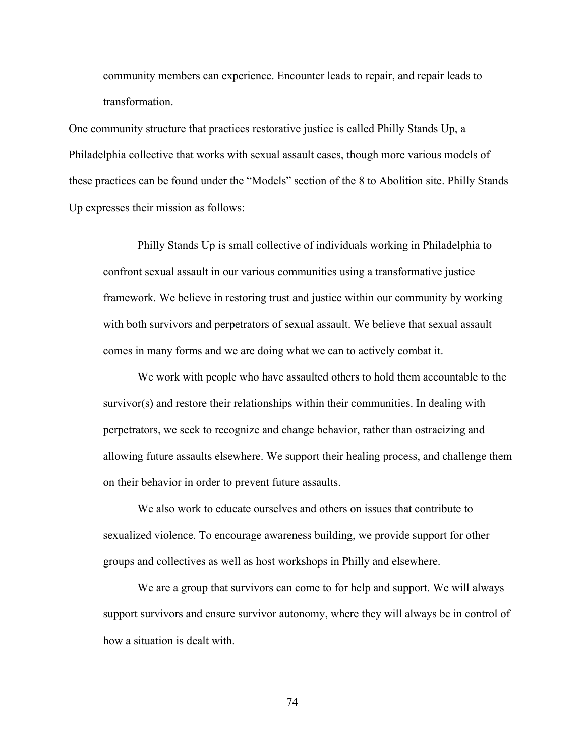community members can experience. Encounter leads to repair, and repair leads to transformation.

One community structure that practices restorative justice is called Philly Stands Up, a Philadelphia collective that works with sexual assault cases, though more various models of these practices can be found under the "Models" section of the 8 to Abolition site. Philly Stands Up expresses their mission as follows:

> Philly Stands Up is small collective of individuals working in Philadelphia to confront sexual assault in our various communities using a transformative justice framework. We believe in restoring trust and justice within our community by working with both survivors and perpetrators of sexual assault. We believe that sexual assault comes in many forms and we are doing what we can to actively combat it.
>
> We work with people who have assaulted others to hold them accountable to the survivor(s) and restore their relationships within their communities. In dealing with perpetrators, we seek to recognize and change behavior, rather than ostracizing and allowing future assaults elsewhere. We support their healing process, and challenge them on their behavior in order to prevent future assaults.
>
> We also work to educate ourselves and others on issues that contribute to sexualized violence. To encourage awareness building, we provide support for other groups and collectives as well as host workshops in Philly and elsewhere.
>
> We are a group that survivors can come to for help and support. We will always support survivors and ensure survivor autonomy, where they will always be in control of how a situation is dealt with.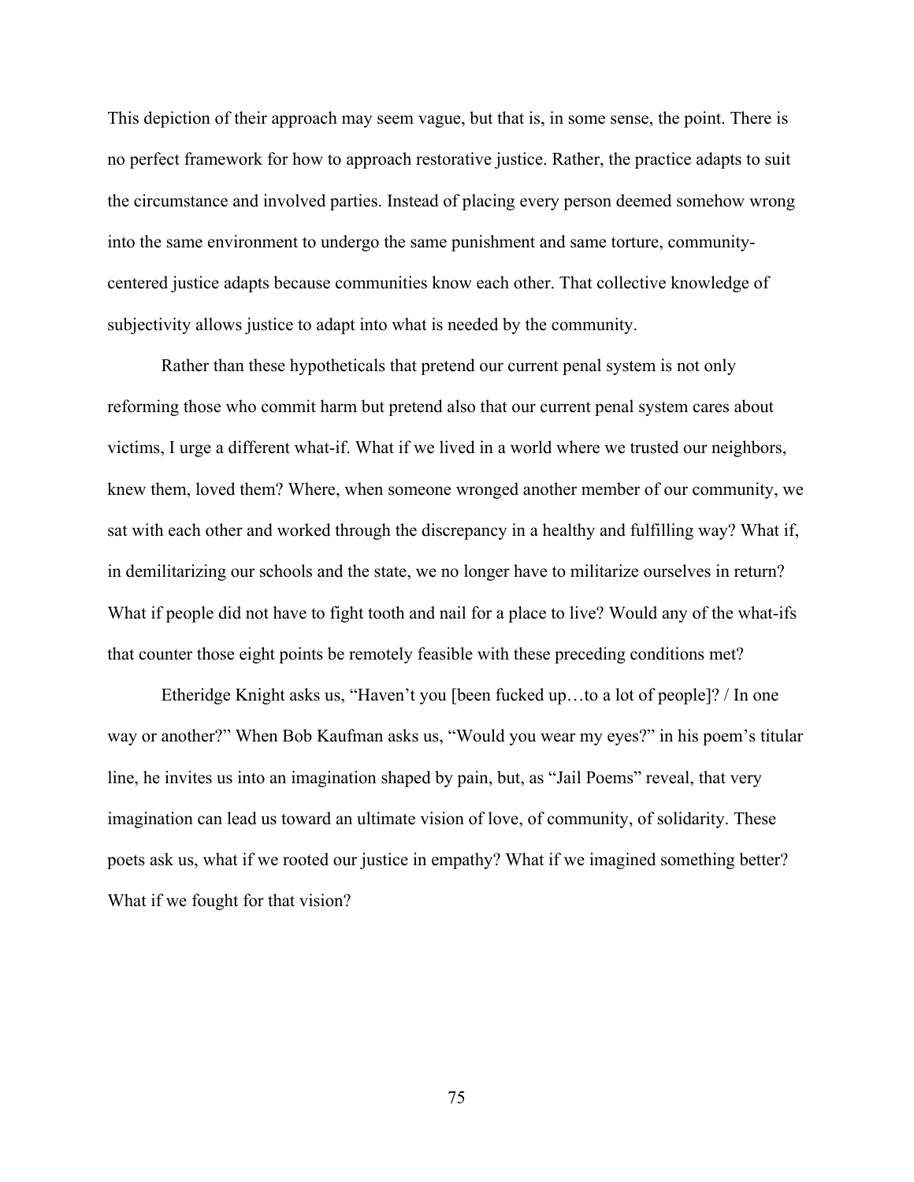This depiction of their approach may seem vague, but that is, in some sense, the point. There is no perfect framework for how to approach restorative justice. Rather, the practice adapts to suit the circumstance and involved parties. Instead of placing every person deemed somehow wrong into the same environment to undergo the same punishment and same torture, community-centered justice adapts because communities know each other. That collective knowledge of subjectivity allows justice to adapt into what is needed by the community.

Rather than these hypotheticals that pretend our current penal system is not only reforming those who commit harm but pretend also that our current penal system cares about victims, I urge a different what-if. What if we lived in a world where we trusted our neighbors, knew them, loved them? Where, when someone wronged another member of our community, we sat with each other and worked through the discrepancy in a healthy and fulfilling way? What if, in demilitarizing our schools and the state, we no longer have to militarize ourselves in return? What if people did not have to fight tooth and nail for a place to live? Would any of the what-ifs that counter those eight points be remotely feasible with these preceding conditions met?

Etheridge Knight asks us, "Haven't you [been fucked up…to a lot of people]? / In one way or another?" When Bob Kaufman asks us, "Would you wear my eyes?" in his poem's titular line, he invites us into an imagination shaped by pain, but, as "Jail Poems" reveal, that very imagination can lead us toward an ultimate vision of love, of community, of solidarity. These poets ask us, what if we rooted our justice in empathy? What if we imagined something better? What if we fought for that vision?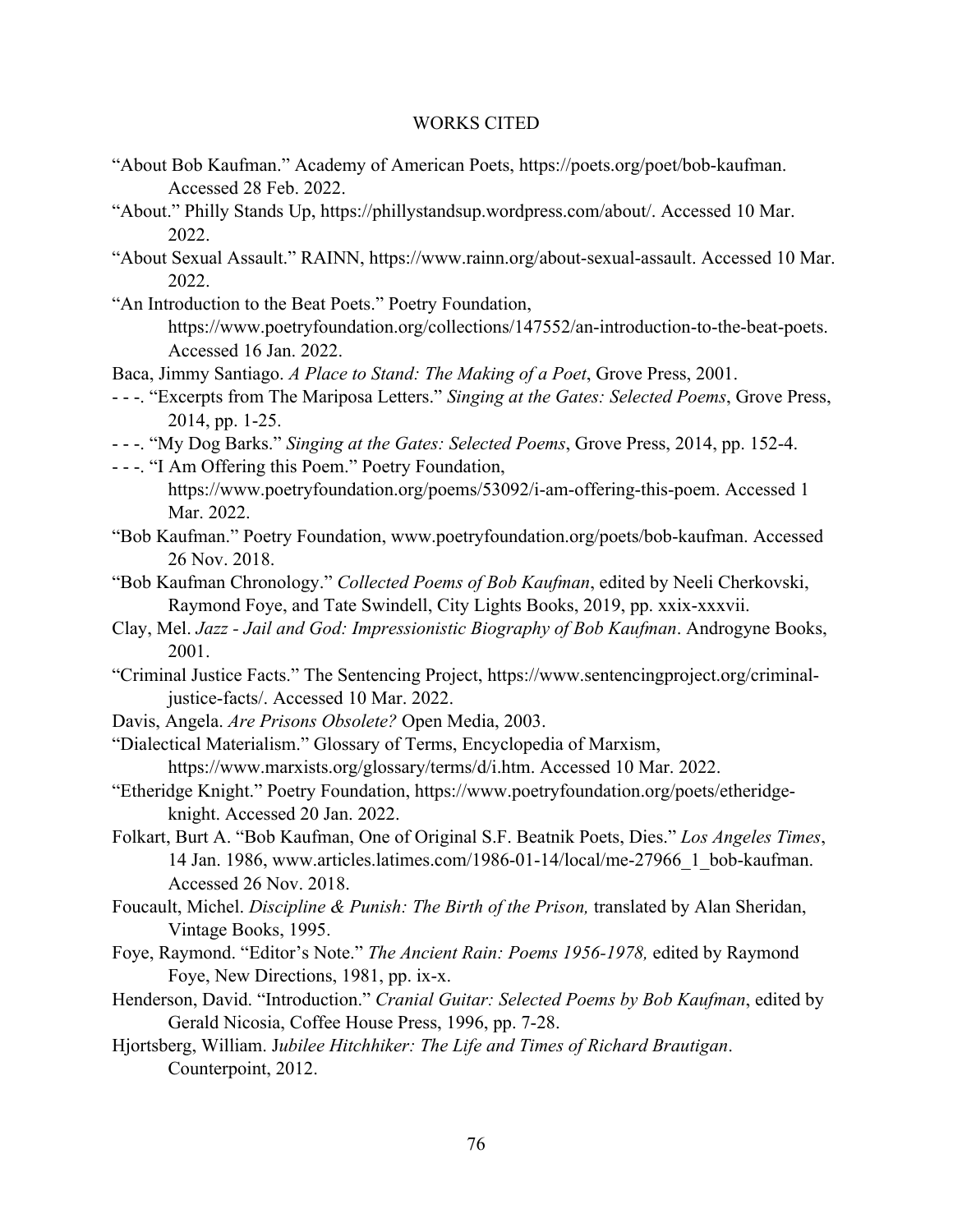# WORKS CITED

"About Bob Kaufman." Academy of American Poets, https://poets.org/poet/bob-kaufman. Accessed 28 Feb. 2022.

"About." Philly Stands Up, https://phillystandsup.wordpress.com/about/. Accessed 10 Mar. 2022.

"About Sexual Assault." RAINN, https://www.rainn.org/about-sexual-assault. Accessed 10 Mar. 2022.

"An Introduction to the Beat Poets." Poetry Foundation, https://www.poetryfoundation.org/collections/147552/an-introduction-to-the-beat-poets. Accessed 16 Jan. 2022.

Baca, Jimmy Santiago. *A Place to Stand: The Making of a Poet*, Grove Press, 2001.

- - -. "Excerpts from The Mariposa Letters." *Singing at the Gates: Selected Poems*, Grove Press, 2014, pp. 1-25.

- - -. "My Dog Barks." *Singing at the Gates: Selected Poems*, Grove Press, 2014, pp. 152-4.

- - -. "I Am Offering this Poem." Poetry Foundation, https://www.poetryfoundation.org/poems/53092/i-am-offering-this-poem. Accessed 1 Mar. 2022.

"Bob Kaufman." Poetry Foundation, www.poetryfoundation.org/poets/bob-kaufman. Accessed 26 Nov. 2018.

"Bob Kaufman Chronology." *Collected Poems of Bob Kaufman*, edited by Neeli Cherkovski, Raymond Foye, and Tate Swindell, City Lights Books, 2019, pp. xxix-xxxvii.

Clay, Mel. *Jazz - Jail and God: Impressionistic Biography of Bob Kaufman*. Androgyne Books, 2001.

"Criminal Justice Facts." The Sentencing Project, https://www.sentencingproject.org/criminal-justice-facts/. Accessed 10 Mar. 2022.

Davis, Angela. *Are Prisons Obsolete?* Open Media, 2003.

"Dialectical Materialism." Glossary of Terms, Encyclopedia of Marxism, https://www.marxists.org/glossary/terms/d/i.htm. Accessed 10 Mar. 2022.

"Etheridge Knight." Poetry Foundation, https://www.poetryfoundation.org/poets/etheridge-knight. Accessed 20 Jan. 2022.

Folkart, Burt A. "Bob Kaufman, One of Original S.F. Beatnik Poets, Dies." *Los Angeles Times*, 14 Jan. 1986, www.articles.latimes.com/1986-01-14/local/me-27966_1_bob-kaufman. Accessed 26 Nov. 2018.

Foucault, Michel. *Discipline & Punish: The Birth of the Prison,* translated by Alan Sheridan, Vintage Books, 1995.

Foye, Raymond. "Editor's Note." *The Ancient Rain: Poems 1956-1978,* edited by Raymond Foye, New Directions, 1981, pp. ix-x.

Henderson, David. "Introduction." *Cranial Guitar: Selected Poems by Bob Kaufman*, edited by Gerald Nicosia, Coffee House Press, 1996, pp. 7-28.

Hjortsberg, William. J*ubilee Hitchhiker: The Life and Times of Richard Brautigan*. Counterpoint, 2012.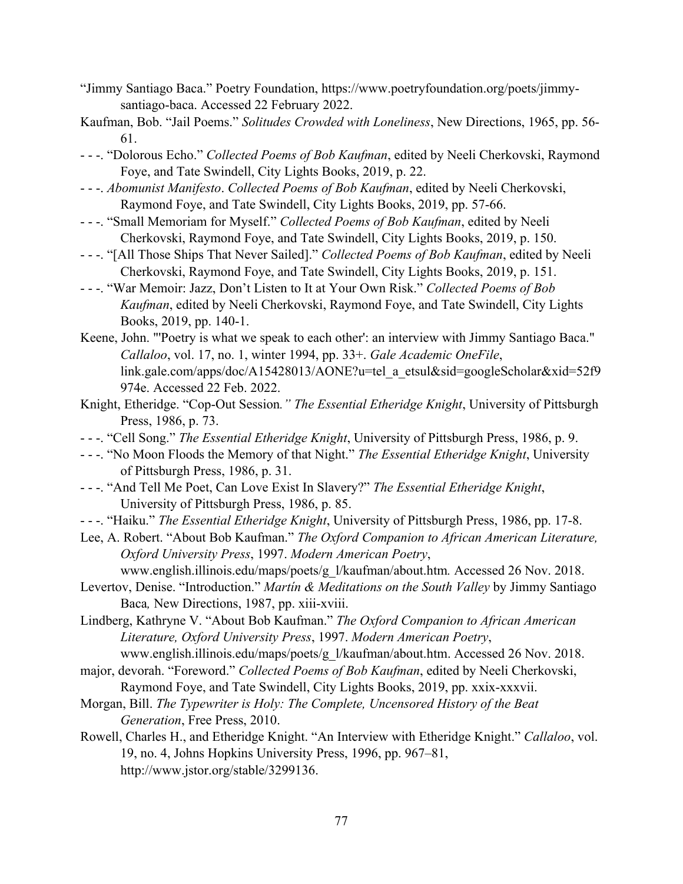"Jimmy Santiago Baca." Poetry Foundation, https://www.poetryfoundation.org/poets/jimmy-santiago-baca. Accessed 22 February 2022.

Kaufman, Bob. "Jail Poems." *Solitudes Crowded with Loneliness*, New Directions, 1965, pp. 56-61.

- - -. "Dolorous Echo." *Collected Poems of Bob Kaufman*, edited by Neeli Cherkovski, Raymond Foye, and Tate Swindell, City Lights Books, 2019, p. 22.

- - -. *Abomunist Manifesto*. *Collected Poems of Bob Kaufman*, edited by Neeli Cherkovski, Raymond Foye, and Tate Swindell, City Lights Books, 2019, pp. 57-66.

- - -. "Small Memoriam for Myself." *Collected Poems of Bob Kaufman*, edited by Neeli Cherkovski, Raymond Foye, and Tate Swindell, City Lights Books, 2019, p. 150.

- - -. "[All Those Ships That Never Sailed]." *Collected Poems of Bob Kaufman*, edited by Neeli Cherkovski, Raymond Foye, and Tate Swindell, City Lights Books, 2019, p. 151.

- - -. "War Memoir: Jazz, Don't Listen to It at Your Own Risk." *Collected Poems of Bob Kaufman*, edited by Neeli Cherkovski, Raymond Foye, and Tate Swindell, City Lights Books, 2019, pp. 140-1.

Keene, John. "'Poetry is what we speak to each other': an interview with Jimmy Santiago Baca." *Callaloo*, vol. 17, no. 1, winter 1994, pp. 33+. *Gale Academic OneFile*, link.gale.com/apps/doc/A15428013/AONE?u=tel_a_etsul&sid=googleScholar&xid=52f9974e. Accessed 22 Feb. 2022.

Knight, Etheridge. "Cop-Out Session*." The Essential Etheridge Knight*, University of Pittsburgh Press, 1986, p. 73.

- - -. "Cell Song." *The Essential Etheridge Knight*, University of Pittsburgh Press, 1986, p. 9.

- - -. "No Moon Floods the Memory of that Night." *The Essential Etheridge Knight*, University of Pittsburgh Press, 1986, p. 31.

- - -. "And Tell Me Poet, Can Love Exist In Slavery?" *The Essential Etheridge Knight*, University of Pittsburgh Press, 1986, p. 85.

- - -. "Haiku." *The Essential Etheridge Knight*, University of Pittsburgh Press, 1986, pp. 17-8.

Lee, A. Robert. "About Bob Kaufman." *The Oxford Companion to African American Literature, Oxford University Press*, 1997. *Modern American Poetry*, www.english.illinois.edu/maps/poets/g_l/kaufman/about.htm*.* Accessed 26 Nov. 2018.

Levertov, Denise. "Introduction." *Martín & Meditations on the South Valley* by Jimmy Santiago Baca*,* New Directions, 1987, pp. xiii-xviii.

Lindberg, Kathryne V. "About Bob Kaufman." *The Oxford Companion to African American Literature, Oxford University Press*, 1997. *Modern American Poetry*, www.english.illinois.edu/maps/poets/g_l/kaufman/about.htm. Accessed 26 Nov. 2018.

major, devorah. "Foreword." *Collected Poems of Bob Kaufman*, edited by Neeli Cherkovski, Raymond Foye, and Tate Swindell, City Lights Books, 2019, pp. xxix-xxxvii.

Morgan, Bill. *The Typewriter is Holy: The Complete, Uncensored History of the Beat Generation*, Free Press, 2010.

Rowell, Charles H., and Etheridge Knight. "An Interview with Etheridge Knight." *Callaloo*, vol. 19, no. 4, Johns Hopkins University Press, 1996, pp. 967–81, http://www.jstor.org/stable/3299136.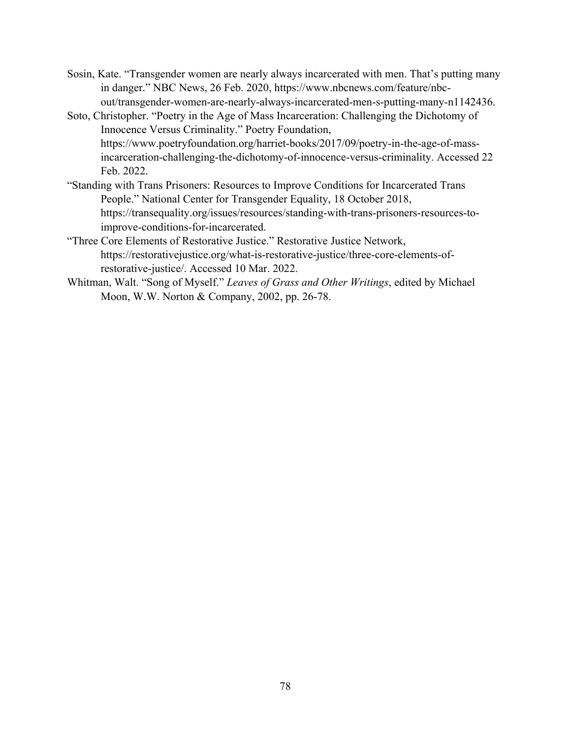Sosin, Kate. "Transgender women are nearly always incarcerated with men. That's putting many in danger." NBC News, 26 Feb. 2020, https://www.nbcnews.com/feature/nbc-out/transgender-women-are-nearly-always-incarcerated-men-s-putting-many-n1142436.

Soto, Christopher. "Poetry in the Age of Mass Incarceration: Challenging the Dichotomy of Innocence Versus Criminality." Poetry Foundation, https://www.poetryfoundation.org/harriet-books/2017/09/poetry-in-the-age-of-mass-incarceration-challenging-the-dichotomy-of-innocence-versus-criminality. Accessed 22 Feb. 2022.

"Standing with Trans Prisoners: Resources to Improve Conditions for Incarcerated Trans People." National Center for Transgender Equality, 18 October 2018, https://transequality.org/issues/resources/standing-with-trans-prisoners-resources-to-improve-conditions-for-incarcerated.

"Three Core Elements of Restorative Justice." Restorative Justice Network, https://restorativejustice.org/what-is-restorative-justice/three-core-elements-of-restorative-justice/. Accessed 10 Mar. 2022.

Whitman, Walt. "Song of Myself." *Leaves of Grass and Other Writings*, edited by Michael Moon, W.W. Norton & Company, 2002, pp. 26-78.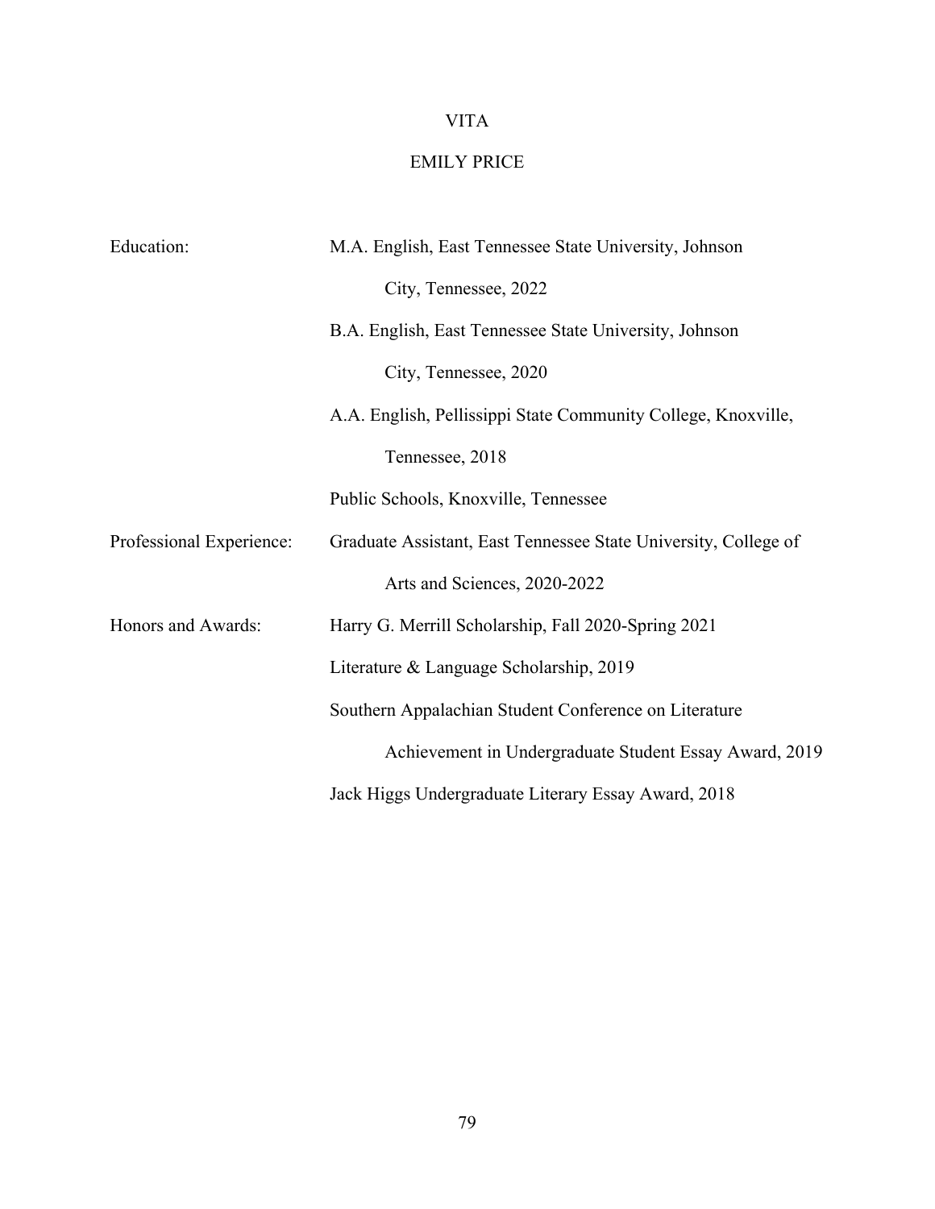# VITA

## EMILY PRICE

| | |
|---|---|
| Education: | M.A. English, East Tennessee State University, Johnson City, Tennessee, 2022 |
| | B.A. English, East Tennessee State University, Johnson City, Tennessee, 2020 |
| | A.A. English, Pellissippi State Community College, Knoxville, Tennessee, 2018 |
| | Public Schools, Knoxville, Tennessee |
| Professional Experience: | Graduate Assistant, East Tennessee State University, College of Arts and Sciences, 2020-2022 |
| Honors and Awards: | Harry G. Merrill Scholarship, Fall 2020-Spring 2021 |
| | Literature & Language Scholarship, 2019 |
| | Southern Appalachian Student Conference on Literature Achievement in Undergraduate Student Essay Award, 2019 |
| | Jack Higgs Undergraduate Literary Essay Award, 2018 |